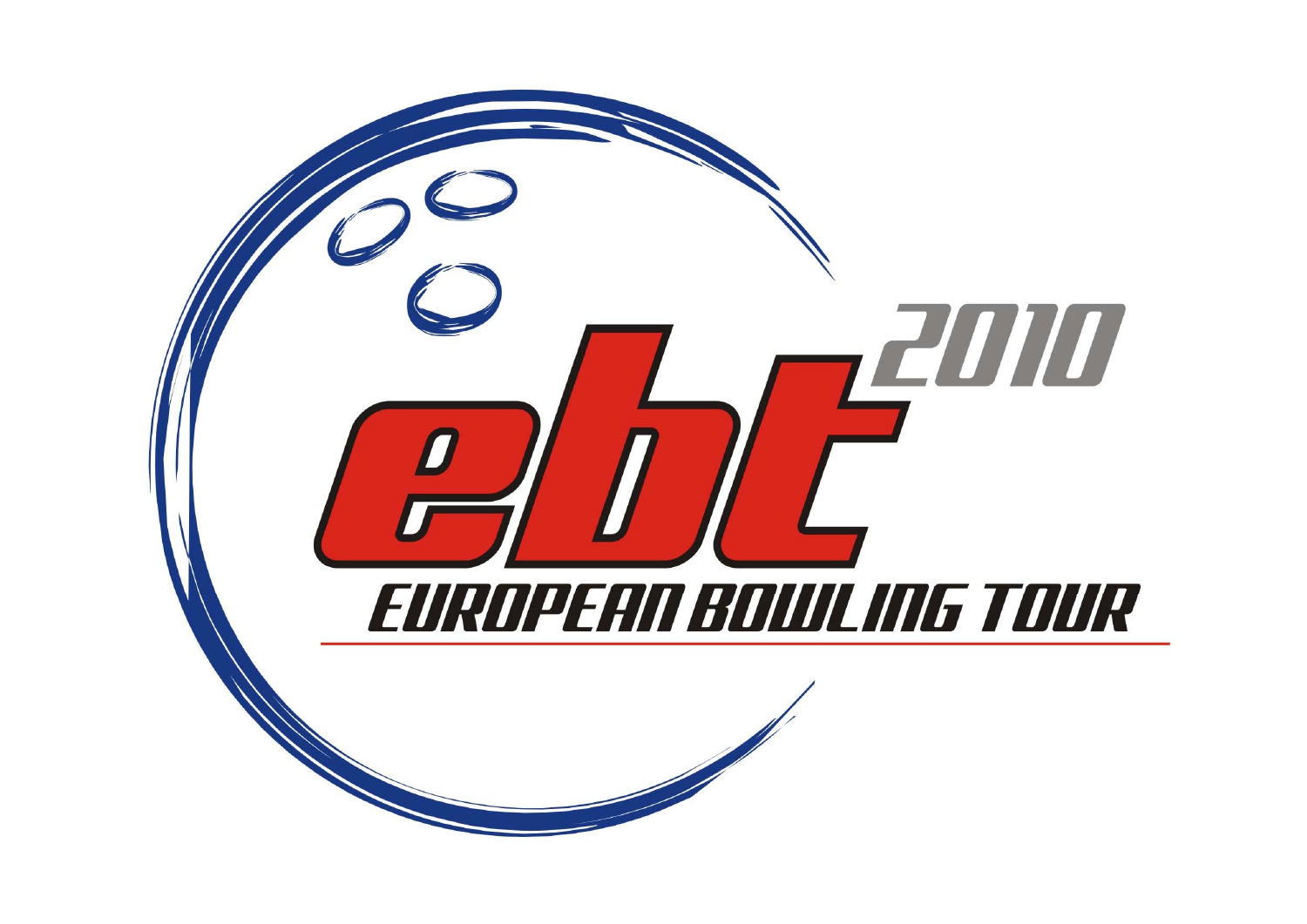ebt 2010

EUROPEAN BOWLING TOUR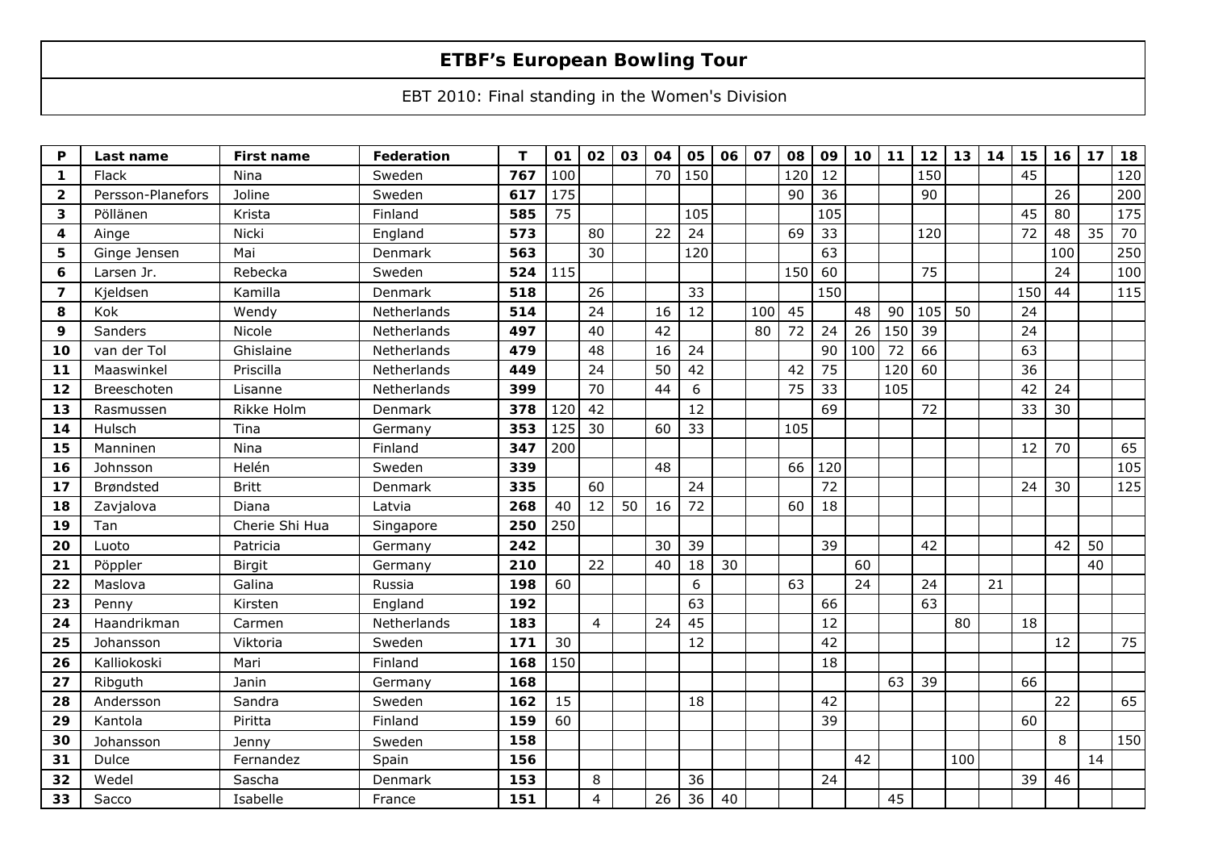# ETBF's European Bowling Tour

EBT 2010: Final standing in the Women's Division

| P | Last name | First name | Federation | T | 01 | 02 | 03 | 04 | 05 | 06 | 07 | 08 | 09 | 10 | 11 | 12 | 13 | 14 | 15 | 16 | 17 | 18 |
|---|---|---|---|---|---|---|---|---|---|---|---|---|---|---|---|---|---|---|---|---|---|---|
| **1** | Flack | Nina | Sweden | **767** | 100 | | | 70 | 150 | | | 120 | 12 | | | 150 | | | 45 | | | 120 |
| **2** | Persson-Planefors | Joline | Sweden | **617** | 175 | | | | | | | 90 | 36 | | | 90 | | | | 26 | | 200 |
| **3** | Pöllänen | Krista | Finland | **585** | 75 | | | | 105 | | | | 105 | | | | | | 45 | 80 | | 175 |
| **4** | Ainge | Nicki | England | **573** | | 80 | | 22 | 24 | | | 69 | 33 | | | 120 | | | 72 | 48 | 35 | 70 |
| **5** | Ginge Jensen | Mai | Denmark | **563** | | 30 | | | 120 | | | | 63 | | | | | | | 100 | | 250 |
| **6** | Larsen Jr. | Rebecka | Sweden | **524** | 115 | | | | | | | 150 | 60 | | | 75 | | | | 24 | | 100 |
| **7** | Kjeldsen | Kamilla | Denmark | **518** | | 26 | | | 33 | | | | 150 | | | | | | 150 | 44 | | 115 |
| **8** | Kok | Wendy | Netherlands | **514** | | 24 | | 16 | 12 | | 100 | 45 | | 48 | 90 | 105 | 50 | | 24 | | | |
| **9** | Sanders | Nicole | Netherlands | **497** | | 40 | | 42 | | | 80 | 72 | 24 | 26 | 150 | 39 | | | 24 | | | |
| **10** | van der Tol | Ghislaine | Netherlands | **479** | | 48 | | 16 | 24 | | | | 90 | 100 | 72 | 66 | | | 63 | | | |
| **11** | Maaswinkel | Priscilla | Netherlands | **449** | | 24 | | 50 | 42 | | | 42 | 75 | | 120 | 60 | | | 36 | | | |
| **12** | Breeschoten | Lisanne | Netherlands | **399** | | 70 | | 44 | 6 | | | 75 | 33 | | 105 | | | | 42 | 24 | | |
| **13** | Rasmussen | Rikke Holm | Denmark | **378** | 120 | 42 | | | 12 | | | | 69 | | | 72 | | | 33 | 30 | | |
| **14** | Hulsch | Tina | Germany | **353** | 125 | 30 | | 60 | 33 | | | 105 | | | | | | | | | | |
| **15** | Manninen | Nina | Finland | **347** | 200 | | | | | | | | | | | | | | 12 | 70 | | 65 |
| **16** | Johnsson | Helén | Sweden | **339** | | | | 48 | | | | 66 | 120 | | | | | | | | | 105 |
| **17** | Brøndsted | Britt | Denmark | **335** | | 60 | | | 24 | | | | 72 | | | | | | 24 | 30 | | 125 |
| **18** | Zavjalova | Diana | Latvia | **268** | 40 | 12 | 50 | 16 | 72 | | | 60 | 18 | | | | | | | | | |
| **19** | Tan | Cherie Shi Hua | Singapore | **250** | 250 | | | | | | | | | | | | | | | | | |
| **20** | Luoto | Patricia | Germany | **242** | | | | 30 | 39 | | | | 39 | | | 42 | | | | 42 | 50 | |
| **21** | Pöppler | Birgit | Germany | **210** | | 22 | | 40 | 18 | 30 | | | | 60 | | | | | | | 40 | |
| **22** | Maslova | Galina | Russia | **198** | 60 | | | | 6 | | | 63 | | 24 | | 24 | | 21 | | | | |
| **23** | Penny | Kirsten | England | **192** | | | | | 63 | | | | 66 | | | 63 | | | | | | |
| **24** | Haandrikman | Carmen | Netherlands | **183** | | 4 | | 24 | 45 | | | | 12 | | | | 80 | | 18 | | | |
| **25** | Johansson | Viktoria | Sweden | **171** | 30 | | | | 12 | | | | 42 | | | | | | | 12 | | 75 |
| **26** | Kalliokoski | Mari | Finland | **168** | 150 | | | | | | | | 18 | | | | | | | | | |
| **27** | Ribguth | Janin | Germany | **168** | | | | | | | | | | | 63 | 39 | | | 66 | | | |
| **28** | Andersson | Sandra | Sweden | **162** | 15 | | | | 18 | | | | 42 | | | | | | | 22 | | 65 |
| **29** | Kantola | Piritta | Finland | **159** | 60 | | | | | | | | 39 | | | | | | 60 | | | |
| **30** | Johansson | Jenny | Sweden | **158** | | | | | | | | | | | | | | | | 8 | | 150 |
| **31** | Dulce | Fernandez | Spain | **156** | | | | | | | | | | 42 | | | 100 | | | | 14 | |
| **32** | Wedel | Sascha | Denmark | **153** | | 8 | | | 36 | | | | 24 | | | | | | 39 | 46 | | |
| **33** | Sacco | Isabelle | France | **151** | | 4 | | 26 | 36 | 40 | | | | | 45 | | | | | | | |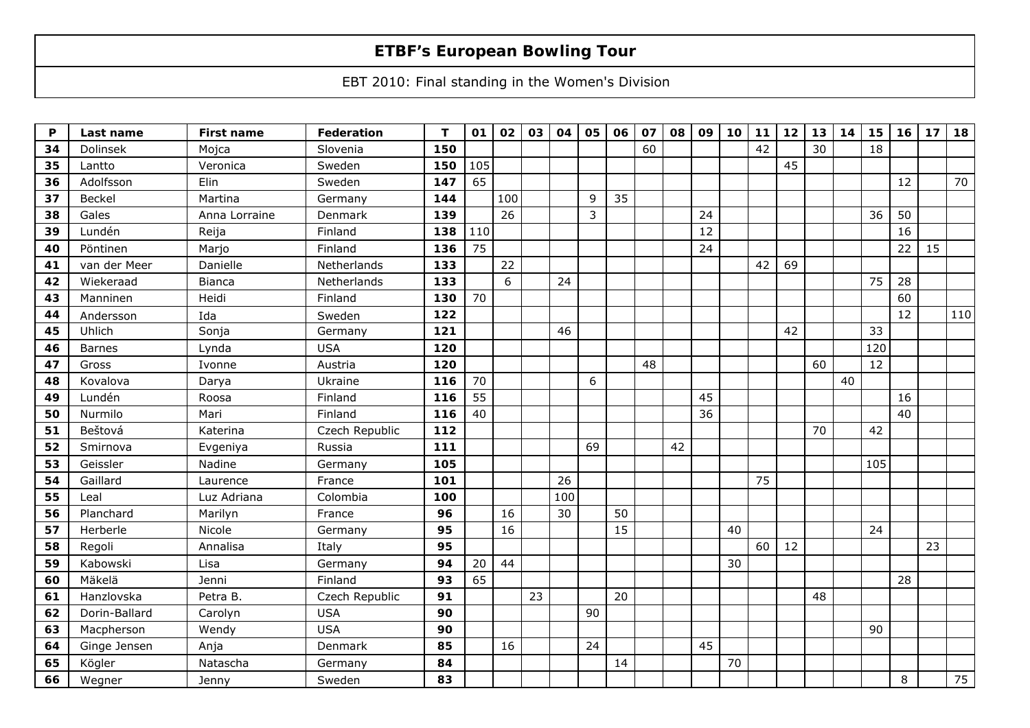# ETBF's European Bowling Tour

EBT 2010: Final standing in the Women's Division

| P | Last name | First name | Federation | T | 01 | 02 | 03 | 04 | 05 | 06 | 07 | 08 | 09 | 10 | 11 | 12 | 13 | 14 | 15 | 16 | 17 | 18 |
|---|---|---|---|---|---|---|---|---|---|---|---|---|---|---|---|---|---|---|---|---|---|---|
| **34** | Dolinsek | Mojca | Slovenia | **150** | | | | | | | 60 | | | | 42 | | 30 | | 18 | | | |
| **35** | Lantto | Veronica | Sweden | **150** | 105 | | | | | | | | | | | 45 | | | | | | |
| **36** | Adolfsson | Elin | Sweden | **147** | 65 | | | | | | | | | | | | | | | 12 | | 70 |
| **37** | Beckel | Martina | Germany | **144** | | 100 | | | 9 | 35 | | | | | | | | | | | | |
| **38** | Gales | Anna Lorraine | Denmark | **139** | | 26 | | | 3 | | | | 24 | | | | | | 36 | 50 | | |
| **39** | Lundén | Reija | Finland | **138** | 110 | | | | | | | | 12 | | | | | | | 16 | | |
| **40** | Pöntinen | Marjo | Finland | **136** | 75 | | | | | | | | 24 | | | | | | | 22 | 15 | |
| **41** | van der Meer | Danielle | Netherlands | **133** | | 22 | | | | | | | | | 42 | 69 | | | | | | |
| **42** | Wiekeraad | Bianca | Netherlands | **133** | | 6 | | 24 | | | | | | | | | | | 75 | 28 | | |
| **43** | Manninen | Heidi | Finland | **130** | 70 | | | | | | | | | | | | | | | 60 | | |
| **44** | Andersson | Ida | Sweden | **122** | | | | | | | | | | | | | | | | 12 | | 110 |
| **45** | Uhlich | Sonja | Germany | **121** | | | | 46 | | | | | | | | 42 | | | 33 | | | |
| **46** | Barnes | Lynda | USA | **120** | | | | | | | | | | | | | | | 120 | | | |
| **47** | Gross | Ivonne | Austria | **120** | | | | | | | 48 | | | | | | 60 | | 12 | | | |
| **48** | Kovalova | Darya | Ukraine | **116** | 70 | | | | 6 | | | | | | | | | 40 | | | | |
| **49** | Lundén | Roosa | Finland | **116** | 55 | | | | | | | | 45 | | | | | | | 16 | | |
| **50** | Nurmilo | Mari | Finland | **116** | 40 | | | | | | | | 36 | | | | | | | 40 | | |
| **51** | Beštová | Katerina | Czech Republic | **112** | | | | | | | | | | | | | 70 | | 42 | | | |
| **52** | Smirnova | Evgeniya | Russia | **111** | | | | | 69 | | | 42 | | | | | | | | | | |
| **53** | Geissler | Nadine | Germany | **105** | | | | | | | | | | | | | | | 105 | | | |
| **54** | Gaillard | Laurence | France | **101** | | | | 26 | | | | | | | 75 | | | | | | | |
| **55** | Leal | Luz Adriana | Colombia | **100** | | | | 100 | | | | | | | | | | | | | | |
| **56** | Planchard | Marilyn | France | **96** | | 16 | | 30 | | 50 | | | | | | | | | | | | |
| **57** | Herberle | Nicole | Germany | **95** | | 16 | | | | 15 | | | | 40 | | | | | 24 | | | |
| **58** | Regoli | Annalisa | Italy | **95** | | | | | | | | | | | 60 | 12 | | | | | 23 | |
| **59** | Kabowski | Lisa | Germany | **94** | 20 | 44 | | | | | | | | 30 | | | | | | | | |
| **60** | Mäkelä | Jenni | Finland | **93** | 65 | | | | | | | | | | | | | | | 28 | | |
| **61** | Hanzlovska | Petra B. | Czech Republic | **91** | | | 23 | | | 20 | | | | | | | 48 | | | | | |
| **62** | Dorin-Ballard | Carolyn | USA | **90** | | | | | 90 | | | | | | | | | | | | | |
| **63** | Macpherson | Wendy | USA | **90** | | | | | | | | | | | | | | | 90 | | | |
| **64** | Ginge Jensen | Anja | Denmark | **85** | | 16 | | | 24 | | | | 45 | | | | | | | | | |
| **65** | Kögler | Natascha | Germany | **84** | | | | | | 14 | | | | 70 | | | | | | | | |
| **66** | Wegner | Jenny | Sweden | **83** | | | | | | | | | | | | | | | | 8 | | 75 |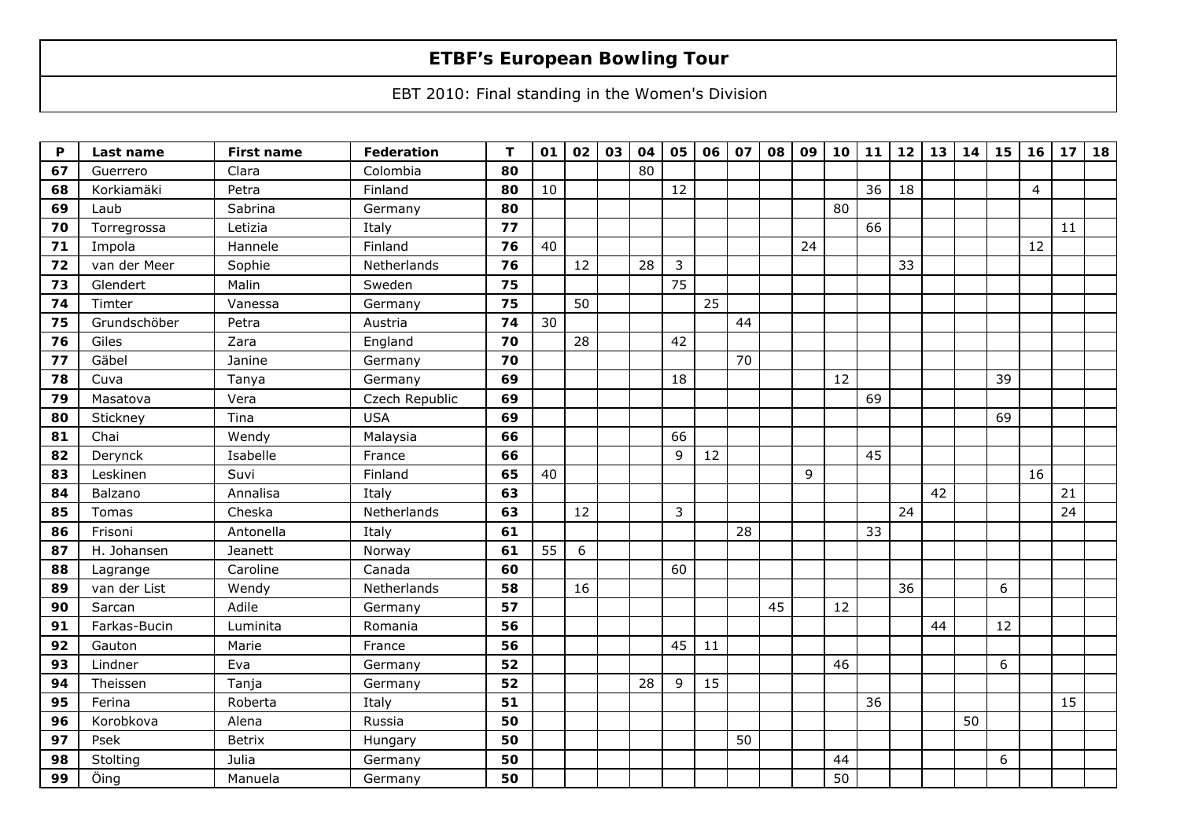# ETBF's European Bowling Tour

EBT 2010: Final standing in the Women's Division

| P | Last name | First name | Federation | T | 01 | 02 | 03 | 04 | 05 | 06 | 07 | 08 | 09 | 10 | 11 | 12 | 13 | 14 | 15 | 16 | 17 | 18 |
|---|---|---|---|---|---|---|---|---|---|---|---|---|---|---|---|---|---|---|---|---|---|---|
| **67** | Guerrero | Clara | Colombia | **80** | | | | 80 | | | | | | | | | | | | | | |
| **68** | Korkiamäki | Petra | Finland | **80** | 10 | | | | 12 | | | | | | 36 | 18 | | | | 4 | | |
| **69** | Laub | Sabrina | Germany | **80** | | | | | | | | | | 80 | | | | | | | | |
| **70** | Torregrossa | Letizia | Italy | **77** | | | | | | | | | | | 66 | | | | | | 11 | |
| **71** | Impola | Hannele | Finland | **76** | 40 | | | | | | | | 24 | | | | | | | 12 | | |
| **72** | van der Meer | Sophie | Netherlands | **76** | | 12 | | 28 | 3 | | | | | | | 33 | | | | | | |
| **73** | Glendert | Malin | Sweden | **75** | | | | | 75 | | | | | | | | | | | | | |
| **74** | Timter | Vanessa | Germany | **75** | | 50 | | | | 25 | | | | | | | | | | | | |
| **75** | Grundschöber | Petra | Austria | **74** | 30 | | | | | | 44 | | | | | | | | | | | |
| **76** | Giles | Zara | England | **70** | | 28 | | | 42 | | | | | | | | | | | | | |
| **77** | Gäbel | Janine | Germany | **70** | | | | | | | 70 | | | | | | | | | | | |
| **78** | Cuva | Tanya | Germany | **69** | | | | | 18 | | | | | 12 | | | | | 39 | | | |
| **79** | Masatova | Vera | Czech Republic | **69** | | | | | | | | | | | 69 | | | | | | | |
| **80** | Stickney | Tina | USA | **69** | | | | | | | | | | | | | | | 69 | | | |
| **81** | Chai | Wendy | Malaysia | **66** | | | | | 66 | | | | | | | | | | | | | |
| **82** | Derynck | Isabelle | France | **66** | | | | | 9 | 12 | | | | | 45 | | | | | | | |
| **83** | Leskinen | Suvi | Finland | **65** | 40 | | | | | | | | 9 | | | | | | | 16 | | |
| **84** | Balzano | Annalisa | Italy | **63** | | | | | | | | | | | | | 42 | | | | 21 | |
| **85** | Tomas | Cheska | Netherlands | **63** | | 12 | | | 3 | | | | | | | 24 | | | | | 24 | |
| **86** | Frisoni | Antonella | Italy | **61** | | | | | | | 28 | | | | 33 | | | | | | | |
| **87** | H. Johansen | Jeanett | Norway | **61** | 55 | 6 | | | | | | | | | | | | | | | | |
| **88** | Lagrange | Caroline | Canada | **60** | | | | | 60 | | | | | | | | | | | | | |
| **89** | van der List | Wendy | Netherlands | **58** | | 16 | | | | | | | | | | 36 | | | 6 | | | |
| **90** | Sarcan | Adile | Germany | **57** | | | | | | | | 45 | | 12 | | | | | | | | |
| **91** | Farkas-Bucin | Luminita | Romania | **56** | | | | | | | | | | | | | 44 | | 12 | | | |
| **92** | Gauton | Marie | France | **56** | | | | | 45 | 11 | | | | | | | | | | | | |
| **93** | Lindner | Eva | Germany | **52** | | | | | | | | | | 46 | | | | | 6 | | | |
| **94** | Theissen | Tanja | Germany | **52** | | | | 28 | 9 | 15 | | | | | | | | | | | | |
| **95** | Ferina | Roberta | Italy | **51** | | | | | | | | | | | 36 | | | | | | 15 | |
| **96** | Korobkova | Alena | Russia | **50** | | | | | | | | | | | | | | 50 | | | | |
| **97** | Psek | Betrix | Hungary | **50** | | | | | | | 50 | | | | | | | | | | | |
| **98** | Stolting | Julia | Germany | **50** | | | | | | | | | | 44 | | | | | 6 | | | |
| **99** | Öing | Manuela | Germany | **50** | | | | | | | | | | 50 | | | | | | | | |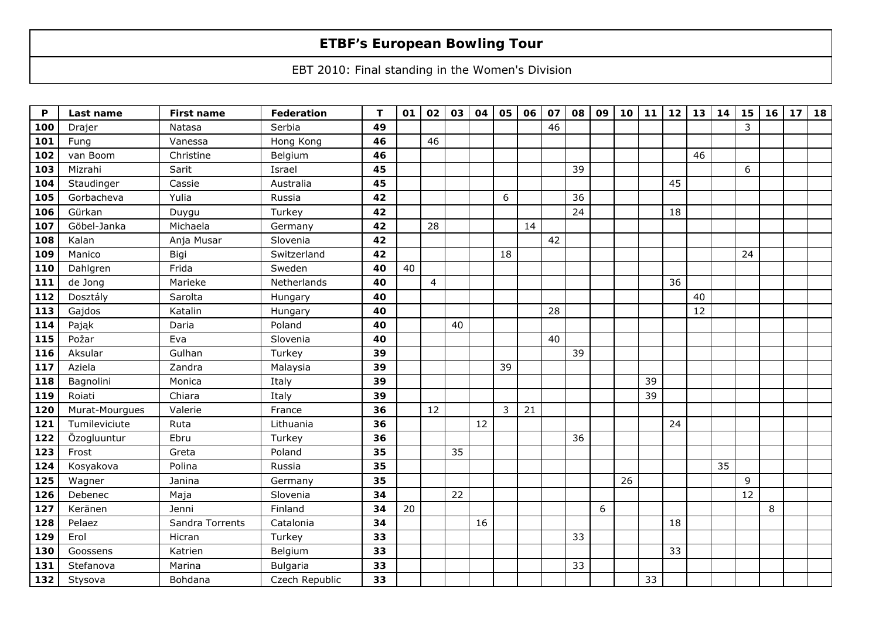# ETBF's European Bowling Tour

EBT 2010: Final standing in the Women's Division

| P | Last name | First name | Federation | T | 01 | 02 | 03 | 04 | 05 | 06 | 07 | 08 | 09 | 10 | 11 | 12 | 13 | 14 | 15 | 16 | 17 | 18 |
|---|---|---|---|---|---|---|---|---|---|---|---|---|---|---|---|---|---|---|---|---|---|---|
| **100** | Drajer | Natasa | Serbia | **49** | | | | | | | 46 | | | | | | | | 3 | | | |
| **101** | Fung | Vanessa | Hong Kong | **46** | | 46 | | | | | | | | | | | | | | | | |
| **102** | van Boom | Christine | Belgium | **46** | | | | | | | | | | | | | 46 | | | | | |
| **103** | Mizrahi | Sarit | Israel | **45** | | | | | | | | 39 | | | | | | | 6 | | | |
| **104** | Staudinger | Cassie | Australia | **45** | | | | | | | | | | | | 45 | | | | | | |
| **105** | Gorbacheva | Yulia | Russia | **42** | | | | | 6 | | | 36 | | | | | | | | | | |
| **106** | Gürkan | Duygu | Turkey | **42** | | | | | | | | 24 | | | | 18 | | | | | | |
| **107** | Göbel-Janka | Michaela | Germany | **42** | | 28 | | | | 14 | | | | | | | | | | | | |
| **108** | Kalan | Anja Musar | Slovenia | **42** | | | | | | | 42 | | | | | | | | | | | |
| **109** | Manico | Bigi | Switzerland | **42** | | | | | 18 | | | | | | | | | | 24 | | | |
| **110** | Dahlgren | Frida | Sweden | **40** | 40 | | | | | | | | | | | | | | | | | |
| **111** | de Jong | Marieke | Netherlands | **40** | | 4 | | | | | | | | | | 36 | | | | | | |
| **112** | Dosztály | Sarolta | Hungary | **40** | | | | | | | | | | | | | 40 | | | | | |
| **113** | Gajdos | Katalin | Hungary | **40** | | | | | | | 28 | | | | | | 12 | | | | | |
| **114** | Pająk | Daria | Poland | **40** | | | 40 | | | | | | | | | | | | | | | |
| **115** | Požar | Eva | Slovenia | **40** | | | | | | | 40 | | | | | | | | | | | |
| **116** | Aksular | Gulhan | Turkey | **39** | | | | | | | | 39 | | | | | | | | | | |
| **117** | Aziela | Zandra | Malaysia | **39** | | | | | 39 | | | | | | | | | | | | | |
| **118** | Bagnolini | Monica | Italy | **39** | | | | | | | | | | | 39 | | | | | | | |
| **119** | Roiati | Chiara | Italy | **39** | | | | | | | | | | | 39 | | | | | | | |
| **120** | Murat-Mourgues | Valerie | France | **36** | | 12 | | | 3 | 21 | | | | | | | | | | | | |
| **121** | Tumileviciute | Ruta | Lithuania | **36** | | | | 12 | | | | | | | | 24 | | | | | | |
| **122** | Özogluuntur | Ebru | Turkey | **36** | | | | | | | | 36 | | | | | | | | | | |
| **123** | Frost | Greta | Poland | **35** | | | 35 | | | | | | | | | | | | | | | |
| **124** | Kosyakova | Polina | Russia | **35** | | | | | | | | | | | | | | 35 | | | | |
| **125** | Wagner | Janina | Germany | **35** | | | | | | | | | | 26 | | | | | 9 | | | |
| **126** | Debenec | Maja | Slovenia | **34** | | | 22 | | | | | | | | | | | | 12 | | | |
| **127** | Keränen | Jenni | Finland | **34** | 20 | | | | | | | | 6 | | | | | | | 8 | | |
| **128** | Pelaez | Sandra Torrents | Catalonia | **34** | | | | 16 | | | | | | | | 18 | | | | | | |
| **129** | Erol | Hicran | Turkey | **33** | | | | | | | | 33 | | | | | | | | | | |
| **130** | Goossens | Katrien | Belgium | **33** | | | | | | | | | | | | 33 | | | | | | |
| **131** | Stefanova | Marina | Bulgaria | **33** | | | | | | | | 33 | | | | | | | | | | |
| **132** | Stysova | Bohdana | Czech Republic | **33** | | | | | | | | | | | 33 | | | | | | | |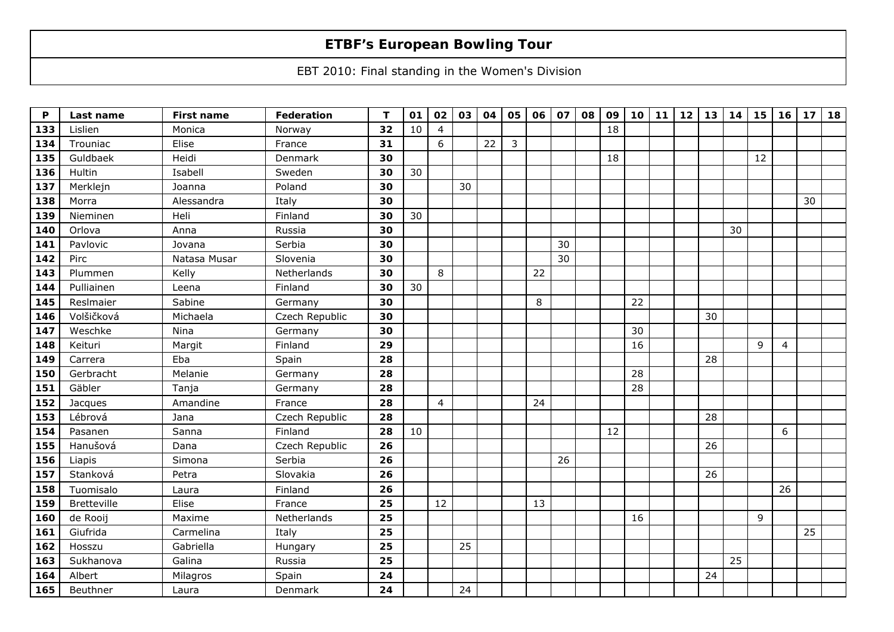# ETBF's European Bowling Tour

EBT 2010: Final standing in the Women's Division

| P | Last name | First name | Federation | T | 01 | 02 | 03 | 04 | 05 | 06 | 07 | 08 | 09 | 10 | 11 | 12 | 13 | 14 | 15 | 16 | 17 | 18 |
|---|---|---|---|---|---|---|---|---|---|---|---|---|---|---|---|---|---|---|---|---|---|---|
| **133** | Lislien | Monica | Norway | **32** | 10 | 4 | | | | | | | 18 | | | | | | | | | |
| **134** | Trouniac | Elise | France | **31** | | 6 | | 22 | 3 | | | | | | | | | | | | | |
| **135** | Guldbaek | Heidi | Denmark | **30** | | | | | | | | | 18 | | | | | | 12 | | | |
| **136** | Hultin | Isabell | Sweden | **30** | 30 | | | | | | | | | | | | | | | | | |
| **137** | Merklejn | Joanna | Poland | **30** | | | 30 | | | | | | | | | | | | | | | |
| **138** | Morra | Alessandra | Italy | **30** | | | | | | | | | | | | | | | | | 30 | |
| **139** | Nieminen | Heli | Finland | **30** | 30 | | | | | | | | | | | | | | | | | |
| **140** | Orlova | Anna | Russia | **30** | | | | | | | | | | | | | | 30 | | | | |
| **141** | Pavlovic | Jovana | Serbia | **30** | | | | | | | 30 | | | | | | | | | | | |
| **142** | Pirc | Natasa Musar | Slovenia | **30** | | | | | | | 30 | | | | | | | | | | | |
| **143** | Plummen | Kelly | Netherlands | **30** | | 8 | | | | 22 | | | | | | | | | | | | |
| **144** | Pulliainen | Leena | Finland | **30** | 30 | | | | | | | | | | | | | | | | | |
| **145** | Reslmaier | Sabine | Germany | **30** | | | | | | 8 | | | | 22 | | | | | | | | |
| **146** | Volšičková | Michaela | Czech Republic | **30** | | | | | | | | | | | | | 30 | | | | | |
| **147** | Weschke | Nina | Germany | **30** | | | | | | | | | | 30 | | | | | | | | |
| **148** | Keituri | Margit | Finland | **29** | | | | | | | | | | 16 | | | | | 9 | 4 | | |
| **149** | Carrera | Eba | Spain | **28** | | | | | | | | | | | | | 28 | | | | | |
| **150** | Gerbracht | Melanie | Germany | **28** | | | | | | | | | | 28 | | | | | | | | |
| **151** | Gäbler | Tanja | Germany | **28** | | | | | | | | | | 28 | | | | | | | | |
| **152** | Jacques | Amandine | France | **28** | | 4 | | | | 24 | | | | | | | | | | | | |
| **153** | Lébrová | Jana | Czech Republic | **28** | | | | | | | | | | | | | 28 | | | | | |
| **154** | Pasanen | Sanna | Finland | **28** | 10 | | | | | | | | 12 | | | | | | | 6 | | |
| **155** | Hanušová | Dana | Czech Republic | **26** | | | | | | | | | | | | | 26 | | | | | |
| **156** | Liapis | Simona | Serbia | **26** | | | | | | | 26 | | | | | | | | | | | |
| **157** | Stanková | Petra | Slovakia | **26** | | | | | | | | | | | | | 26 | | | | | |
| **158** | Tuomisalo | Laura | Finland | **26** | | | | | | | | | | | | | | | | 26 | | |
| **159** | Bretteville | Elise | France | **25** | | 12 | | | | 13 | | | | | | | | | | | | |
| **160** | de Rooij | Maxime | Netherlands | **25** | | | | | | | | | | 16 | | | | | 9 | | | |
| **161** | Giufrida | Carmelina | Italy | **25** | | | | | | | | | | | | | | | | | 25 | |
| **162** | Hosszu | Gabriella | Hungary | **25** | | | 25 | | | | | | | | | | | | | | | |
| **163** | Sukhanova | Galina | Russia | **25** | | | | | | | | | | | | | | 25 | | | | |
| **164** | Albert | Milagros | Spain | **24** | | | | | | | | | | | | | 24 | | | | | |
| **165** | Beuthner | Laura | Denmark | **24** | | | 24 | | | | | | | | | | | | | | | |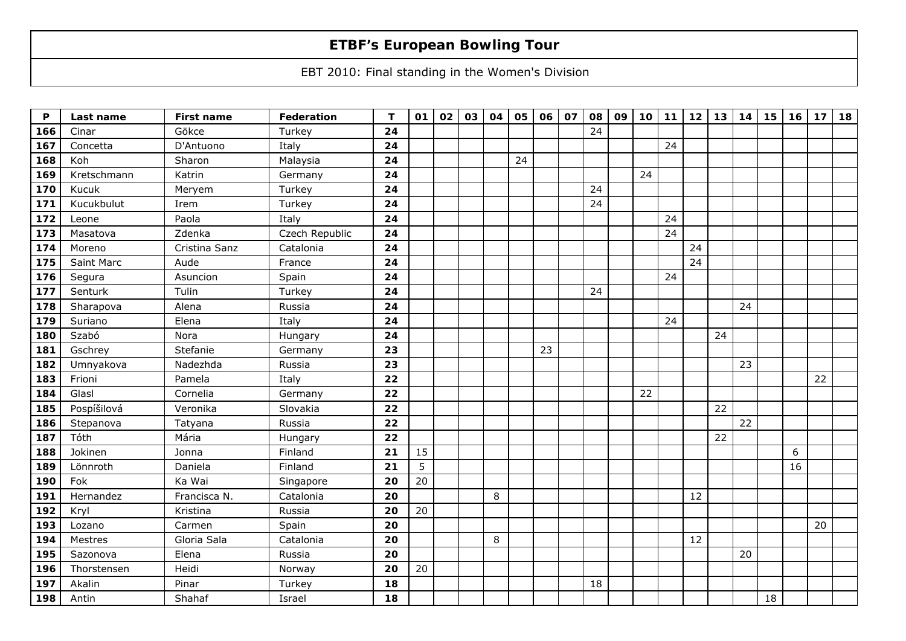# ETBF's European Bowling Tour

EBT 2010: Final standing in the Women's Division

| P | Last name | First name | Federation | T | 01 | 02 | 03 | 04 | 05 | 06 | 07 | 08 | 09 | 10 | 11 | 12 | 13 | 14 | 15 | 16 | 17 | 18 |
|---|---|---|---|---|---|---|---|---|---|---|---|---|---|---|---|---|---|---|---|---|---|---|
| **166** | Cinar | Gökce | Turkey | **24** | | | | | | | | 24 | | | | | | | | | | |
| **167** | Concetta | D'Antuono | Italy | **24** | | | | | | | | | | | 24 | | | | | | | |
| **168** | Koh | Sharon | Malaysia | **24** | | | | | 24 | | | | | | | | | | | | | |
| **169** | Kretschmann | Katrin | Germany | **24** | | | | | | | | | | 24 | | | | | | | | |
| **170** | Kucuk | Meryem | Turkey | **24** | | | | | | | | 24 | | | | | | | | | | |
| **171** | Kucukbulut | Irem | Turkey | **24** | | | | | | | | 24 | | | | | | | | | | |
| **172** | Leone | Paola | Italy | **24** | | | | | | | | | | | 24 | | | | | | | |
| **173** | Masatova | Zdenka | Czech Republic | **24** | | | | | | | | | | | 24 | | | | | | | |
| **174** | Moreno | Cristina Sanz | Catalonia | **24** | | | | | | | | | | | | 24 | | | | | | |
| **175** | Saint Marc | Aude | France | **24** | | | | | | | | | | | | 24 | | | | | | |
| **176** | Segura | Asuncion | Spain | **24** | | | | | | | | | | | 24 | | | | | | | |
| **177** | Senturk | Tulin | Turkey | **24** | | | | | | | | 24 | | | | | | | | | | |
| **178** | Sharapova | Alena | Russia | **24** | | | | | | | | | | | | | | 24 | | | | |
| **179** | Suriano | Elena | Italy | **24** | | | | | | | | | | | 24 | | | | | | | |
| **180** | Szabó | Nora | Hungary | **24** | | | | | | | | | | | | | 24 | | | | | |
| **181** | Gschrey | Stefanie | Germany | **23** | | | | | | 23 | | | | | | | | | | | | |
| **182** | Umnyakova | Nadezhda | Russia | **23** | | | | | | | | | | | | | | 23 | | | | |
| **183** | Frioni | Pamela | Italy | **22** | | | | | | | | | | | | | | | | | 22 | |
| **184** | Glasl | Cornelia | Germany | **22** | | | | | | | | | | 22 | | | | | | | | |
| **185** | Pospíšilová | Veronika | Slovakia | **22** | | | | | | | | | | | | | 22 | | | | | |
| **186** | Stepanova | Tatyana | Russia | **22** | | | | | | | | | | | | | | 22 | | | | |
| **187** | Tóth | Mária | Hungary | **22** | | | | | | | | | | | | | 22 | | | | | |
| **188** | Jokinen | Jonna | Finland | **21** | 15 | | | | | | | | | | | | | | | 6 | | |
| **189** | Lönnroth | Daniela | Finland | **21** | 5 | | | | | | | | | | | | | | | 16 | | |
| **190** | Fok | Ka Wai | Singapore | **20** | 20 | | | | | | | | | | | | | | | | | |
| **191** | Hernandez | Francisca N. | Catalonia | **20** | | | | 8 | | | | | | | | 12 | | | | | | |
| **192** | Kryl | Kristina | Russia | **20** | 20 | | | | | | | | | | | | | | | | | |
| **193** | Lozano | Carmen | Spain | **20** | | | | | | | | | | | | | | | | | 20 | |
| **194** | Mestres | Gloria Sala | Catalonia | **20** | | | | 8 | | | | | | | | 12 | | | | | | |
| **195** | Sazonova | Elena | Russia | **20** | | | | | | | | | | | | | | 20 | | | | |
| **196** | Thorstensen | Heidi | Norway | **20** | 20 | | | | | | | | | | | | | | | | | |
| **197** | Akalin | Pinar | Turkey | **18** | | | | | | | | 18 | | | | | | | | | | |
| **198** | Antin | Shahaf | Israel | **18** | | | | | | | | | | | | | | | 18 | | | |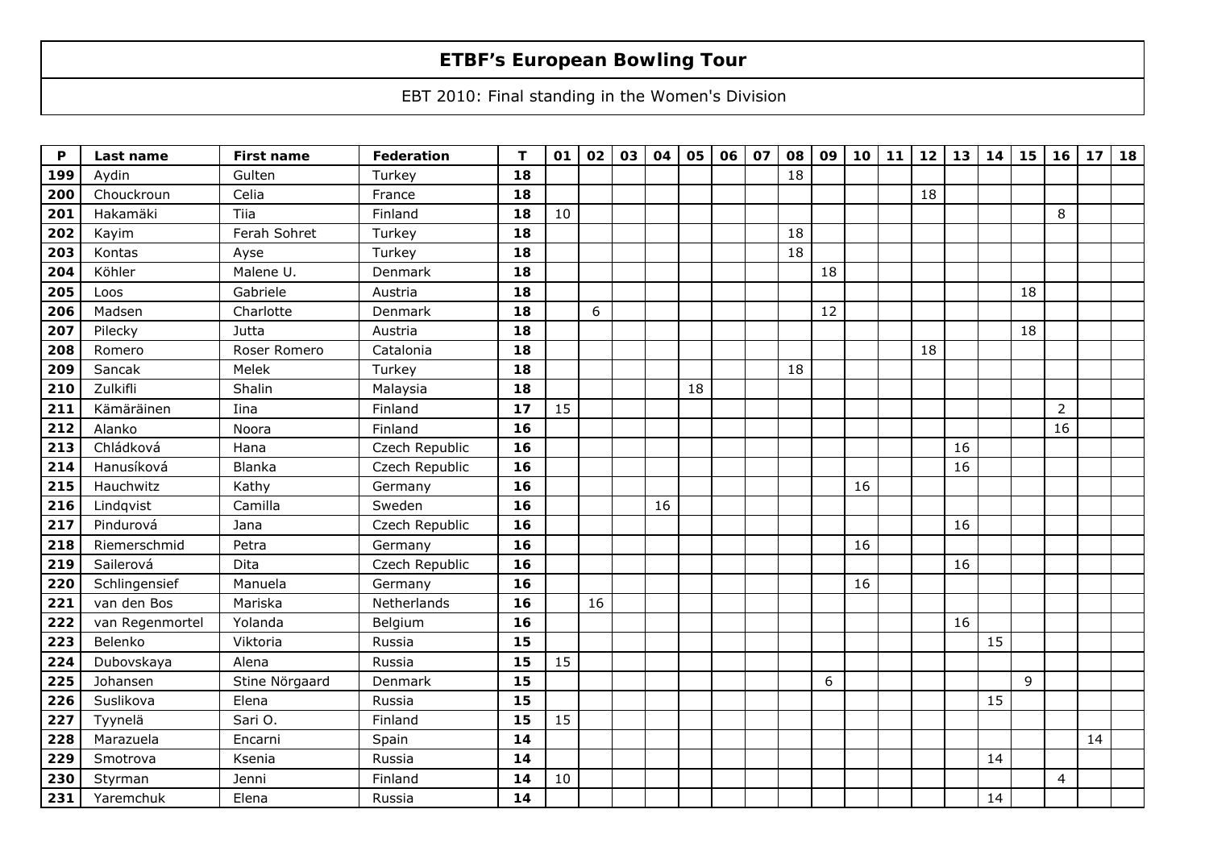# ETBF's European Bowling Tour

EBT 2010: Final standing in the Women's Division

| P | Last name | First name | Federation | T | 01 | 02 | 03 | 04 | 05 | 06 | 07 | 08 | 09 | 10 | 11 | 12 | 13 | 14 | 15 | 16 | 17 | 18 |
|---|---|---|---|---|---|---|---|---|---|---|---|---|---|---|---|---|---|---|---|---|---|---|
| 199 | Aydin | Gulten | Turkey | 18 | | | | | | | | 18 | | | | | | | | | | |
| 200 | Chouckroun | Celia | France | 18 | | | | | | | | | | | | 18 | | | | | | |
| 201 | Hakamäki | Tiia | Finland | 18 | 10 | | | | | | | | | | | | | | | 8 | | |
| 202 | Kayim | Ferah Sohret | Turkey | 18 | | | | | | | | 18 | | | | | | | | | | |
| 203 | Kontas | Ayse | Turkey | 18 | | | | | | | | 18 | | | | | | | | | | |
| 204 | Köhler | Malene U. | Denmark | 18 | | | | | | | | | 18 | | | | | | | | | |
| 205 | Loos | Gabriele | Austria | 18 | | | | | | | | | | | | | | | 18 | | | |
| 206 | Madsen | Charlotte | Denmark | 18 | | 6 | | | | | | | 12 | | | | | | | | | |
| 207 | Pilecky | Jutta | Austria | 18 | | | | | | | | | | | | | | | 18 | | | |
| 208 | Romero | Roser Romero | Catalonia | 18 | | | | | | | | | | | | 18 | | | | | | |
| 209 | Sancak | Melek | Turkey | 18 | | | | | | | | 18 | | | | | | | | | | |
| 210 | Zulkifli | Shalin | Malaysia | 18 | | | | | 18 | | | | | | | | | | | | | |
| 211 | Kämäräinen | Iina | Finland | 17 | 15 | | | | | | | | | | | | | | | 2 | | |
| 212 | Alanko | Noora | Finland | 16 | | | | | | | | | | | | | | | | 16 | | |
| 213 | Chládková | Hana | Czech Republic | 16 | | | | | | | | | | | | | 16 | | | | | |
| 214 | Hanusíková | Blanka | Czech Republic | 16 | | | | | | | | | | | | | 16 | | | | | |
| 215 | Hauchwitz | Kathy | Germany | 16 | | | | | | | | | | 16 | | | | | | | | |
| 216 | Lindqvist | Camilla | Sweden | 16 | | | | 16 | | | | | | | | | | | | | | |
| 217 | Pindurová | Jana | Czech Republic | 16 | | | | | | | | | | | | | 16 | | | | | |
| 218 | Riemerschmid | Petra | Germany | 16 | | | | | | | | | | 16 | | | | | | | | |
| 219 | Sailerová | Dita | Czech Republic | 16 | | | | | | | | | | | | | 16 | | | | | |
| 220 | Schlingensief | Manuela | Germany | 16 | | | | | | | | | | 16 | | | | | | | | |
| 221 | van den Bos | Mariska | Netherlands | 16 | | 16 | | | | | | | | | | | | | | | | |
| 222 | van Regenmortel | Yolanda | Belgium | 16 | | | | | | | | | | | | | 16 | | | | | |
| 223 | Belenko | Viktoria | Russia | 15 | | | | | | | | | | | | | | 15 | | | | |
| 224 | Dubovskaya | Alena | Russia | 15 | 15 | | | | | | | | | | | | | | | | | |
| 225 | Johansen | Stine Nörgaard | Denmark | 15 | | | | | | | | | 6 | | | | | | 9 | | | |
| 226 | Suslikova | Elena | Russia | 15 | | | | | | | | | | | | | | 15 | | | | |
| 227 | Tyynelä | Sari O. | Finland | 15 | 15 | | | | | | | | | | | | | | | | | |
| 228 | Marazuela | Encarni | Spain | 14 | | | | | | | | | | | | | | | | | 14 | |
| 229 | Smotrova | Ksenia | Russia | 14 | | | | | | | | | | | | | | 14 | | | | |
| 230 | Styrman | Jenni | Finland | 14 | 10 | | | | | | | | | | | | | | | 4 | | |
| 231 | Yaremchuk | Elena | Russia | 14 | | | | | | | | | | | | | | 14 | | | | |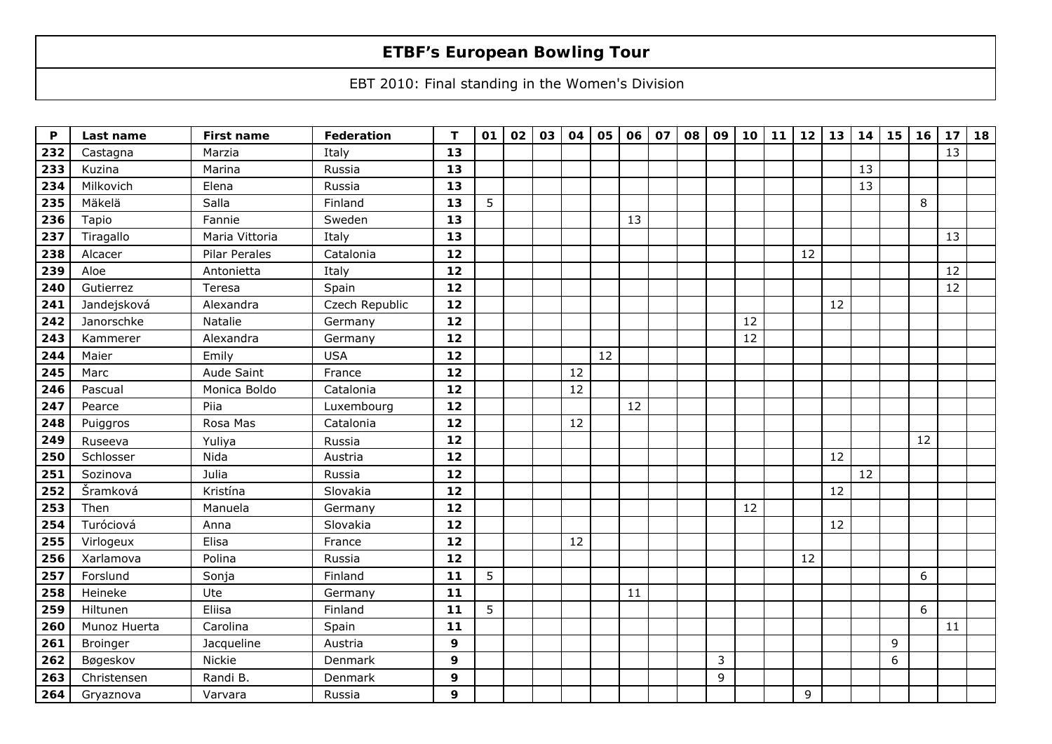# ETBF's European Bowling Tour

EBT 2010: Final standing in the Women's Division

| P | Last name | First name | Federation | T | 01 | 02 | 03 | 04 | 05 | 06 | 07 | 08 | 09 | 10 | 11 | 12 | 13 | 14 | 15 | 16 | 17 | 18 |
|---|---|---|---|---|---|---|---|---|---|---|---|---|---|---|---|---|---|---|---|---|---|---|
| **232** | Castagna | Marzia | Italy | **13** | | | | | | | | | | | | | | | | | 13 | |
| **233** | Kuzina | Marina | Russia | **13** | | | | | | | | | | | | | | 13 | | | | |
| **234** | Milkovich | Elena | Russia | **13** | | | | | | | | | | | | | | 13 | | | | |
| **235** | Mäkelä | Salla | Finland | **13** | 5 | | | | | | | | | | | | | | | 8 | | |
| **236** | Tapio | Fannie | Sweden | **13** | | | | | | 13 | | | | | | | | | | | | |
| **237** | Tiragallo | Maria Vittoria | Italy | **13** | | | | | | | | | | | | | | | | | 13 | |
| **238** | Alcacer | Pilar Perales | Catalonia | **12** | | | | | | | | | | | | 12 | | | | | | |
| **239** | Aloe | Antonietta | Italy | **12** | | | | | | | | | | | | | | | | | 12 | |
| **240** | Gutierrez | Teresa | Spain | **12** | | | | | | | | | | | | | | | | | 12 | |
| **241** | Jandejsková | Alexandra | Czech Republic | **12** | | | | | | | | | | | | | 12 | | | | | |
| **242** | Janorschke | Natalie | Germany | **12** | | | | | | | | | | 12 | | | | | | | | |
| **243** | Kammerer | Alexandra | Germany | **12** | | | | | | | | | | 12 | | | | | | | | |
| **244** | Maier | Emily | USA | **12** | | | | | 12 | | | | | | | | | | | | | |
| **245** | Marc | Aude Saint | France | **12** | | | | 12 | | | | | | | | | | | | | | |
| **246** | Pascual | Monica Boldo | Catalonia | **12** | | | | 12 | | | | | | | | | | | | | | |
| **247** | Pearce | Piia | Luxembourg | **12** | | | | | | 12 | | | | | | | | | | | | |
| **248** | Puiggros | Rosa Mas | Catalonia | **12** | | | | 12 | | | | | | | | | | | | | | |
| **249** | Ruseeva | Yuliya | Russia | **12** | | | | | | | | | | | | | | | | 12 | | |
| **250** | Schlosser | Nida | Austria | **12** | | | | | | | | | | | | | 12 | | | | | |
| **251** | Sozinova | Julia | Russia | **12** | | | | | | | | | | | | | | 12 | | | | |
| **252** | Šramková | Kristína | Slovakia | **12** | | | | | | | | | | | | | 12 | | | | | |
| **253** | Then | Manuela | Germany | **12** | | | | | | | | | | 12 | | | | | | | | |
| **254** | Turóciová | Anna | Slovakia | **12** | | | | | | | | | | | | | 12 | | | | | |
| **255** | Virlogeux | Elisa | France | **12** | | | | 12 | | | | | | | | | | | | | | |
| **256** | Xarlamova | Polina | Russia | **12** | | | | | | | | | | | | 12 | | | | | | |
| **257** | Forslund | Sonja | Finland | **11** | 5 | | | | | | | | | | | | | | | 6 | | |
| **258** | Heineke | Ute | Germany | **11** | | | | | | 11 | | | | | | | | | | | | |
| **259** | Hiltunen | Eliisa | Finland | **11** | 5 | | | | | | | | | | | | | | | 6 | | |
| **260** | Munoz Huerta | Carolina | Spain | **11** | | | | | | | | | | | | | | | | | 11 | |
| **261** | Broinger | Jacqueline | Austria | **9** | | | | | | | | | | | | | | | 9 | | | |
| **262** | Bøgeskov | Nickie | Denmark | **9** | | | | | | | | | 3 | | | | | | 6 | | | |
| **263** | Christensen | Randi B. | Denmark | **9** | | | | | | | | | 9 | | | | | | | | | |
| **264** | Gryaznova | Varvara | Russia | **9** | | | | | | | | | | | | 9 | | | | | | |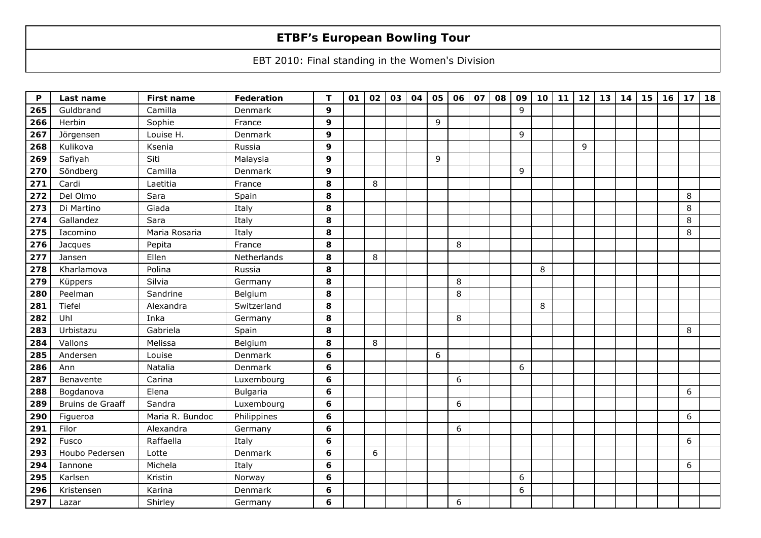# ETBF's European Bowling Tour

EBT 2010: Final standing in the Women's Division

| P | Last name | First name | Federation | T | 01 | 02 | 03 | 04 | 05 | 06 | 07 | 08 | 09 | 10 | 11 | 12 | 13 | 14 | 15 | 16 | 17 | 18 |
|---|---|---|---|---|---|---|---|---|---|---|---|---|---|---|---|---|---|---|---|---|---|---|
| 265 | Guldbrand | Camilla | Denmark | 9 | | | | | | | | | 9 | | | | | | | | | |
| 266 | Herbin | Sophie | France | 9 | | | | | 9 | | | | | | | | | | | | | |
| 267 | Jörgensen | Louise H. | Denmark | 9 | | | | | | | | | 9 | | | | | | | | | |
| 268 | Kulikova | Ksenia | Russia | 9 | | | | | | | | | | | | 9 | | | | | | |
| 269 | Safiyah | Siti | Malaysia | 9 | | | | | 9 | | | | | | | | | | | | | |
| 270 | Söndberg | Camilla | Denmark | 9 | | | | | | | | | 9 | | | | | | | | | |
| 271 | Cardi | Laetitia | France | 8 | | 8 | | | | | | | | | | | | | | | | |
| 272 | Del Olmo | Sara | Spain | 8 | | | | | | | | | | | | | | | | | 8 | |
| 273 | Di Martino | Giada | Italy | 8 | | | | | | | | | | | | | | | | | 8 | |
| 274 | Gallandez | Sara | Italy | 8 | | | | | | | | | | | | | | | | | 8 | |
| 275 | Iacomino | Maria Rosaria | Italy | 8 | | | | | | | | | | | | | | | | | 8 | |
| 276 | Jacques | Pepita | France | 8 | | | | | | 8 | | | | | | | | | | | | |
| 277 | Jansen | Ellen | Netherlands | 8 | | 8 | | | | | | | | | | | | | | | | |
| 278 | Kharlamova | Polina | Russia | 8 | | | | | | | | | | 8 | | | | | | | | |
| 279 | Küppers | Silvia | Germany | 8 | | | | | | 8 | | | | | | | | | | | | |
| 280 | Peelman | Sandrine | Belgium | 8 | | | | | | 8 | | | | | | | | | | | | |
| 281 | Tiefel | Alexandra | Switzerland | 8 | | | | | | | | | | 8 | | | | | | | | |
| 282 | Uhl | Inka | Germany | 8 | | | | | | 8 | | | | | | | | | | | | |
| 283 | Urbistazu | Gabriela | Spain | 8 | | | | | | | | | | | | | | | | | 8 | |
| 284 | Vallons | Melissa | Belgium | 8 | | 8 | | | | | | | | | | | | | | | | |
| 285 | Andersen | Louise | Denmark | 6 | | | | | 6 | | | | | | | | | | | | | |
| 286 | Ann | Natalia | Denmark | 6 | | | | | | | | | 6 | | | | | | | | | |
| 287 | Benavente | Carina | Luxembourg | 6 | | | | | | 6 | | | | | | | | | | | | |
| 288 | Bogdanova | Elena | Bulgaria | 6 | | | | | | | | | | | | | | | | | 6 | |
| 289 | Bruins de Graaff | Sandra | Luxembourg | 6 | | | | | | 6 | | | | | | | | | | | | |
| 290 | Figueroa | Maria R. Bundoc | Philippines | 6 | | | | | | | | | | | | | | | | | 6 | |
| 291 | Filor | Alexandra | Germany | 6 | | | | | | 6 | | | | | | | | | | | | |
| 292 | Fusco | Raffaella | Italy | 6 | | | | | | | | | | | | | | | | | 6 | |
| 293 | Houbo Pedersen | Lotte | Denmark | 6 | | 6 | | | | | | | | | | | | | | | | |
| 294 | Iannone | Michela | Italy | 6 | | | | | | | | | | | | | | | | | 6 | |
| 295 | Karlsen | Kristin | Norway | 6 | | | | | | | | | 6 | | | | | | | | | |
| 296 | Kristensen | Karina | Denmark | 6 | | | | | | | | | 6 | | | | | | | | | |
| 297 | Lazar | Shirley | Germany | 6 | | | | | | 6 | | | | | | | | | | | | |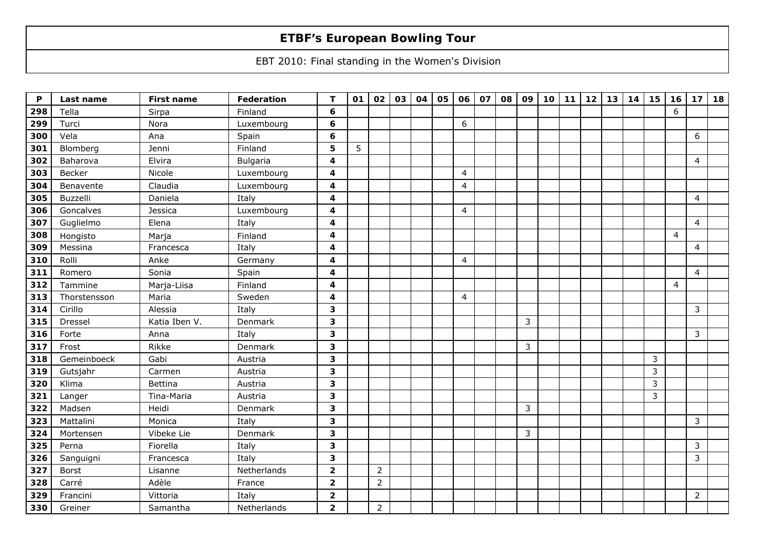# ETBF's European Bowling Tour

EBT 2010: Final standing in the Women's Division

| P | Last name | First name | Federation | T | 01 | 02 | 03 | 04 | 05 | 06 | 07 | 08 | 09 | 10 | 11 | 12 | 13 | 14 | 15 | 16 | 17 | 18 |
|---|---|---|---|---|---|---|---|---|---|---|---|---|---|---|---|---|---|---|---|---|---|---|
| 298 | Tella | Sirpa | Finland | 6 | | | | | | | | | | | | | | | | 6 | | |
| 299 | Turci | Nora | Luxembourg | 6 | | | | | | 6 | | | | | | | | | | | | |
| 300 | Vela | Ana | Spain | 6 | | | | | | | | | | | | | | | | | 6 | |
| 301 | Blomberg | Jenni | Finland | 5 | 5 | | | | | | | | | | | | | | | | | |
| 302 | Baharova | Elvira | Bulgaria | 4 | | | | | | | | | | | | | | | | | 4 | |
| 303 | Becker | Nicole | Luxembourg | 4 | | | | | | 4 | | | | | | | | | | | | |
| 304 | Benavente | Claudia | Luxembourg | 4 | | | | | | 4 | | | | | | | | | | | | |
| 305 | Buzzelli | Daniela | Italy | 4 | | | | | | | | | | | | | | | | | 4 | |
| 306 | Goncalves | Jessica | Luxembourg | 4 | | | | | | 4 | | | | | | | | | | | | |
| 307 | Guglielmo | Elena | Italy | 4 | | | | | | | | | | | | | | | | | 4 | |
| 308 | Hongisto | Marja | Finland | 4 | | | | | | | | | | | | | | | | 4 | | |
| 309 | Messina | Francesca | Italy | 4 | | | | | | | | | | | | | | | | | 4 | |
| 310 | Rolli | Anke | Germany | 4 | | | | | | 4 | | | | | | | | | | | | |
| 311 | Romero | Sonia | Spain | 4 | | | | | | | | | | | | | | | | | 4 | |
| 312 | Tammine | Marja-Liisa | Finland | 4 | | | | | | | | | | | | | | | | 4 | | |
| 313 | Thorstensson | Maria | Sweden | 4 | | | | | | 4 | | | | | | | | | | | | |
| 314 | Cirillo | Alessia | Italy | 3 | | | | | | | | | | | | | | | | | 3 | |
| 315 | Dressel | Katia Iben V. | Denmark | 3 | | | | | | | | | 3 | | | | | | | | | |
| 316 | Forte | Anna | Italy | 3 | | | | | | | | | | | | | | | | | 3 | |
| 317 | Frost | Rikke | Denmark | 3 | | | | | | | | | 3 | | | | | | | | | |
| 318 | Gemeinboeck | Gabi | Austria | 3 | | | | | | | | | | | | | | | 3 | | | |
| 319 | Gutsjahr | Carmen | Austria | 3 | | | | | | | | | | | | | | | 3 | | | |
| 320 | Klima | Bettina | Austria | 3 | | | | | | | | | | | | | | | 3 | | | |
| 321 | Langer | Tina-Maria | Austria | 3 | | | | | | | | | | | | | | | 3 | | | |
| 322 | Madsen | Heidi | Denmark | 3 | | | | | | | | | 3 | | | | | | | | | |
| 323 | Mattalini | Monica | Italy | 3 | | | | | | | | | | | | | | | | | 3 | |
| 324 | Mortensen | Vibeke Lie | Denmark | 3 | | | | | | | | | 3 | | | | | | | | | |
| 325 | Perna | Fiorella | Italy | 3 | | | | | | | | | | | | | | | | | 3 | |
| 326 | Sanguigni | Francesca | Italy | 3 | | | | | | | | | | | | | | | | | 3 | |
| 327 | Borst | Lisanne | Netherlands | 2 | | 2 | | | | | | | | | | | | | | | | |
| 328 | Carré | Adèle | France | 2 | | 2 | | | | | | | | | | | | | | | | |
| 329 | Francini | Vittoria | Italy | 2 | | | | | | | | | | | | | | | | | 2 | |
| 330 | Greiner | Samantha | Netherlands | 2 | | 2 | | | | | | | | | | | | | | | | |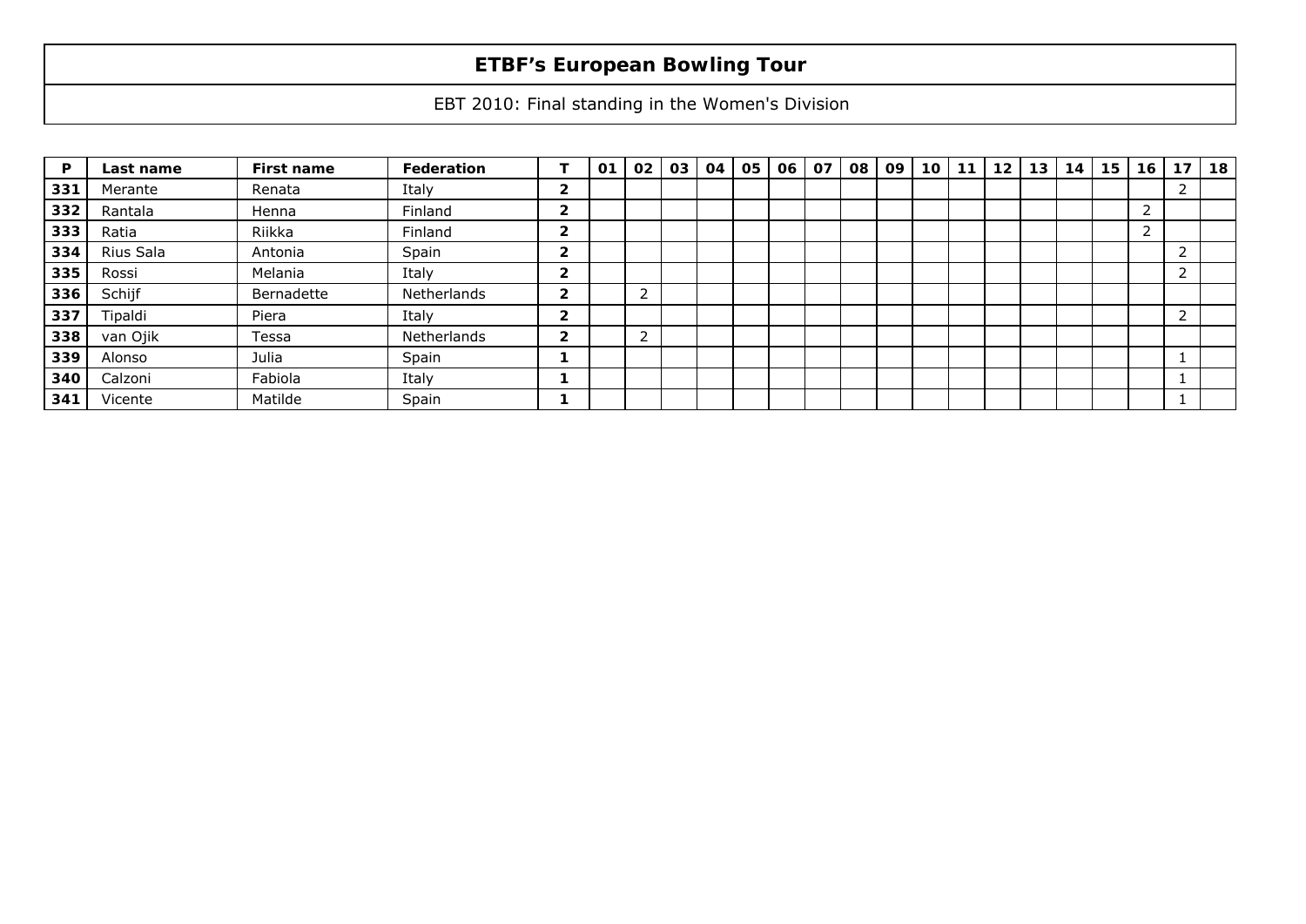# ETBF's European Bowling Tour

EBT 2010: Final standing in the Women's Division

| P | Last name | First name | Federation | T | 01 | 02 | 03 | 04 | 05 | 06 | 07 | 08 | 09 | 10 | 11 | 12 | 13 | 14 | 15 | 16 | 17 | 18 |
|---|---|---|---|---|---|---|---|---|---|---|---|---|---|---|---|---|---|---|---|---|---|---|
| 331 | Merante | Renata | Italy | 2 | | | | | | | | | | | | | | | | | 2 | |
| 332 | Rantala | Henna | Finland | 2 | | | | | | | | | | | | | | | | 2 | | |
| 333 | Ratia | Riikka | Finland | 2 | | | | | | | | | | | | | | | | 2 | | |
| 334 | Rius Sala | Antonia | Spain | 2 | | | | | | | | | | | | | | | | | 2 | |
| 335 | Rossi | Melania | Italy | 2 | | | | | | | | | | | | | | | | | 2 | |
| 336 | Schijf | Bernadette | Netherlands | 2 | | 2 | | | | | | | | | | | | | | | | |
| 337 | Tipaldi | Piera | Italy | 2 | | | | | | | | | | | | | | | | | 2 | |
| 338 | van Ojik | Tessa | Netherlands | 2 | | 2 | | | | | | | | | | | | | | | | |
| 339 | Alonso | Julia | Spain | 1 | | | | | | | | | | | | | | | | | 1 | |
| 340 | Calzoni | Fabiola | Italy | 1 | | | | | | | | | | | | | | | | | 1 | |
| 341 | Vicente | Matilde | Spain | 1 | | | | | | | | | | | | | | | | | 1 | |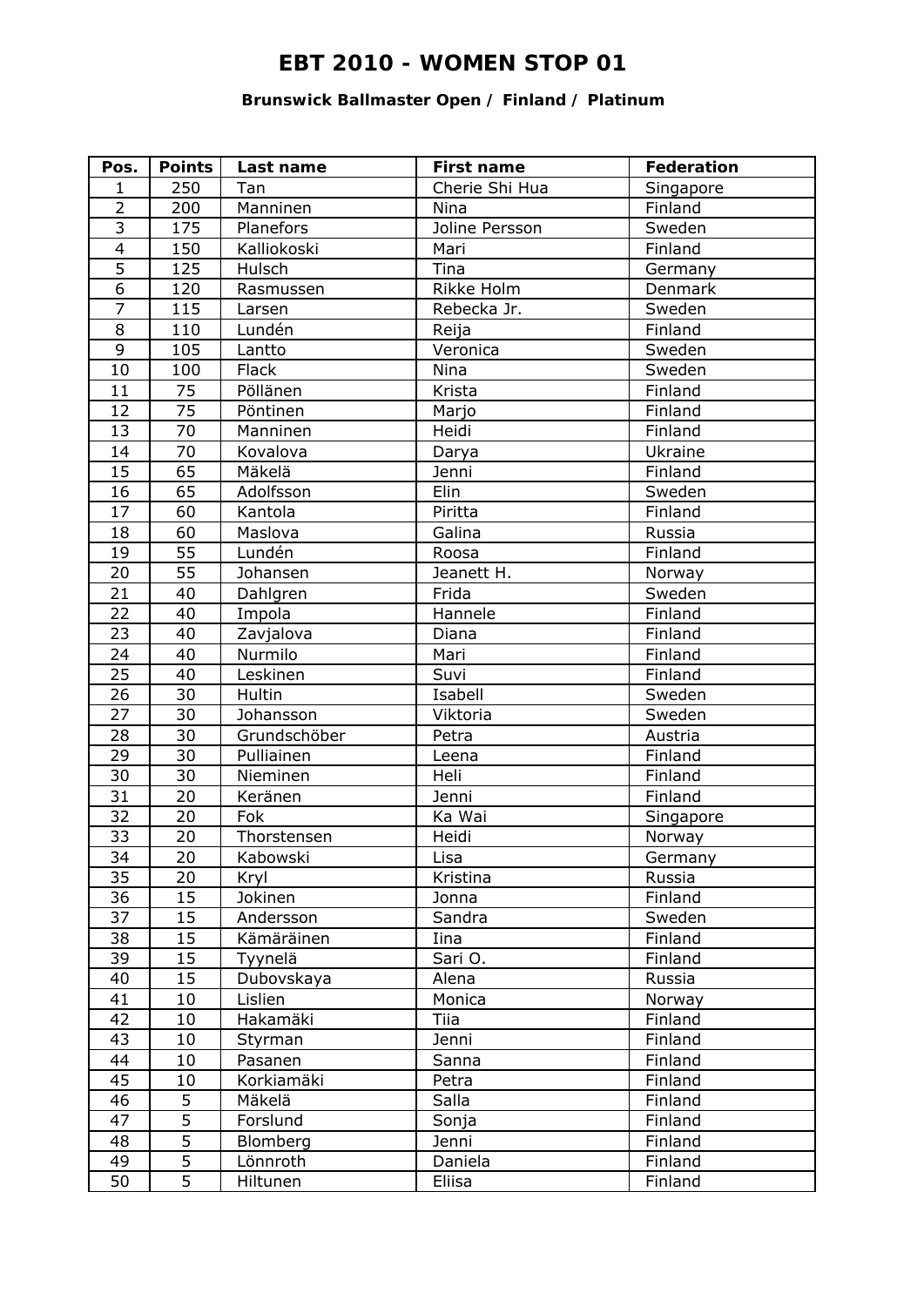# EBT 2010 - WOMEN STOP 01

### Brunswick Ballmaster Open / Finland / Platinum

| Pos. | Points | Last name | First name | Federation |
|---|---|---|---|---|
| 1 | 250 | Tan | Cherie Shi Hua | Singapore |
| 2 | 200 | Manninen | Nina | Finland |
| 3 | 175 | Planefors | Joline Persson | Sweden |
| 4 | 150 | Kalliokoski | Mari | Finland |
| 5 | 125 | Hulsch | Tina | Germany |
| 6 | 120 | Rasmussen | Rikke Holm | Denmark |
| 7 | 115 | Larsen | Rebecka Jr. | Sweden |
| 8 | 110 | Lundén | Reija | Finland |
| 9 | 105 | Lantto | Veronica | Sweden |
| 10 | 100 | Flack | Nina | Sweden |
| 11 | 75 | Pöllänen | Krista | Finland |
| 12 | 75 | Pöntinen | Marjo | Finland |
| 13 | 70 | Manninen | Heidi | Finland |
| 14 | 70 | Kovalova | Darya | Ukraine |
| 15 | 65 | Mäkelä | Jenni | Finland |
| 16 | 65 | Adolfsson | Elin | Sweden |
| 17 | 60 | Kantola | Piritta | Finland |
| 18 | 60 | Maslova | Galina | Russia |
| 19 | 55 | Lundén | Roosa | Finland |
| 20 | 55 | Johansen | Jeanett H. | Norway |
| 21 | 40 | Dahlgren | Frida | Sweden |
| 22 | 40 | Impola | Hannele | Finland |
| 23 | 40 | Zavjalova | Diana | Finland |
| 24 | 40 | Nurmilo | Mari | Finland |
| 25 | 40 | Leskinen | Suvi | Finland |
| 26 | 30 | Hultin | Isabell | Sweden |
| 27 | 30 | Johansson | Viktoria | Sweden |
| 28 | 30 | Grundschöber | Petra | Austria |
| 29 | 30 | Pulliainen | Leena | Finland |
| 30 | 30 | Nieminen | Heli | Finland |
| 31 | 20 | Keränen | Jenni | Finland |
| 32 | 20 | Fok | Ka Wai | Singapore |
| 33 | 20 | Thorstensen | Heidi | Norway |
| 34 | 20 | Kabowski | Lisa | Germany |
| 35 | 20 | Kryl | Kristina | Russia |
| 36 | 15 | Jokinen | Jonna | Finland |
| 37 | 15 | Andersson | Sandra | Sweden |
| 38 | 15 | Kämäräinen | Iina | Finland |
| 39 | 15 | Tyynelä | Sari O. | Finland |
| 40 | 15 | Dubovskaya | Alena | Russia |
| 41 | 10 | Lislien | Monica | Norway |
| 42 | 10 | Hakamäki | Tiia | Finland |
| 43 | 10 | Styrman | Jenni | Finland |
| 44 | 10 | Pasanen | Sanna | Finland |
| 45 | 10 | Korkiamäki | Petra | Finland |
| 46 | 5 | Mäkelä | Salla | Finland |
| 47 | 5 | Forslund | Sonja | Finland |
| 48 | 5 | Blomberg | Jenni | Finland |
| 49 | 5 | Lönnroth | Daniela | Finland |
| 50 | 5 | Hiltunen | Eliisa | Finland |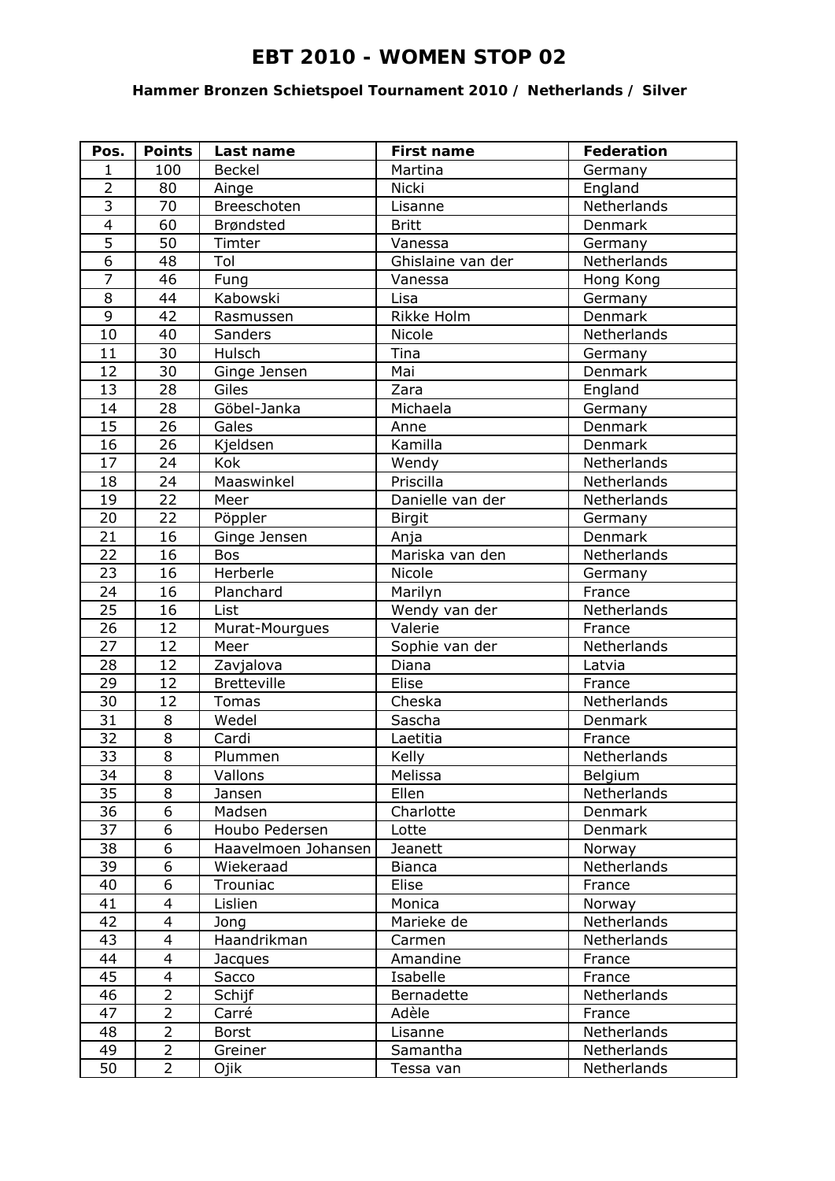# EBT 2010 - WOMEN STOP 02

### Hammer Bronzen Schietspoel Tournament 2010 / Netherlands / Silver

| Pos. | Points | Last name | First name | Federation |
|---|---|---|---|---|
| 1 | 100 | Beckel | Martina | Germany |
| 2 | 80 | Ainge | Nicki | England |
| 3 | 70 | Breeschoten | Lisanne | Netherlands |
| 4 | 60 | Brøndsted | Britt | Denmark |
| 5 | 50 | Timter | Vanessa | Germany |
| 6 | 48 | Tol | Ghislaine van der | Netherlands |
| 7 | 46 | Fung | Vanessa | Hong Kong |
| 8 | 44 | Kabowski | Lisa | Germany |
| 9 | 42 | Rasmussen | Rikke Holm | Denmark |
| 10 | 40 | Sanders | Nicole | Netherlands |
| 11 | 30 | Hulsch | Tina | Germany |
| 12 | 30 | Ginge Jensen | Mai | Denmark |
| 13 | 28 | Giles | Zara | England |
| 14 | 28 | Göbel-Janka | Michaela | Germany |
| 15 | 26 | Gales | Anne | Denmark |
| 16 | 26 | Kjeldsen | Kamilla | Denmark |
| 17 | 24 | Kok | Wendy | Netherlands |
| 18 | 24 | Maaswinkel | Priscilla | Netherlands |
| 19 | 22 | Meer | Danielle van der | Netherlands |
| 20 | 22 | Pöppler | Birgit | Germany |
| 21 | 16 | Ginge Jensen | Anja | Denmark |
| 22 | 16 | Bos | Mariska van den | Netherlands |
| 23 | 16 | Herberle | Nicole | Germany |
| 24 | 16 | Planchard | Marilyn | France |
| 25 | 16 | List | Wendy van der | Netherlands |
| 26 | 12 | Murat-Mourgues | Valerie | France |
| 27 | 12 | Meer | Sophie van der | Netherlands |
| 28 | 12 | Zavjalova | Diana | Latvia |
| 29 | 12 | Bretteville | Elise | France |
| 30 | 12 | Tomas | Cheska | Netherlands |
| 31 | 8 | Wedel | Sascha | Denmark |
| 32 | 8 | Cardi | Laetitia | France |
| 33 | 8 | Plummen | Kelly | Netherlands |
| 34 | 8 | Vallons | Melissa | Belgium |
| 35 | 8 | Jansen | Ellen | Netherlands |
| 36 | 6 | Madsen | Charlotte | Denmark |
| 37 | 6 | Houbo Pedersen | Lotte | Denmark |
| 38 | 6 | Haavelmoen Johansen | Jeanett | Norway |
| 39 | 6 | Wiekeraad | Bianca | Netherlands |
| 40 | 6 | Trouniac | Elise | France |
| 41 | 4 | Lislien | Monica | Norway |
| 42 | 4 | Jong | Marieke de | Netherlands |
| 43 | 4 | Haandrikman | Carmen | Netherlands |
| 44 | 4 | Jacques | Amandine | France |
| 45 | 4 | Sacco | Isabelle | France |
| 46 | 2 | Schijf | Bernadette | Netherlands |
| 47 | 2 | Carré | Adèle | France |
| 48 | 2 | Borst | Lisanne | Netherlands |
| 49 | 2 | Greiner | Samantha | Netherlands |
| 50 | 2 | Ojik | Tessa van | Netherlands |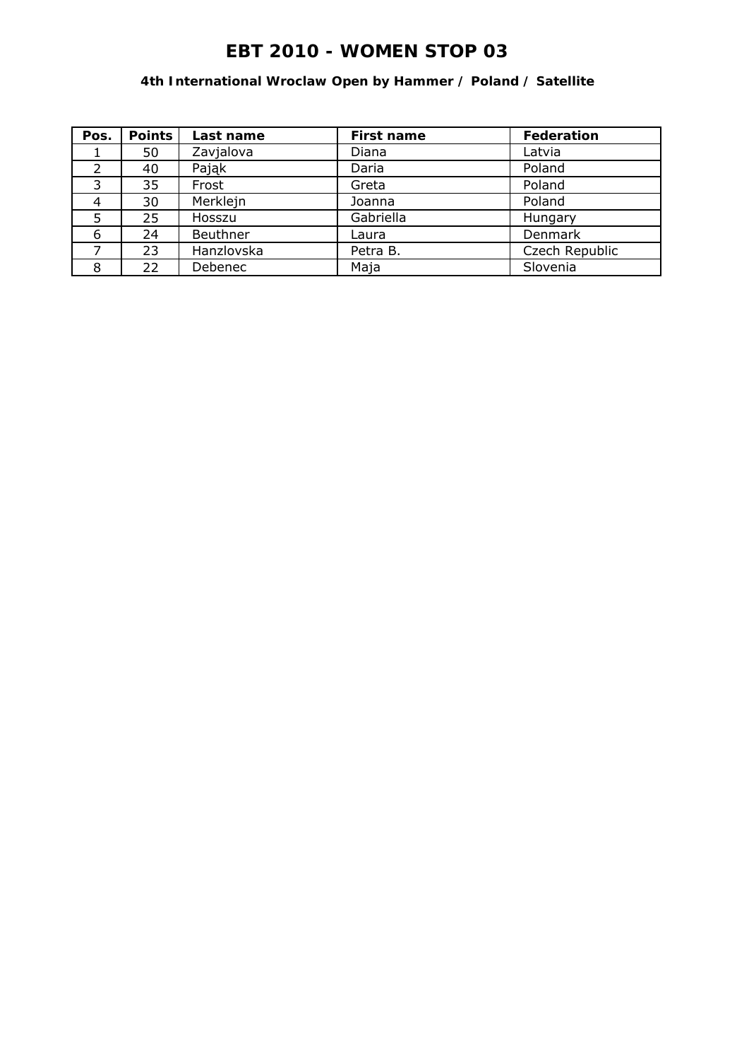# EBT 2010 - WOMEN STOP 03

### 4th International Wroclaw Open by Hammer / Poland / Satellite

| Pos. | Points | Last name | First name | Federation |
|---|---|---|---|---|
| 1 | 50 | Zavjalova | Diana | Latvia |
| 2 | 40 | Pająk | Daria | Poland |
| 3 | 35 | Frost | Greta | Poland |
| 4 | 30 | Merklejn | Joanna | Poland |
| 5 | 25 | Hosszu | Gabriella | Hungary |
| 6 | 24 | Beuthner | Laura | Denmark |
| 7 | 23 | Hanzlovska | Petra B. | Czech Republic |
| 8 | 22 | Debenec | Maja | Slovenia |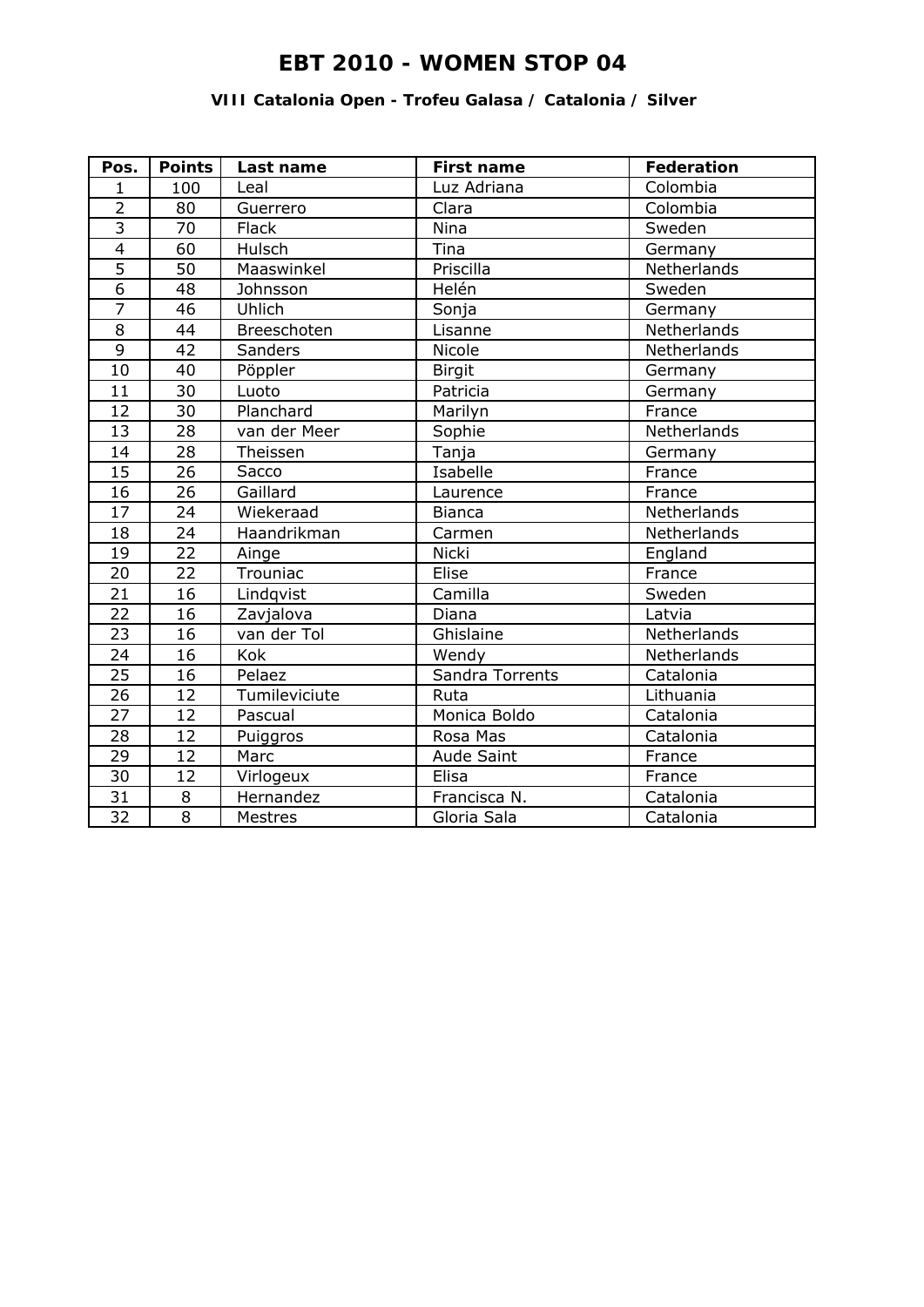# EBT 2010 - WOMEN STOP 04

### VIII Catalonia Open - Trofeu Galasa / Catalonia / Silver

| Pos. | Points | Last name | First name | Federation |
|---|---|---|---|---|
| 1 | 100 | Leal | Luz Adriana | Colombia |
| 2 | 80 | Guerrero | Clara | Colombia |
| 3 | 70 | Flack | Nina | Sweden |
| 4 | 60 | Hulsch | Tina | Germany |
| 5 | 50 | Maaswinkel | Priscilla | Netherlands |
| 6 | 48 | Johnsson | Helén | Sweden |
| 7 | 46 | Uhlich | Sonja | Germany |
| 8 | 44 | Breeschoten | Lisanne | Netherlands |
| 9 | 42 | Sanders | Nicole | Netherlands |
| 10 | 40 | Pöppler | Birgit | Germany |
| 11 | 30 | Luoto | Patricia | Germany |
| 12 | 30 | Planchard | Marilyn | France |
| 13 | 28 | van der Meer | Sophie | Netherlands |
| 14 | 28 | Theissen | Tanja | Germany |
| 15 | 26 | Sacco | Isabelle | France |
| 16 | 26 | Gaillard | Laurence | France |
| 17 | 24 | Wiekeraad | Bianca | Netherlands |
| 18 | 24 | Haandrikman | Carmen | Netherlands |
| 19 | 22 | Ainge | Nicki | England |
| 20 | 22 | Trouniac | Elise | France |
| 21 | 16 | Lindqvist | Camilla | Sweden |
| 22 | 16 | Zavjalova | Diana | Latvia |
| 23 | 16 | van der Tol | Ghislaine | Netherlands |
| 24 | 16 | Kok | Wendy | Netherlands |
| 25 | 16 | Pelaez | Sandra Torrents | Catalonia |
| 26 | 12 | Tumileviciute | Ruta | Lithuania |
| 27 | 12 | Pascual | Monica Boldo | Catalonia |
| 28 | 12 | Puiggros | Rosa Mas | Catalonia |
| 29 | 12 | Marc | Aude Saint | France |
| 30 | 12 | Virlogeux | Elisa | France |
| 31 | 8 | Hernandez | Francisca N. | Catalonia |
| 32 | 8 | Mestres | Gloria Sala | Catalonia |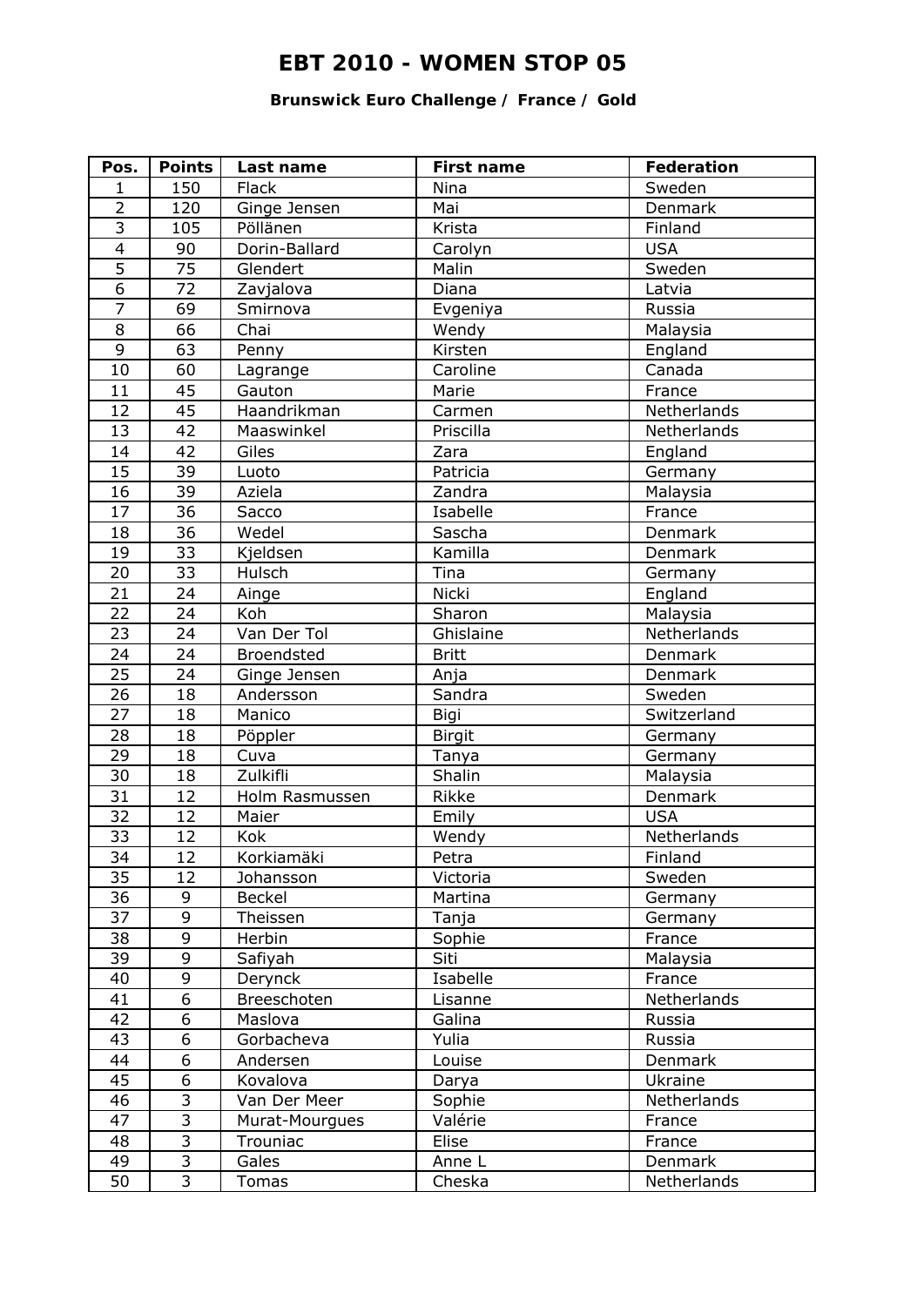# EBT 2010 - WOMEN STOP 05

**Brunswick Euro Challenge / France / Gold**

| Pos. | Points | Last name | First name | Federation |
|---|---|---|---|---|
| 1 | 150 | Flack | Nina | Sweden |
| 2 | 120 | Ginge Jensen | Mai | Denmark |
| 3 | 105 | Pöllänen | Krista | Finland |
| 4 | 90 | Dorin-Ballard | Carolyn | USA |
| 5 | 75 | Glendert | Malin | Sweden |
| 6 | 72 | Zavjalova | Diana | Latvia |
| 7 | 69 | Smirnova | Evgeniya | Russia |
| 8 | 66 | Chai | Wendy | Malaysia |
| 9 | 63 | Penny | Kirsten | England |
| 10 | 60 | Lagrange | Caroline | Canada |
| 11 | 45 | Gauton | Marie | France |
| 12 | 45 | Haandrikman | Carmen | Netherlands |
| 13 | 42 | Maaswinkel | Priscilla | Netherlands |
| 14 | 42 | Giles | Zara | England |
| 15 | 39 | Luoto | Patricia | Germany |
| 16 | 39 | Aziela | Zandra | Malaysia |
| 17 | 36 | Sacco | Isabelle | France |
| 18 | 36 | Wedel | Sascha | Denmark |
| 19 | 33 | Kjeldsen | Kamilla | Denmark |
| 20 | 33 | Hulsch | Tina | Germany |
| 21 | 24 | Ainge | Nicki | England |
| 22 | 24 | Koh | Sharon | Malaysia |
| 23 | 24 | Van Der Tol | Ghislaine | Netherlands |
| 24 | 24 | Broendsted | Britt | Denmark |
| 25 | 24 | Ginge Jensen | Anja | Denmark |
| 26 | 18 | Andersson | Sandra | Sweden |
| 27 | 18 | Manico | Bigi | Switzerland |
| 28 | 18 | Pöppler | Birgit | Germany |
| 29 | 18 | Cuva | Tanya | Germany |
| 30 | 18 | Zulkifli | Shalin | Malaysia |
| 31 | 12 | Holm Rasmussen | Rikke | Denmark |
| 32 | 12 | Maier | Emily | USA |
| 33 | 12 | Kok | Wendy | Netherlands |
| 34 | 12 | Korkiamäki | Petra | Finland |
| 35 | 12 | Johansson | Victoria | Sweden |
| 36 | 9 | Beckel | Martina | Germany |
| 37 | 9 | Theissen | Tanja | Germany |
| 38 | 9 | Herbin | Sophie | France |
| 39 | 9 | Safiyah | Siti | Malaysia |
| 40 | 9 | Derynck | Isabelle | France |
| 41 | 6 | Breeschoten | Lisanne | Netherlands |
| 42 | 6 | Maslova | Galina | Russia |
| 43 | 6 | Gorbacheva | Yulia | Russia |
| 44 | 6 | Andersen | Louise | Denmark |
| 45 | 6 | Kovalova | Darya | Ukraine |
| 46 | 3 | Van Der Meer | Sophie | Netherlands |
| 47 | 3 | Murat-Mourgues | Valérie | France |
| 48 | 3 | Trouniac | Elise | France |
| 49 | 3 | Gales | Anne L | Denmark |
| 50 | 3 | Tomas | Cheska | Netherlands |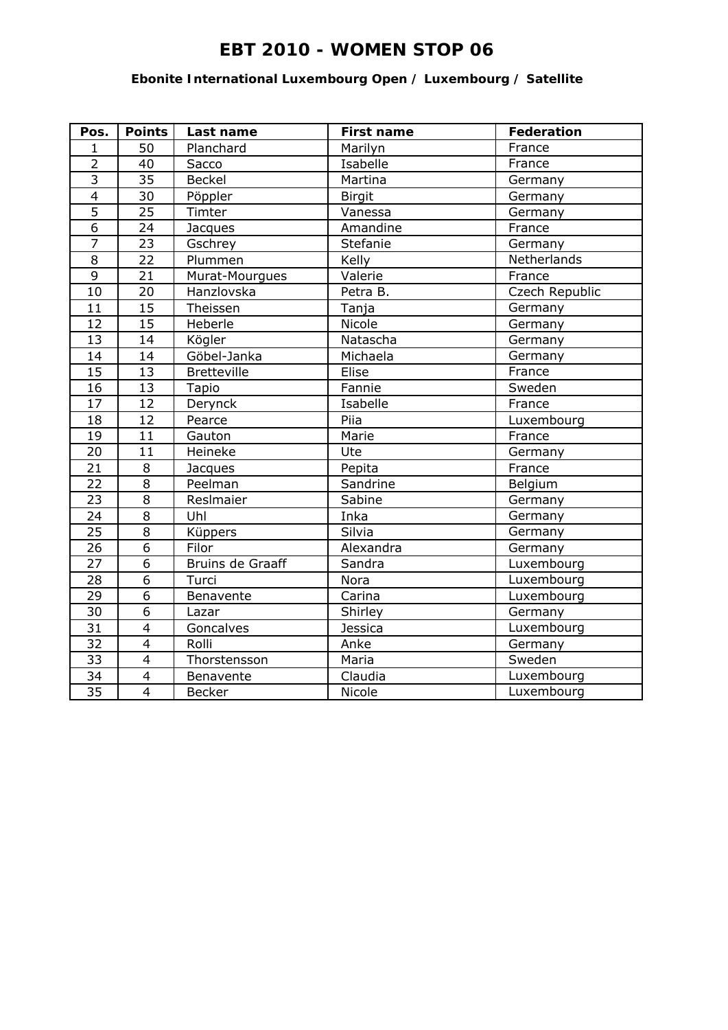# EBT 2010 - WOMEN STOP 06

### Ebonite International Luxembourg Open / Luxembourg / Satellite

| Pos. | Points | Last name | First name | Federation |
|---|---|---|---|---|
| 1 | 50 | Planchard | Marilyn | France |
| 2 | 40 | Sacco | Isabelle | France |
| 3 | 35 | Beckel | Martina | Germany |
| 4 | 30 | Pöppler | Birgit | Germany |
| 5 | 25 | Timter | Vanessa | Germany |
| 6 | 24 | Jacques | Amandine | France |
| 7 | 23 | Gschrey | Stefanie | Germany |
| 8 | 22 | Plummen | Kelly | Netherlands |
| 9 | 21 | Murat-Mourgues | Valerie | France |
| 10 | 20 | Hanzlovska | Petra B. | Czech Republic |
| 11 | 15 | Theissen | Tanja | Germany |
| 12 | 15 | Heberle | Nicole | Germany |
| 13 | 14 | Kögler | Natascha | Germany |
| 14 | 14 | Göbel-Janka | Michaela | Germany |
| 15 | 13 | Bretteville | Elise | France |
| 16 | 13 | Tapio | Fannie | Sweden |
| 17 | 12 | Derynck | Isabelle | France |
| 18 | 12 | Pearce | Piia | Luxembourg |
| 19 | 11 | Gauton | Marie | France |
| 20 | 11 | Heineke | Ute | Germany |
| 21 | 8 | Jacques | Pepita | France |
| 22 | 8 | Peelman | Sandrine | Belgium |
| 23 | 8 | Reslmaier | Sabine | Germany |
| 24 | 8 | Uhl | Inka | Germany |
| 25 | 8 | Küppers | Silvia | Germany |
| 26 | 6 | Filor | Alexandra | Germany |
| 27 | 6 | Bruins de Graaff | Sandra | Luxembourg |
| 28 | 6 | Turci | Nora | Luxembourg |
| 29 | 6 | Benavente | Carina | Luxembourg |
| 30 | 6 | Lazar | Shirley | Germany |
| 31 | 4 | Goncalves | Jessica | Luxembourg |
| 32 | 4 | Rolli | Anke | Germany |
| 33 | 4 | Thorstensson | Maria | Sweden |
| 34 | 4 | Benavente | Claudia | Luxembourg |
| 35 | 4 | Becker | Nicole | Luxembourg |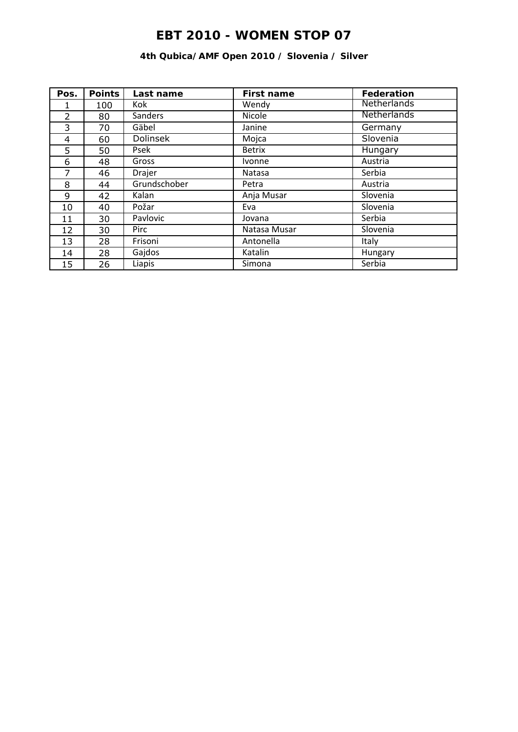# EBT 2010 - WOMEN STOP 07

### 4th Qubica/AMF Open 2010 / Slovenia / Silver

| Pos. | Points | Last name | First name | Federation |
|---|---|---|---|---|
| 1 | 100 | Kok | Wendy | Netherlands |
| 2 | 80 | Sanders | Nicole | Netherlands |
| 3 | 70 | Gäbel | Janine | Germany |
| 4 | 60 | Dolinsek | Mojca | Slovenia |
| 5 | 50 | Psek | Betrix | Hungary |
| 6 | 48 | Gross | Ivonne | Austria |
| 7 | 46 | Drajer | Natasa | Serbia |
| 8 | 44 | Grundschober | Petra | Austria |
| 9 | 42 | Kalan | Anja Musar | Slovenia |
| 10 | 40 | Požar | Eva | Slovenia |
| 11 | 30 | Pavlovic | Jovana | Serbia |
| 12 | 30 | Pirc | Natasa Musar | Slovenia |
| 13 | 28 | Frisoni | Antonella | Italy |
| 14 | 28 | Gajdos | Katalin | Hungary |
| 15 | 26 | Liapis | Simona | Serbia |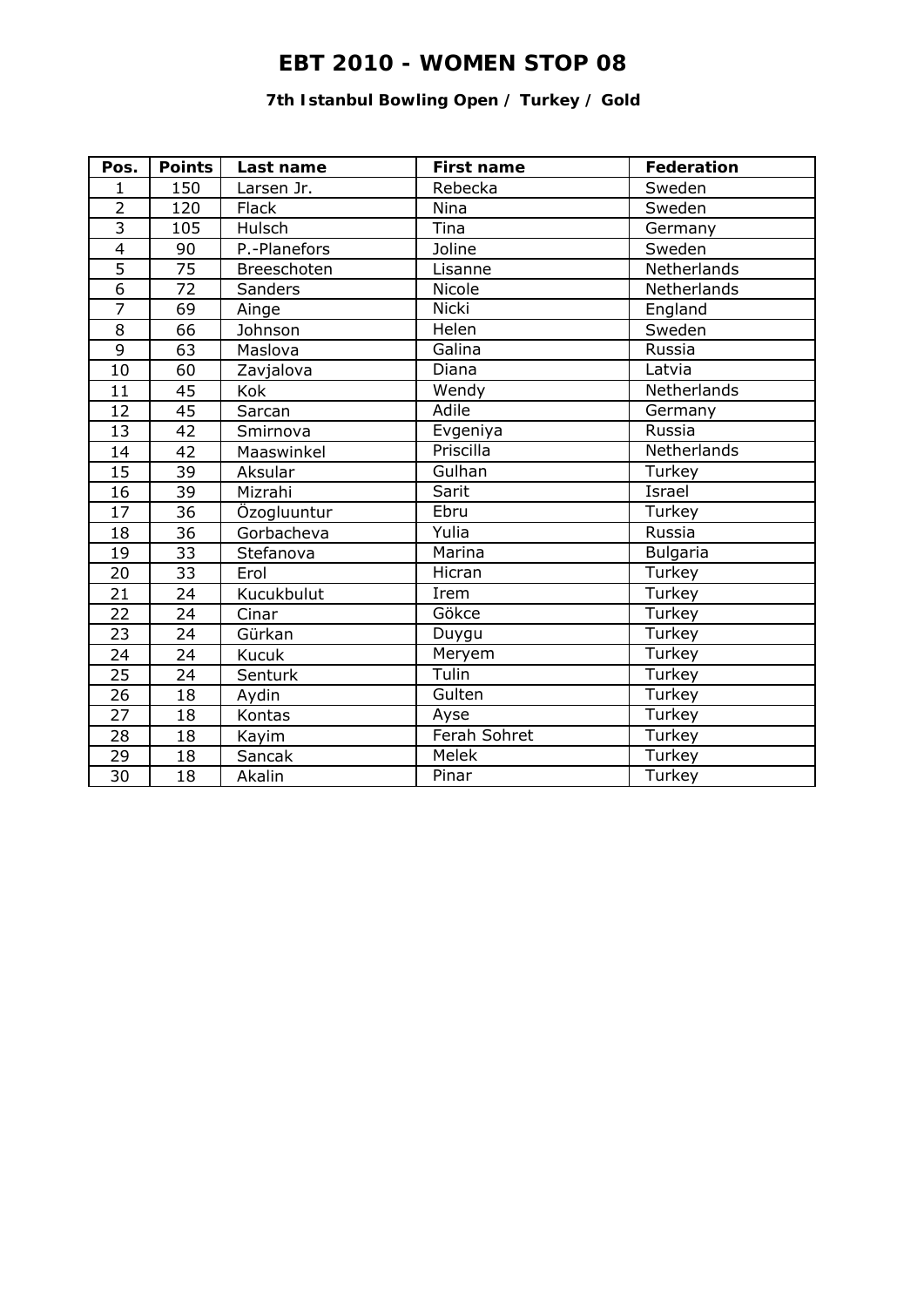# EBT 2010 - WOMEN STOP 08

### 7th Istanbul Bowling Open / Turkey / Gold

| Pos. | Points | Last name | First name | Federation |
|---|---|---|---|---|
| 1 | 150 | Larsen Jr. | Rebecka | Sweden |
| 2 | 120 | Flack | Nina | Sweden |
| 3 | 105 | Hulsch | Tina | Germany |
| 4 | 90 | P.-Planefors | Joline | Sweden |
| 5 | 75 | Breeschoten | Lisanne | Netherlands |
| 6 | 72 | Sanders | Nicole | Netherlands |
| 7 | 69 | Ainge | Nicki | England |
| 8 | 66 | Johnson | Helen | Sweden |
| 9 | 63 | Maslova | Galina | Russia |
| 10 | 60 | Zavjalova | Diana | Latvia |
| 11 | 45 | Kok | Wendy | Netherlands |
| 12 | 45 | Sarcan | Adile | Germany |
| 13 | 42 | Smirnova | Evgeniya | Russia |
| 14 | 42 | Maaswinkel | Priscilla | Netherlands |
| 15 | 39 | Aksular | Gulhan | Turkey |
| 16 | 39 | Mizrahi | Sarit | Israel |
| 17 | 36 | Özogluuntur | Ebru | Turkey |
| 18 | 36 | Gorbacheva | Yulia | Russia |
| 19 | 33 | Stefanova | Marina | Bulgaria |
| 20 | 33 | Erol | Hicran | Turkey |
| 21 | 24 | Kucukbulut | Irem | Turkey |
| 22 | 24 | Cinar | Gökce | Turkey |
| 23 | 24 | Gürkan | Duygu | Turkey |
| 24 | 24 | Kucuk | Meryem | Turkey |
| 25 | 24 | Senturk | Tulin | Turkey |
| 26 | 18 | Aydin | Gulten | Turkey |
| 27 | 18 | Kontas | Ayse | Turkey |
| 28 | 18 | Kayim | Ferah Sohret | Turkey |
| 29 | 18 | Sancak | Melek | Turkey |
| 30 | 18 | Akalin | Pinar | Turkey |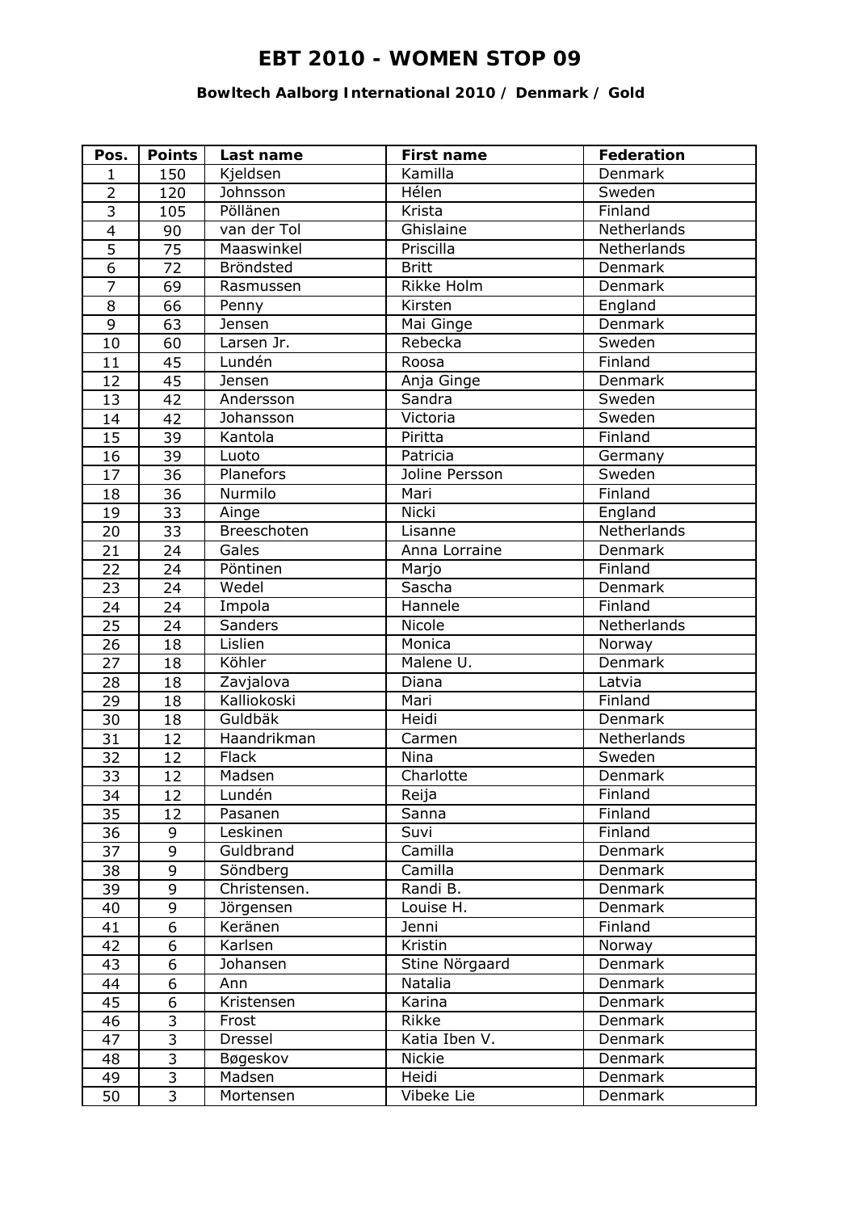# EBT 2010 - WOMEN STOP 09

### Bowltech Aalborg International 2010 / Denmark / Gold

| Pos. | Points | Last name | First name | Federation |
|---|---|---|---|---|
| 1 | 150 | Kjeldsen | Kamilla | Denmark |
| 2 | 120 | Johnsson | Hélen | Sweden |
| 3 | 105 | Pöllänen | Krista | Finland |
| 4 | 90 | van der Tol | Ghislaine | Netherlands |
| 5 | 75 | Maaswinkel | Priscilla | Netherlands |
| 6 | 72 | Bröndsted | Britt | Denmark |
| 7 | 69 | Rasmussen | Rikke Holm | Denmark |
| 8 | 66 | Penny | Kirsten | England |
| 9 | 63 | Jensen | Mai Ginge | Denmark |
| 10 | 60 | Larsen Jr. | Rebecka | Sweden |
| 11 | 45 | Lundén | Roosa | Finland |
| 12 | 45 | Jensen | Anja Ginge | Denmark |
| 13 | 42 | Andersson | Sandra | Sweden |
| 14 | 42 | Johansson | Victoria | Sweden |
| 15 | 39 | Kantola | Piritta | Finland |
| 16 | 39 | Luoto | Patricia | Germany |
| 17 | 36 | Planefors | Joline Persson | Sweden |
| 18 | 36 | Nurmilo | Mari | Finland |
| 19 | 33 | Ainge | Nicki | England |
| 20 | 33 | Breeschoten | Lisanne | Netherlands |
| 21 | 24 | Gales | Anna Lorraine | Denmark |
| 22 | 24 | Pöntinen | Marjo | Finland |
| 23 | 24 | Wedel | Sascha | Denmark |
| 24 | 24 | Impola | Hannele | Finland |
| 25 | 24 | Sanders | Nicole | Netherlands |
| 26 | 18 | Lislien | Monica | Norway |
| 27 | 18 | Köhler | Malene U. | Denmark |
| 28 | 18 | Zavjalova | Diana | Latvia |
| 29 | 18 | Kalliokoski | Mari | Finland |
| 30 | 18 | Guldbäk | Heidi | Denmark |
| 31 | 12 | Haandrikman | Carmen | Netherlands |
| 32 | 12 | Flack | Nina | Sweden |
| 33 | 12 | Madsen | Charlotte | Denmark |
| 34 | 12 | Lundén | Reija | Finland |
| 35 | 12 | Pasanen | Sanna | Finland |
| 36 | 9 | Leskinen | Suvi | Finland |
| 37 | 9 | Guldbrand | Camilla | Denmark |
| 38 | 9 | Söndberg | Camilla | Denmark |
| 39 | 9 | Christensen. | Randi B. | Denmark |
| 40 | 9 | Jörgensen | Louise H. | Denmark |
| 41 | 6 | Keränen | Jenni | Finland |
| 42 | 6 | Karlsen | Kristin | Norway |
| 43 | 6 | Johansen | Stine Nörgaard | Denmark |
| 44 | 6 | Ann | Natalia | Denmark |
| 45 | 6 | Kristensen | Karina | Denmark |
| 46 | 3 | Frost | Rikke | Denmark |
| 47 | 3 | Dressel | Katia Iben V. | Denmark |
| 48 | 3 | Bøgeskov | Nickie | Denmark |
| 49 | 3 | Madsen | Heidi | Denmark |
| 50 | 3 | Mortensen | Vibeke Lie | Denmark |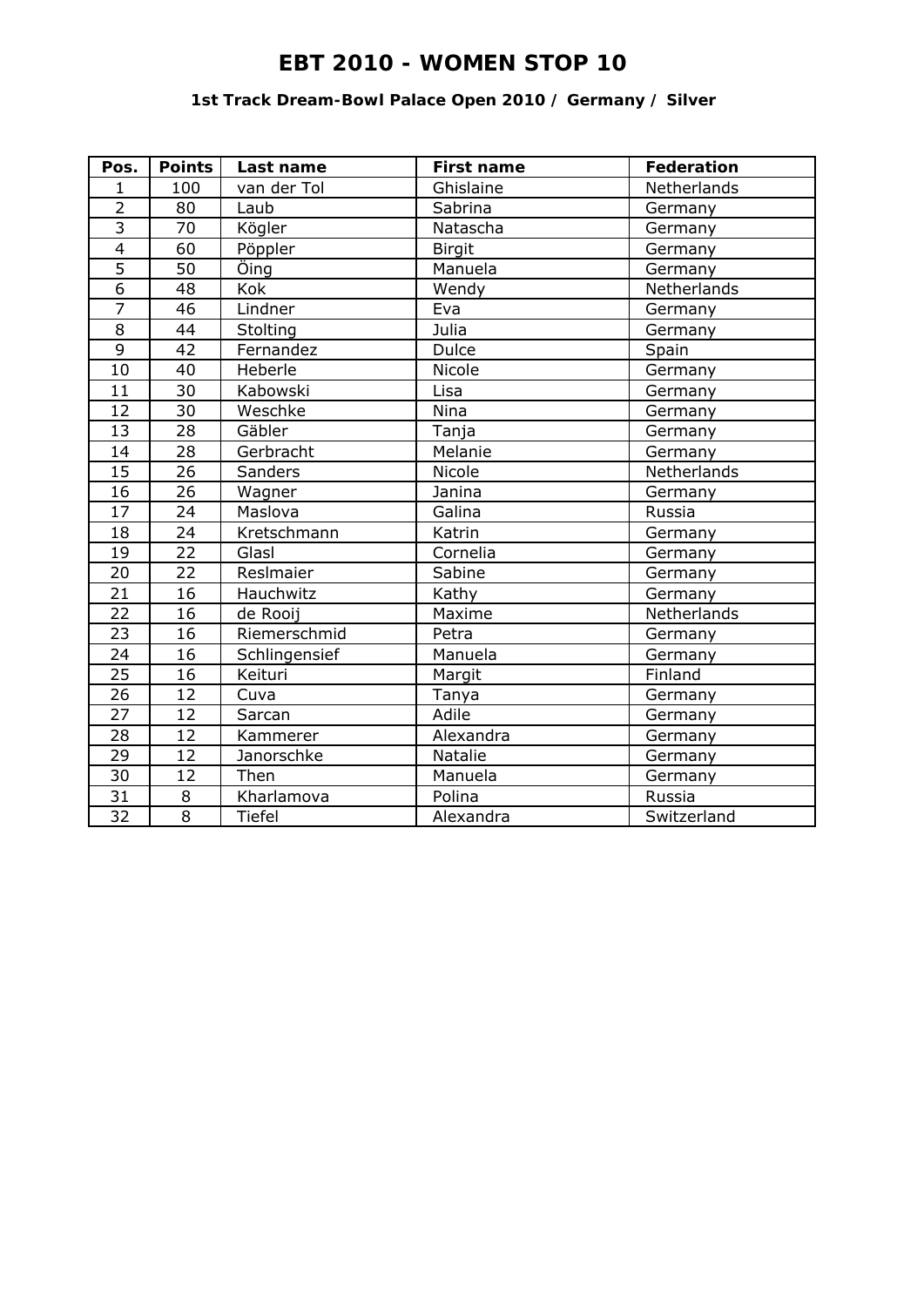# EBT 2010 - WOMEN STOP 10

### 1st Track Dream-Bowl Palace Open 2010 / Germany / Silver

| Pos. | Points | Last name | First name | Federation |
|---|---|---|---|---|
| 1 | 100 | van der Tol | Ghislaine | Netherlands |
| 2 | 80 | Laub | Sabrina | Germany |
| 3 | 70 | Kögler | Natascha | Germany |
| 4 | 60 | Pöppler | Birgit | Germany |
| 5 | 50 | Öing | Manuela | Germany |
| 6 | 48 | Kok | Wendy | Netherlands |
| 7 | 46 | Lindner | Eva | Germany |
| 8 | 44 | Stolting | Julia | Germany |
| 9 | 42 | Fernandez | Dulce | Spain |
| 10 | 40 | Heberle | Nicole | Germany |
| 11 | 30 | Kabowski | Lisa | Germany |
| 12 | 30 | Weschke | Nina | Germany |
| 13 | 28 | Gäbler | Tanja | Germany |
| 14 | 28 | Gerbracht | Melanie | Germany |
| 15 | 26 | Sanders | Nicole | Netherlands |
| 16 | 26 | Wagner | Janina | Germany |
| 17 | 24 | Maslova | Galina | Russia |
| 18 | 24 | Kretschmann | Katrin | Germany |
| 19 | 22 | Glasl | Cornelia | Germany |
| 20 | 22 | Reslmaier | Sabine | Germany |
| 21 | 16 | Hauchwitz | Kathy | Germany |
| 22 | 16 | de Rooij | Maxime | Netherlands |
| 23 | 16 | Riemerschmid | Petra | Germany |
| 24 | 16 | Schlingensief | Manuela | Germany |
| 25 | 16 | Keituri | Margit | Finland |
| 26 | 12 | Cuva | Tanya | Germany |
| 27 | 12 | Sarcan | Adile | Germany |
| 28 | 12 | Kammerer | Alexandra | Germany |
| 29 | 12 | Janorschke | Natalie | Germany |
| 30 | 12 | Then | Manuela | Germany |
| 31 | 8 | Kharlamova | Polina | Russia |
| 32 | 8 | Tiefel | Alexandra | Switzerland |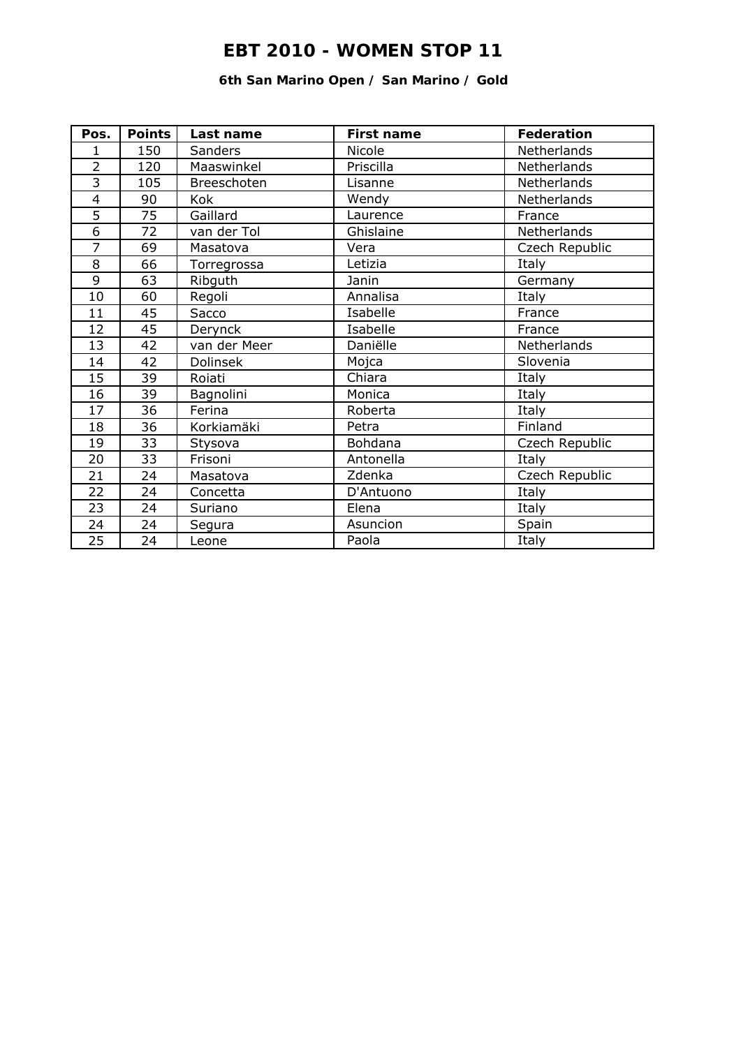# EBT 2010 - WOMEN STOP 11

### 6th San Marino Open / San Marino / Gold

| Pos. | Points | Last name | First name | Federation |
|---|---|---|---|---|
| 1 | 150 | Sanders | Nicole | Netherlands |
| 2 | 120 | Maaswinkel | Priscilla | Netherlands |
| 3 | 105 | Breeschoten | Lisanne | Netherlands |
| 4 | 90 | Kok | Wendy | Netherlands |
| 5 | 75 | Gaillard | Laurence | France |
| 6 | 72 | van der Tol | Ghislaine | Netherlands |
| 7 | 69 | Masatova | Vera | Czech Republic |
| 8 | 66 | Torregrossa | Letizia | Italy |
| 9 | 63 | Ribguth | Janin | Germany |
| 10 | 60 | Regoli | Annalisa | Italy |
| 11 | 45 | Sacco | Isabelle | France |
| 12 | 45 | Derynck | Isabelle | France |
| 13 | 42 | van der Meer | Daniëlle | Netherlands |
| 14 | 42 | Dolinsek | Mojca | Slovenia |
| 15 | 39 | Roiati | Chiara | Italy |
| 16 | 39 | Bagnolini | Monica | Italy |
| 17 | 36 | Ferina | Roberta | Italy |
| 18 | 36 | Korkiamäki | Petra | Finland |
| 19 | 33 | Stysova | Bohdana | Czech Republic |
| 20 | 33 | Frisoni | Antonella | Italy |
| 21 | 24 | Masatova | Zdenka | Czech Republic |
| 22 | 24 | Concetta | D'Antuono | Italy |
| 23 | 24 | Suriano | Elena | Italy |
| 24 | 24 | Segura | Asuncion | Spain |
| 25 | 24 | Leone | Paola | Italy |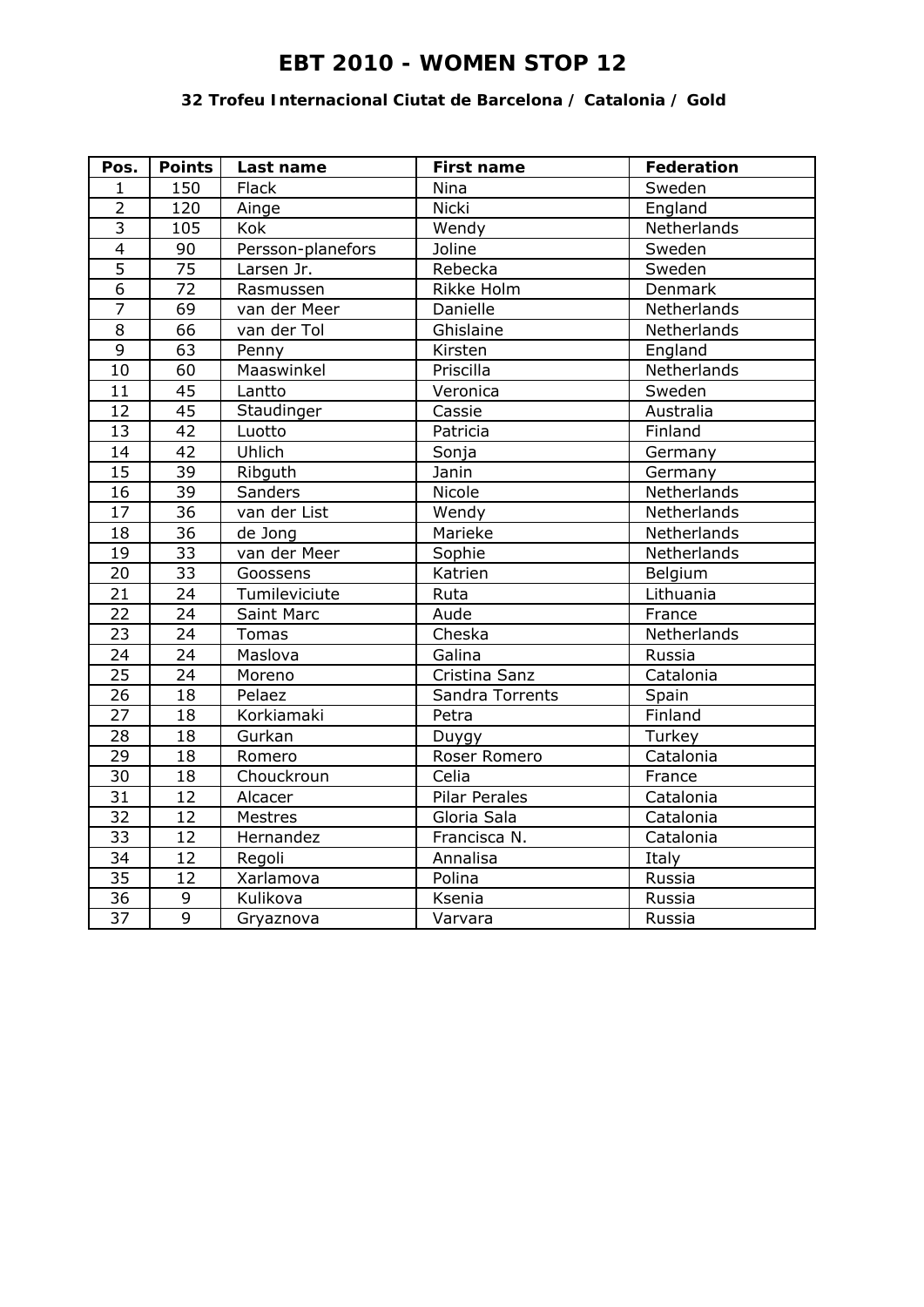# EBT 2010 - WOMEN STOP 12

**32 Trofeu Internacional Ciutat de Barcelona / Catalonia / Gold**

| Pos. | Points | Last name | First name | Federation |
|---|---|---|---|---|
| 1 | 150 | Flack | Nina | Sweden |
| 2 | 120 | Ainge | Nicki | England |
| 3 | 105 | Kok | Wendy | Netherlands |
| 4 | 90 | Persson-planefors | Joline | Sweden |
| 5 | 75 | Larsen Jr. | Rebecka | Sweden |
| 6 | 72 | Rasmussen | Rikke Holm | Denmark |
| 7 | 69 | van der Meer | Danielle | Netherlands |
| 8 | 66 | van der Tol | Ghislaine | Netherlands |
| 9 | 63 | Penny | Kirsten | England |
| 10 | 60 | Maaswinkel | Priscilla | Netherlands |
| 11 | 45 | Lantto | Veronica | Sweden |
| 12 | 45 | Staudinger | Cassie | Australia |
| 13 | 42 | Luotto | Patricia | Finland |
| 14 | 42 | Uhlich | Sonja | Germany |
| 15 | 39 | Ribguth | Janin | Germany |
| 16 | 39 | Sanders | Nicole | Netherlands |
| 17 | 36 | van der List | Wendy | Netherlands |
| 18 | 36 | de Jong | Marieke | Netherlands |
| 19 | 33 | van der Meer | Sophie | Netherlands |
| 20 | 33 | Goossens | Katrien | Belgium |
| 21 | 24 | Tumileviciute | Ruta | Lithuania |
| 22 | 24 | Saint Marc | Aude | France |
| 23 | 24 | Tomas | Cheska | Netherlands |
| 24 | 24 | Maslova | Galina | Russia |
| 25 | 24 | Moreno | Cristina Sanz | Catalonia |
| 26 | 18 | Pelaez | Sandra Torrents | Spain |
| 27 | 18 | Korkiamaki | Petra | Finland |
| 28 | 18 | Gurkan | Duygy | Turkey |
| 29 | 18 | Romero | Roser Romero | Catalonia |
| 30 | 18 | Chouckroun | Celia | France |
| 31 | 12 | Alcacer | Pilar Perales | Catalonia |
| 32 | 12 | Mestres | Gloria Sala | Catalonia |
| 33 | 12 | Hernandez | Francisca N. | Catalonia |
| 34 | 12 | Regoli | Annalisa | Italy |
| 35 | 12 | Xarlamova | Polina | Russia |
| 36 | 9 | Kulikova | Ksenia | Russia |
| 37 | 9 | Gryaznova | Varvara | Russia |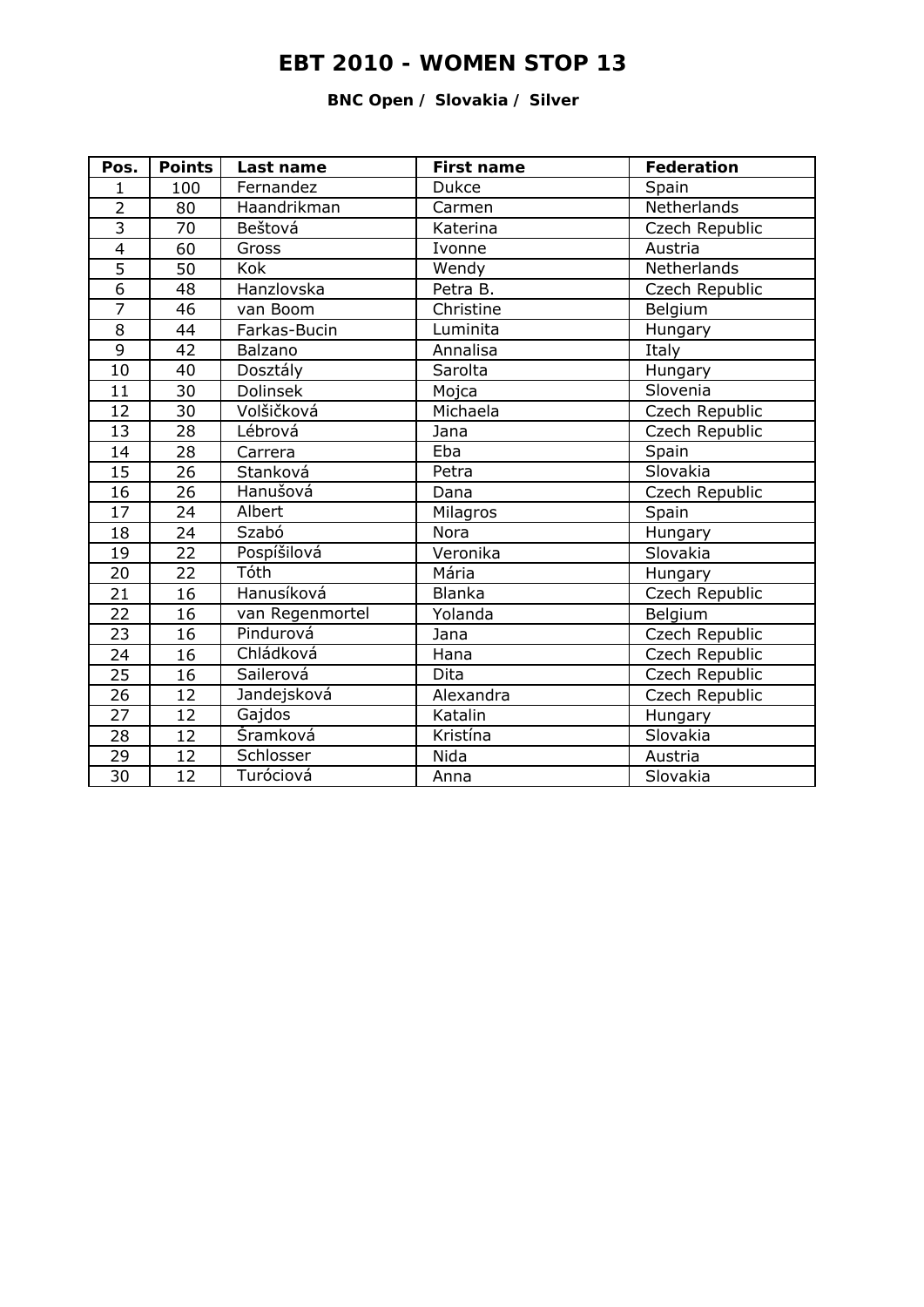# EBT 2010 - WOMEN STOP 13

**BNC Open / Slovakia / Silver**

| Pos. | Points | Last name | First name | Federation |
|---|---|---|---|---|
| 1 | 100 | Fernandez | Dukce | Spain |
| 2 | 80 | Haandrikman | Carmen | Netherlands |
| 3 | 70 | Beštová | Katerina | Czech Republic |
| 4 | 60 | Gross | Ivonne | Austria |
| 5 | 50 | Kok | Wendy | Netherlands |
| 6 | 48 | Hanzlovska | Petra B. | Czech Republic |
| 7 | 46 | van Boom | Christine | Belgium |
| 8 | 44 | Farkas-Bucin | Luminita | Hungary |
| 9 | 42 | Balzano | Annalisa | Italy |
| 10 | 40 | Dosztály | Sarolta | Hungary |
| 11 | 30 | Dolinsek | Mojca | Slovenia |
| 12 | 30 | Volšičková | Michaela | Czech Republic |
| 13 | 28 | Lébrová | Jana | Czech Republic |
| 14 | 28 | Carrera | Eba | Spain |
| 15 | 26 | Stanková | Petra | Slovakia |
| 16 | 26 | Hanušová | Dana | Czech Republic |
| 17 | 24 | Albert | Milagros | Spain |
| 18 | 24 | Szabó | Nora | Hungary |
| 19 | 22 | Pospíšilová | Veronika | Slovakia |
| 20 | 22 | Tóth | Mária | Hungary |
| 21 | 16 | Hanusíková | Blanka | Czech Republic |
| 22 | 16 | van Regenmortel | Yolanda | Belgium |
| 23 | 16 | Pindurová | Jana | Czech Republic |
| 24 | 16 | Chládková | Hana | Czech Republic |
| 25 | 16 | Sailerová | Dita | Czech Republic |
| 26 | 12 | Jandejsková | Alexandra | Czech Republic |
| 27 | 12 | Gajdos | Katalin | Hungary |
| 28 | 12 | Śramková | Kristína | Slovakia |
| 29 | 12 | Schlosser | Nida | Austria |
| 30 | 12 | Turóciová | Anna | Slovakia |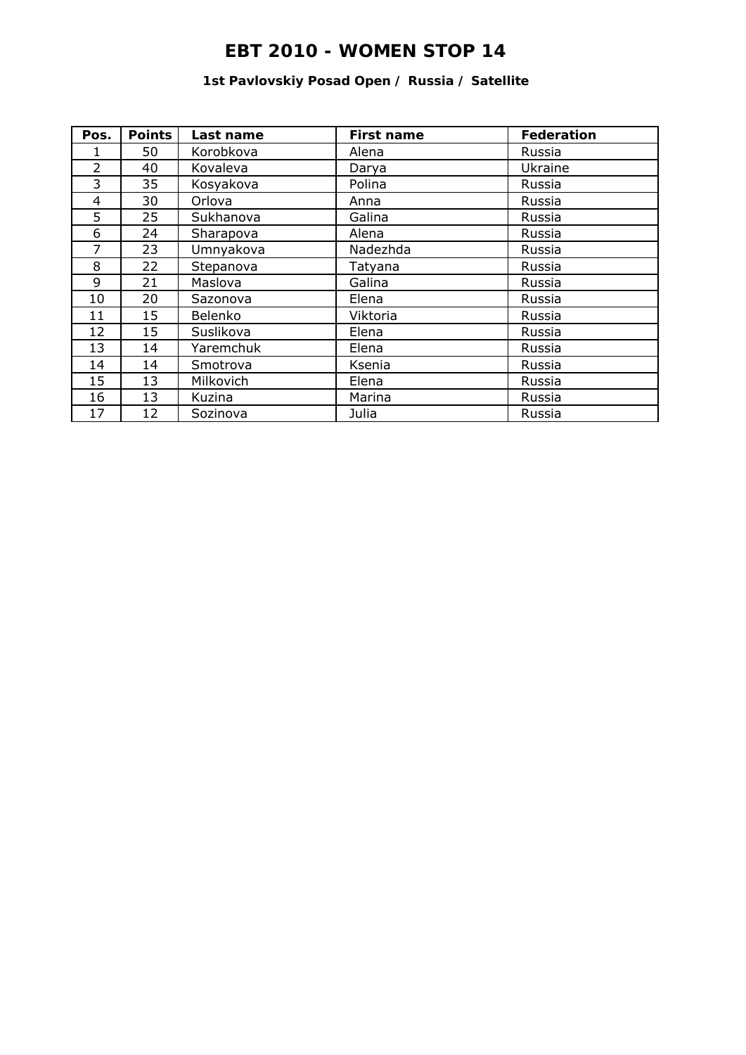# EBT 2010 - WOMEN STOP 14

### 1st Pavlovskiy Posad Open / Russia / Satellite

| Pos. | Points | Last name | First name | Federation |
|---|---|---|---|---|
| 1 | 50 | Korobkova | Alena | Russia |
| 2 | 40 | Kovaleva | Darya | Ukraine |
| 3 | 35 | Kosyakova | Polina | Russia |
| 4 | 30 | Orlova | Anna | Russia |
| 5 | 25 | Sukhanova | Galina | Russia |
| 6 | 24 | Sharapova | Alena | Russia |
| 7 | 23 | Umnyakova | Nadezhda | Russia |
| 8 | 22 | Stepanova | Tatyana | Russia |
| 9 | 21 | Maslova | Galina | Russia |
| 10 | 20 | Sazonova | Elena | Russia |
| 11 | 15 | Belenko | Viktoria | Russia |
| 12 | 15 | Suslikova | Elena | Russia |
| 13 | 14 | Yaremchuk | Elena | Russia |
| 14 | 14 | Smotrova | Ksenia | Russia |
| 15 | 13 | Milkovich | Elena | Russia |
| 16 | 13 | Kuzina | Marina | Russia |
| 17 | 12 | Sozinova | Julia | Russia |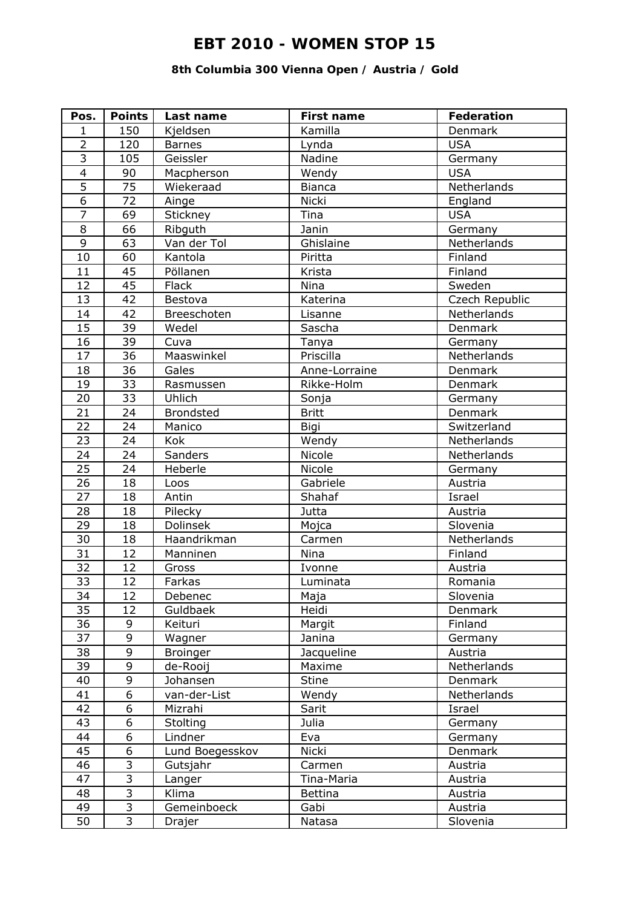# EBT 2010 - WOMEN STOP 15

### 8th Columbia 300 Vienna Open / Austria / Gold

| Pos. | Points | Last name | First name | Federation |
|---|---|---|---|---|
| 1 | 150 | Kjeldsen | Kamilla | Denmark |
| 2 | 120 | Barnes | Lynda | USA |
| 3 | 105 | Geissler | Nadine | Germany |
| 4 | 90 | Macpherson | Wendy | USA |
| 5 | 75 | Wiekeraad | Bianca | Netherlands |
| 6 | 72 | Ainge | Nicki | England |
| 7 | 69 | Stickney | Tina | USA |
| 8 | 66 | Ribguth | Janin | Germany |
| 9 | 63 | Van der Tol | Ghislaine | Netherlands |
| 10 | 60 | Kantola | Piritta | Finland |
| 11 | 45 | Pöllanen | Krista | Finland |
| 12 | 45 | Flack | Nina | Sweden |
| 13 | 42 | Bestova | Katerina | Czech Republic |
| 14 | 42 | Breeschoten | Lisanne | Netherlands |
| 15 | 39 | Wedel | Sascha | Denmark |
| 16 | 39 | Cuva | Tanya | Germany |
| 17 | 36 | Maaswinkel | Priscilla | Netherlands |
| 18 | 36 | Gales | Anne-Lorraine | Denmark |
| 19 | 33 | Rasmussen | Rikke-Holm | Denmark |
| 20 | 33 | Uhlich | Sonja | Germany |
| 21 | 24 | Brondsted | Britt | Denmark |
| 22 | 24 | Manico | Bigi | Switzerland |
| 23 | 24 | Kok | Wendy | Netherlands |
| 24 | 24 | Sanders | Nicole | Netherlands |
| 25 | 24 | Heberle | Nicole | Germany |
| 26 | 18 | Loos | Gabriele | Austria |
| 27 | 18 | Antin | Shahaf | Israel |
| 28 | 18 | Pilecky | Jutta | Austria |
| 29 | 18 | Dolinsek | Mojca | Slovenia |
| 30 | 18 | Haandrikman | Carmen | Netherlands |
| 31 | 12 | Manninen | Nina | Finland |
| 32 | 12 | Gross | Ivonne | Austria |
| 33 | 12 | Farkas | Luminata | Romania |
| 34 | 12 | Debenec | Maja | Slovenia |
| 35 | 12 | Guldbaek | Heidi | Denmark |
| 36 | 9 | Keituri | Margit | Finland |
| 37 | 9 | Wagner | Janina | Germany |
| 38 | 9 | Broinger | Jacqueline | Austria |
| 39 | 9 | de-Rooij | Maxime | Netherlands |
| 40 | 9 | Johansen | Stine | Denmark |
| 41 | 6 | van-der-List | Wendy | Netherlands |
| 42 | 6 | Mizrahi | Sarit | Israel |
| 43 | 6 | Stolting | Julia | Germany |
| 44 | 6 | Lindner | Eva | Germany |
| 45 | 6 | Lund Boegesskov | Nicki | Denmark |
| 46 | 3 | Gutsjahr | Carmen | Austria |
| 47 | 3 | Langer | Tina-Maria | Austria |
| 48 | 3 | Klima | Bettina | Austria |
| 49 | 3 | Gemeinboeck | Gabi | Austria |
| 50 | 3 | Drajer | Natasa | Slovenia |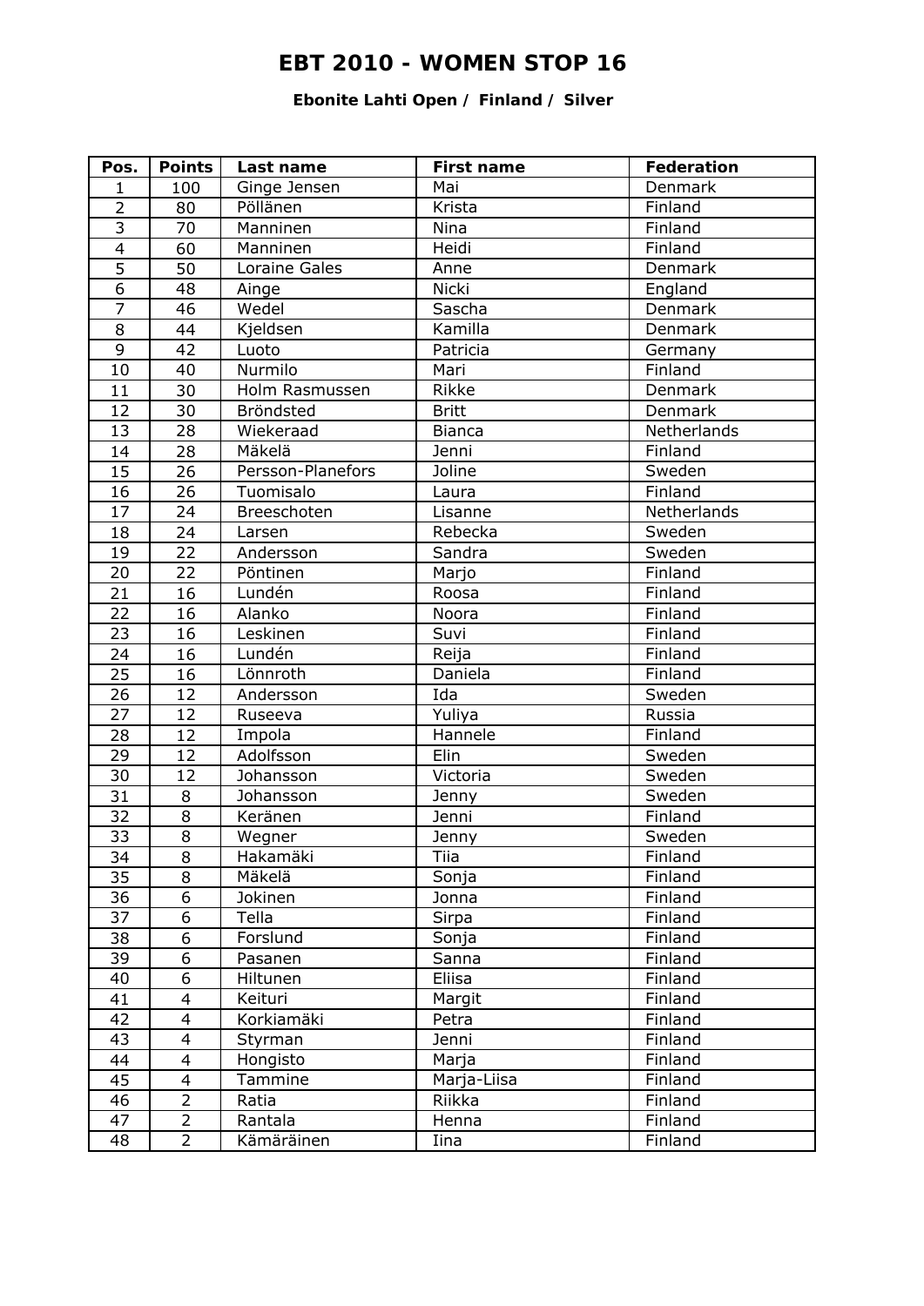# EBT 2010 - WOMEN STOP 16

**Ebonite Lahti Open / Finland / Silver**

| Pos. | Points | Last name | First name | Federation |
|---|---|---|---|---|
| 1 | 100 | Ginge Jensen | Mai | Denmark |
| 2 | 80 | Pöllänen | Krista | Finland |
| 3 | 70 | Manninen | Nina | Finland |
| 4 | 60 | Manninen | Heidi | Finland |
| 5 | 50 | Loraine Gales | Anne | Denmark |
| 6 | 48 | Ainge | Nicki | England |
| 7 | 46 | Wedel | Sascha | Denmark |
| 8 | 44 | Kjeldsen | Kamilla | Denmark |
| 9 | 42 | Luoto | Patricia | Germany |
| 10 | 40 | Nurmilo | Mari | Finland |
| 11 | 30 | Holm Rasmussen | Rikke | Denmark |
| 12 | 30 | Bröndsted | Britt | Denmark |
| 13 | 28 | Wiekeraad | Bianca | Netherlands |
| 14 | 28 | Mäkelä | Jenni | Finland |
| 15 | 26 | Persson-Planefors | Joline | Sweden |
| 16 | 26 | Tuomisalo | Laura | Finland |
| 17 | 24 | Breeschoten | Lisanne | Netherlands |
| 18 | 24 | Larsen | Rebecka | Sweden |
| 19 | 22 | Andersson | Sandra | Sweden |
| 20 | 22 | Pöntinen | Marjo | Finland |
| 21 | 16 | Lundén | Roosa | Finland |
| 22 | 16 | Alanko | Noora | Finland |
| 23 | 16 | Leskinen | Suvi | Finland |
| 24 | 16 | Lundén | Reija | Finland |
| 25 | 16 | Lönnroth | Daniela | Finland |
| 26 | 12 | Andersson | Ida | Sweden |
| 27 | 12 | Ruseeva | Yuliya | Russia |
| 28 | 12 | Impola | Hannele | Finland |
| 29 | 12 | Adolfsson | Elin | Sweden |
| 30 | 12 | Johansson | Victoria | Sweden |
| 31 | 8 | Johansson | Jenny | Sweden |
| 32 | 8 | Keränen | Jenni | Finland |
| 33 | 8 | Wegner | Jenny | Sweden |
| 34 | 8 | Hakamäki | Tiia | Finland |
| 35 | 8 | Mäkelä | Sonja | Finland |
| 36 | 6 | Jokinen | Jonna | Finland |
| 37 | 6 | Tella | Sirpa | Finland |
| 38 | 6 | Forslund | Sonja | Finland |
| 39 | 6 | Pasanen | Sanna | Finland |
| 40 | 6 | Hiltunen | Eliisa | Finland |
| 41 | 4 | Keituri | Margit | Finland |
| 42 | 4 | Korkiamäki | Petra | Finland |
| 43 | 4 | Styrman | Jenni | Finland |
| 44 | 4 | Hongisto | Marja | Finland |
| 45 | 4 | Tammine | Marja-Liisa | Finland |
| 46 | 2 | Ratia | Riikka | Finland |
| 47 | 2 | Rantala | Henna | Finland |
| 48 | 2 | Kämäräinen | Iina | Finland |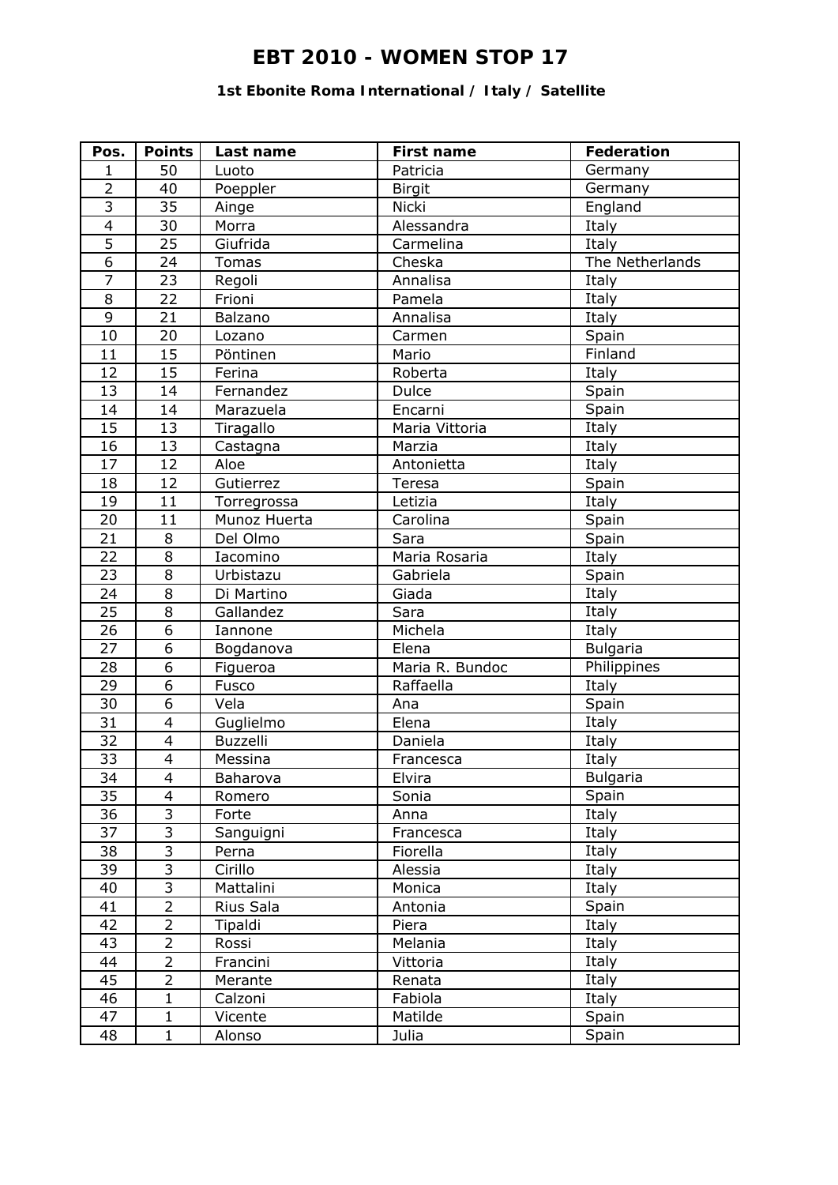# EBT 2010 - WOMEN STOP 17

### 1st Ebonite Roma International / Italy / Satellite

| Pos. | Points | Last name | First name | Federation |
|---|---|---|---|---|
| 1 | 50 | Luoto | Patricia | Germany |
| 2 | 40 | Poeppler | Birgit | Germany |
| 3 | 35 | Ainge | Nicki | England |
| 4 | 30 | Morra | Alessandra | Italy |
| 5 | 25 | Giufrida | Carmelina | Italy |
| 6 | 24 | Tomas | Cheska | The Netherlands |
| 7 | 23 | Regoli | Annalisa | Italy |
| 8 | 22 | Frioni | Pamela | Italy |
| 9 | 21 | Balzano | Annalisa | Italy |
| 10 | 20 | Lozano | Carmen | Spain |
| 11 | 15 | Pöntinen | Mario | Finland |
| 12 | 15 | Ferina | Roberta | Italy |
| 13 | 14 | Fernandez | Dulce | Spain |
| 14 | 14 | Marazuela | Encarni | Spain |
| 15 | 13 | Tiragallo | Maria Vittoria | Italy |
| 16 | 13 | Castagna | Marzia | Italy |
| 17 | 12 | Aloe | Antonietta | Italy |
| 18 | 12 | Gutierrez | Teresa | Spain |
| 19 | 11 | Torregrossa | Letizia | Italy |
| 20 | 11 | Munoz Huerta | Carolina | Spain |
| 21 | 8 | Del Olmo | Sara | Spain |
| 22 | 8 | Iacomino | Maria Rosaria | Italy |
| 23 | 8 | Urbistazu | Gabriela | Spain |
| 24 | 8 | Di Martino | Giada | Italy |
| 25 | 8 | Gallandez | Sara | Italy |
| 26 | 6 | Iannone | Michela | Italy |
| 27 | 6 | Bogdanova | Elena | Bulgaria |
| 28 | 6 | Figueroa | Maria R. Bundoc | Philippines |
| 29 | 6 | Fusco | Raffaella | Italy |
| 30 | 6 | Vela | Ana | Spain |
| 31 | 4 | Guglielmo | Elena | Italy |
| 32 | 4 | Buzzelli | Daniela | Italy |
| 33 | 4 | Messina | Francesca | Italy |
| 34 | 4 | Baharova | Elvira | Bulgaria |
| 35 | 4 | Romero | Sonia | Spain |
| 36 | 3 | Forte | Anna | Italy |
| 37 | 3 | Sanguigni | Francesca | Italy |
| 38 | 3 | Perna | Fiorella | Italy |
| 39 | 3 | Cirillo | Alessia | Italy |
| 40 | 3 | Mattalini | Monica | Italy |
| 41 | 2 | Rius Sala | Antonia | Spain |
| 42 | 2 | Tipaldi | Piera | Italy |
| 43 | 2 | Rossi | Melania | Italy |
| 44 | 2 | Francini | Vittoria | Italy |
| 45 | 2 | Merante | Renata | Italy |
| 46 | 1 | Calzoni | Fabiola | Italy |
| 47 | 1 | Vicente | Matilde | Spain |
| 48 | 1 | Alonso | Julia | Spain |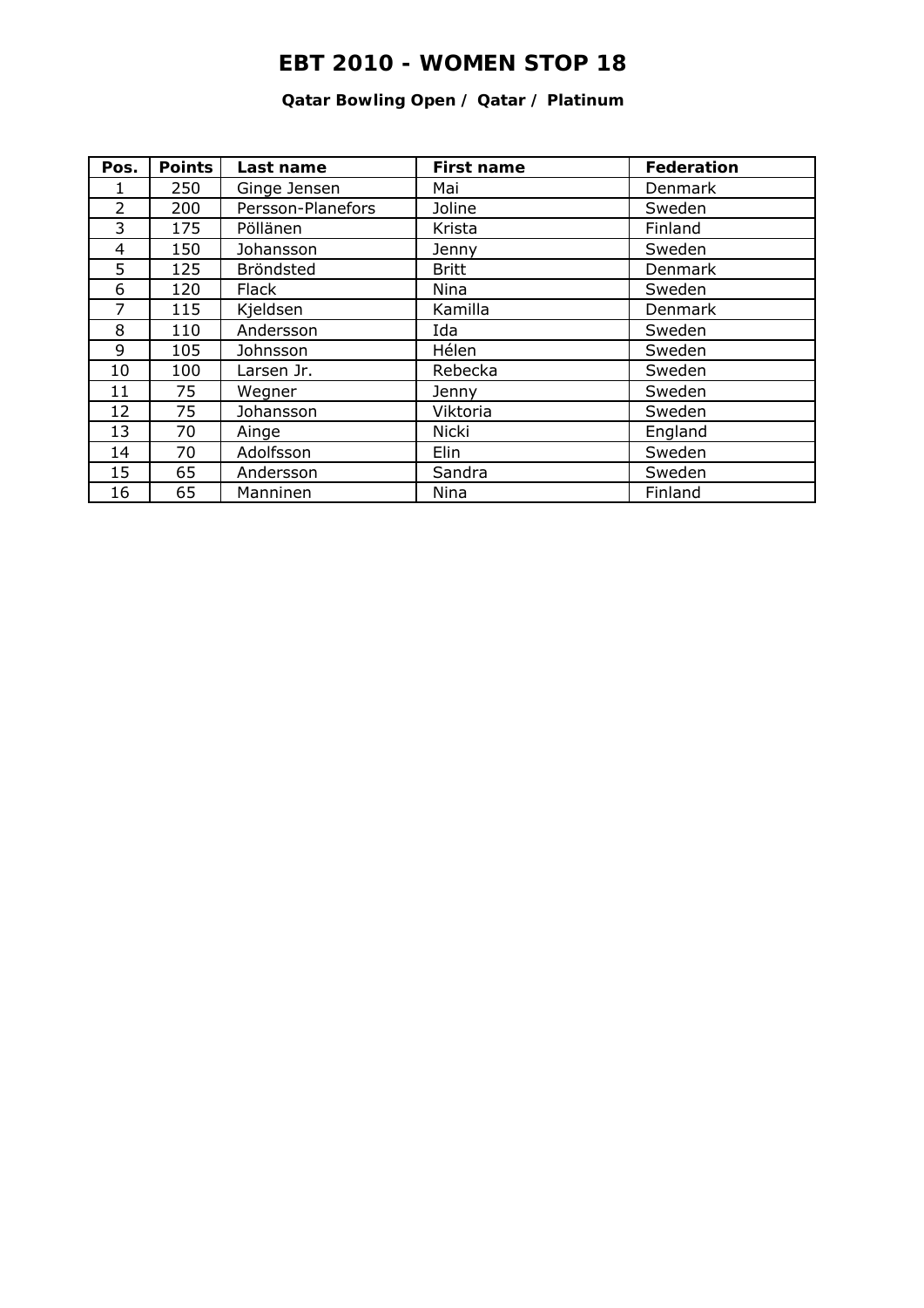# EBT 2010 - WOMEN STOP 18

**Qatar Bowling Open / Qatar / Platinum**

| Pos. | Points | Last name | First name | Federation |
|---|---|---|---|---|
| 1 | 250 | Ginge Jensen | Mai | Denmark |
| 2 | 200 | Persson-Planefors | Joline | Sweden |
| 3 | 175 | Pöllänen | Krista | Finland |
| 4 | 150 | Johansson | Jenny | Sweden |
| 5 | 125 | Bröndsted | Britt | Denmark |
| 6 | 120 | Flack | Nina | Sweden |
| 7 | 115 | Kjeldsen | Kamilla | Denmark |
| 8 | 110 | Andersson | Ida | Sweden |
| 9 | 105 | Johnsson | Hélen | Sweden |
| 10 | 100 | Larsen Jr. | Rebecka | Sweden |
| 11 | 75 | Wegner | Jenny | Sweden |
| 12 | 75 | Johansson | Viktoria | Sweden |
| 13 | 70 | Ainge | Nicki | England |
| 14 | 70 | Adolfsson | Elin | Sweden |
| 15 | 65 | Andersson | Sandra | Sweden |
| 16 | 65 | Manninen | Nina | Finland |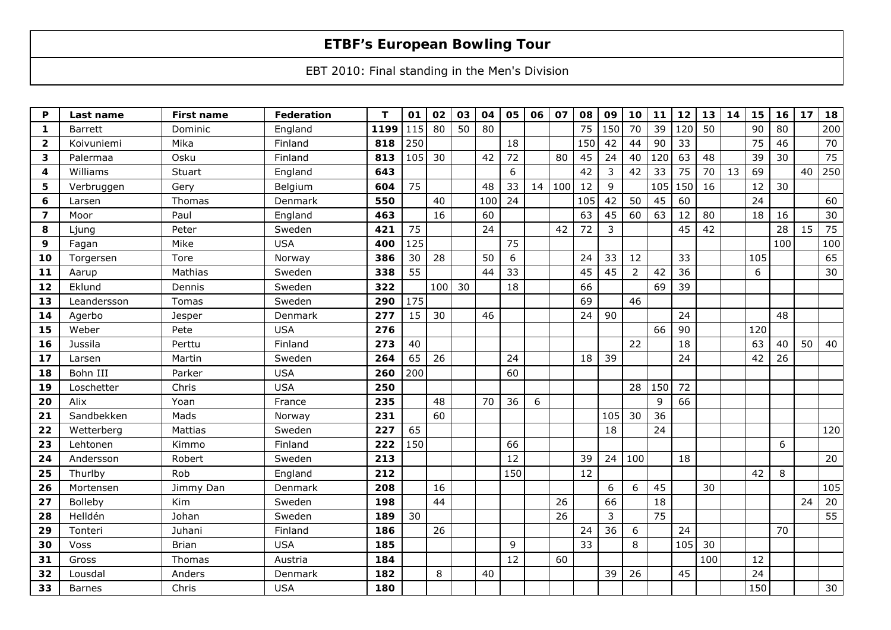# ETBF's European Bowling Tour

EBT 2010: Final standing in the Men's Division

| P | Last name | First name | Federation | T | 01 | 02 | 03 | 04 | 05 | 06 | 07 | 08 | 09 | 10 | 11 | 12 | 13 | 14 | 15 | 16 | 17 | 18 |
|---|---|---|---|---|---|---|---|---|---|---|---|---|---|---|---|---|---|---|---|---|---|---|
| **1** | Barrett | Dominic | England | **1199** | 115 | 80 | 50 | 80 | | | | 75 | 150 | 70 | 39 | 120 | 50 | | 90 | 80 | | 200 |
| **2** | Koivuniemi | Mika | Finland | **818** | 250 | | | | 18 | | | 150 | 42 | 44 | 90 | 33 | | | 75 | 46 | | 70 |
| **3** | Palermaa | Osku | Finland | **813** | 105 | 30 | | 42 | 72 | | 80 | 45 | 24 | 40 | 120 | 63 | 48 | | 39 | 30 | | 75 |
| **4** | Williams | Stuart | England | **643** | | | | | 6 | | | 42 | 3 | 42 | 33 | 75 | 70 | 13 | 69 | | 40 | 250 |
| **5** | Verbruggen | Gery | Belgium | **604** | 75 | | | 48 | 33 | 14 | 100 | 12 | 9 | | 105 | 150 | 16 | | 12 | 30 | | |
| **6** | Larsen | Thomas | Denmark | **550** | | 40 | | 100 | 24 | | | 105 | 42 | 50 | 45 | 60 | | | 24 | | | 60 |
| **7** | Moor | Paul | England | **463** | | 16 | | 60 | | | | 63 | 45 | 60 | 63 | 12 | 80 | | 18 | 16 | | 30 |
| **8** | Ljung | Peter | Sweden | **421** | 75 | | | 24 | | | 42 | 72 | 3 | | | 45 | 42 | | | 28 | 15 | 75 |
| **9** | Fagan | Mike | USA | **400** | 125 | | | | 75 | | | | | | | | | | | 100 | | 100 |
| **10** | Torgersen | Tore | Norway | **386** | 30 | 28 | | 50 | 6 | | | 24 | 33 | 12 | | 33 | | | 105 | | | 65 |
| **11** | Aarup | Mathias | Sweden | **338** | 55 | | | 44 | 33 | | | 45 | 45 | 2 | 42 | 36 | | | 6 | | | 30 |
| **12** | Eklund | Dennis | Sweden | **322** | | 100 | 30 | | 18 | | | 66 | | | 69 | 39 | | | | | | |
| **13** | Leandersson | Tomas | Sweden | **290** | 175 | | | | | | | 69 | | 46 | | | | | | | | |
| **14** | Agerbo | Jesper | Denmark | **277** | 15 | 30 | | 46 | | | | 24 | 90 | | | 24 | | | | 48 | | |
| **15** | Weber | Pete | USA | **276** | | | | | | | | | | | 66 | 90 | | | 120 | | | |
| **16** | Jussila | Perttu | Finland | **273** | 40 | | | | | | | | | 22 | | 18 | | | 63 | 40 | 50 | 40 |
| **17** | Larsen | Martin | Sweden | **264** | 65 | 26 | | | 24 | | | 18 | 39 | | | 24 | | | 42 | 26 | | |
| **18** | Bohn III | Parker | USA | **260** | 200 | | | | 60 | | | | | | | | | | | | | |
| **19** | Loschetter | Chris | USA | **250** | | | | | | | | | | 28 | 150 | 72 | | | | | | |
| **20** | Alix | Yoan | France | **235** | | 48 | | 70 | 36 | 6 | | | | | 9 | 66 | | | | | | |
| **21** | Sandbekken | Mads | Norway | **231** | | 60 | | | | | | | 105 | 30 | 36 | | | | | | | |
| **22** | Wetterberg | Mattias | Sweden | **227** | 65 | | | | | | | | 18 | | 24 | | | | | | | 120 |
| **23** | Lehtonen | Kimmo | Finland | **222** | 150 | | | | 66 | | | | | | | | | | | 6 | | |
| **24** | Andersson | Robert | Sweden | **213** | | | | | 12 | | | 39 | 24 | 100 | | 18 | | | | | | 20 |
| **25** | Thurlby | Rob | England | **212** | | | | | 150 | | | 12 | | | | | | | 42 | 8 | | |
| **26** | Mortensen | Jimmy Dan | Denmark | **208** | | 16 | | | | | | | 6 | 6 | 45 | | 30 | | | | | 105 |
| **27** | Bolleby | Kim | Sweden | **198** | | 44 | | | | | 26 | | 66 | | 18 | | | | | | 24 | 20 |
| **28** | Helldén | Johan | Sweden | **189** | 30 | | | | | | 26 | | 3 | | 75 | | | | | | | 55 |
| **29** | Tonteri | Juhani | Finland | **186** | | 26 | | | | | | 24 | 36 | 6 | | 24 | | | | 70 | | |
| **30** | Voss | Brian | USA | **185** | | | | | 9 | | | 33 | | 8 | | 105 | 30 | | | | | |
| **31** | Gross | Thomas | Austria | **184** | | | | | 12 | | 60 | | | | | | 100 | | 12 | | | |
| **32** | Lousdal | Anders | Denmark | **182** | | 8 | | 40 | | | | | 39 | 26 | | 45 | | | 24 | | | |
| **33** | Barnes | Chris | USA | **180** | | | | | | | | | | | | | | | 150 | | | 30 |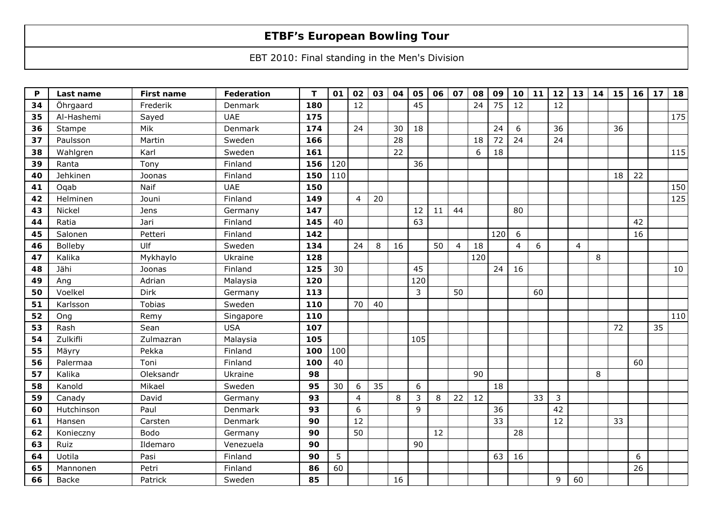# ETBF's European Bowling Tour

EBT 2010: Final standing in the Men's Division

| P | Last name | First name | Federation | T | 01 | 02 | 03 | 04 | 05 | 06 | 07 | 08 | 09 | 10 | 11 | 12 | 13 | 14 | 15 | 16 | 17 | 18 |
|---|---|---|---|---|---|---|---|---|---|---|---|---|---|---|---|---|---|---|---|---|---|---|
| 34 | Öhrgaard | Frederik | Denmark | 180 | | 12 | | | 45 | | | 24 | 75 | 12 | | 12 | | | | | | |
| 35 | Al-Hashemi | Sayed | UAE | 175 | | | | | | | | | | | | | | | | | | 175 |
| 36 | Stampe | Mik | Denmark | 174 | | 24 | | 30 | 18 | | | | 24 | 6 | | 36 | | | 36 | | | |
| 37 | Paulsson | Martin | Sweden | 166 | | | | 28 | | | | 18 | 72 | 24 | | 24 | | | | | | |
| 38 | Wahlgren | Karl | Sweden | 161 | | | | 22 | | | | 6 | 18 | | | | | | | | | 115 |
| 39 | Ranta | Tony | Finland | 156 | 120 | | | | 36 | | | | | | | | | | | | | |
| 40 | Jehkinen | Joonas | Finland | 150 | 110 | | | | | | | | | | | | | | 18 | 22 | | |
| 41 | Oqab | Naif | UAE | 150 | | | | | | | | | | | | | | | | | | 150 |
| 42 | Helminen | Jouni | Finland | 149 | | 4 | 20 | | | | | | | | | | | | | | | 125 |
| 43 | Nickel | Jens | Germany | 147 | | | | | 12 | 11 | 44 | | | 80 | | | | | | | | |
| 44 | Ratia | Jari | Finland | 145 | 40 | | | | 63 | | | | | | | | | | | 42 | | |
| 45 | Salonen | Petteri | Finland | 142 | | | | | | | | | 120 | 6 | | | | | | 16 | | |
| 46 | Bolleby | Ulf | Sweden | 134 | | 24 | 8 | 16 | | 50 | 4 | 18 | | 4 | 6 | | 4 | | | | | |
| 47 | Kalika | Mykhaylo | Ukraine | 128 | | | | | | | | 120 | | | | | | 8 | | | | |
| 48 | Jähi | Joonas | Finland | 125 | 30 | | | | 45 | | | | 24 | 16 | | | | | | | | 10 |
| 49 | Ang | Adrian | Malaysia | 120 | | | | | 120 | | | | | | | | | | | | | |
| 50 | Voelkel | Dirk | Germany | 113 | | | | | 3 | | 50 | | | | 60 | | | | | | | |
| 51 | Karlsson | Tobias | Sweden | 110 | | 70 | 40 | | | | | | | | | | | | | | | |
| 52 | Ong | Remy | Singapore | 110 | | | | | | | | | | | | | | | | | | 110 |
| 53 | Rash | Sean | USA | 107 | | | | | | | | | | | | | | | 72 | | 35 | |
| 54 | Zulkifli | Zulmazran | Malaysia | 105 | | | | | 105 | | | | | | | | | | | | | |
| 55 | Mäyry | Pekka | Finland | 100 | 100 | | | | | | | | | | | | | | | | | |
| 56 | Palermaa | Toni | Finland | 100 | 40 | | | | | | | | | | | | | | | 60 | | |
| 57 | Kalika | Oleksandr | Ukraine | 98 | | | | | | | | 90 | | | | | | 8 | | | | |
| 58 | Kanold | Mikael | Sweden | 95 | 30 | 6 | 35 | | 6 | | | | 18 | | | | | | | | | |
| 59 | Canady | David | Germany | 93 | | 4 | | 8 | 3 | 8 | 22 | 12 | | | 33 | 3 | | | | | | |
| 60 | Hutchinson | Paul | Denmark | 93 | | 6 | | | 9 | | | | 36 | | | 42 | | | | | | |
| 61 | Hansen | Carsten | Denmark | 90 | | 12 | | | | | | | 33 | | | 12 | | | 33 | | | |
| 62 | Konieczny | Bodo | Germany | 90 | | 50 | | | | 12 | | | | 28 | | | | | | | | |
| 63 | Ruiz | Ildemaro | Venezuela | 90 | | | | | 90 | | | | | | | | | | | | | |
| 64 | Uotila | Pasi | Finland | 90 | 5 | | | | | | | | 63 | 16 | | | | | | 6 | | |
| 65 | Mannonen | Petri | Finland | 86 | 60 | | | | | | | | | | | | | | | 26 | | |
| 66 | Backe | Patrick | Sweden | 85 | | | | 16 | | | | | | | | 9 | 60 | | | | | |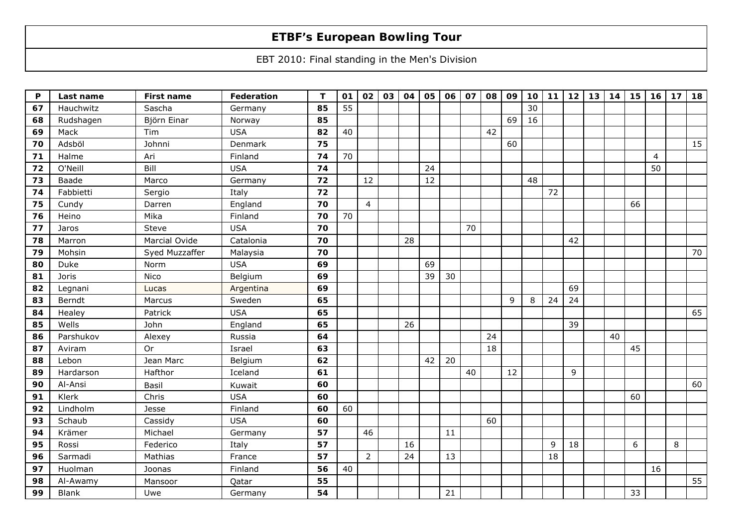# ETBF's European Bowling Tour

EBT 2010: Final standing in the Men's Division

| P | Last name | First name | Federation | T | 01 | 02 | 03 | 04 | 05 | 06 | 07 | 08 | 09 | 10 | 11 | 12 | 13 | 14 | 15 | 16 | 17 | 18 |
|---|---|---|---|---|---|---|---|---|---|---|---|---|---|---|---|---|---|---|---|---|---|---|
| **67** | Hauchwitz | Sascha | Germany | **85** | 55 | | | | | | | | | 30 | | | | | | | | |
| **68** | Rudshagen | Björn Einar | Norway | **85** | | | | | | | | | 69 | 16 | | | | | | | | |
| **69** | Mack | Tim | USA | **82** | 40 | | | | | | | 42 | | | | | | | | | | |
| **70** | Adsböl | Johnni | Denmark | **75** | | | | | | | | | 60 | | | | | | | | | 15 |
| **71** | Halme | Ari | Finland | **74** | 70 | | | | | | | | | | | | | | | 4 | | |
| **72** | O'Neill | Bill | USA | **74** | | | | | 24 | | | | | | | | | | | 50 | | |
| **73** | Baade | Marco | Germany | **72** | | 12 | | | 12 | | | | | 48 | | | | | | | | |
| **74** | Fabbietti | Sergio | Italy | **72** | | | | | | | | | | | 72 | | | | | | | |
| **75** | Cundy | Darren | England | **70** | | 4 | | | | | | | | | | | | | 66 | | | |
| **76** | Heino | Mika | Finland | **70** | 70 | | | | | | | | | | | | | | | | | |
| **77** | Jaros | Steve | USA | **70** | | | | | | | 70 | | | | | | | | | | | |
| **78** | Marron | Marcial Ovide | Catalonia | **70** | | | | 28 | | | | | | | | 42 | | | | | | |
| **79** | Mohsin | Syed Muzzaffer | Malaysia | **70** | | | | | | | | | | | | | | | | | | 70 |
| **80** | Duke | Norm | USA | **69** | | | | | 69 | | | | | | | | | | | | | |
| **81** | Joris | Nico | Belgium | **69** | | | | | 39 | 30 | | | | | | | | | | | | |
| **82** | Legnani | Lucas | Argentina | **69** | | | | | | | | | | | | 69 | | | | | | |
| **83** | Berndt | Marcus | Sweden | **65** | | | | | | | | | 9 | 8 | 24 | 24 | | | | | | |
| **84** | Healey | Patrick | USA | **65** | | | | | | | | | | | | | | | | | | 65 |
| **85** | Wells | John | England | **65** | | | | 26 | | | | | | | | 39 | | | | | | |
| **86** | Parshukov | Alexey | Russia | **64** | | | | | | | | 24 | | | | | | 40 | | | | |
| **87** | Aviram | Or | Israel | **63** | | | | | | | | 18 | | | | | | | 45 | | | |
| **88** | Lebon | Jean Marc | Belgium | **62** | | | | | 42 | 20 | | | | | | | | | | | | |
| **89** | Hardarson | Hafthor | Iceland | **61** | | | | | | | 40 | | 12 | | | 9 | | | | | | |
| **90** | Al-Ansi | Basil | Kuwait | **60** | | | | | | | | | | | | | | | | | | 60 |
| **91** | Klerk | Chris | USA | **60** | | | | | | | | | | | | | | | 60 | | | |
| **92** | Lindholm | Jesse | Finland | **60** | 60 | | | | | | | | | | | | | | | | | |
| **93** | Schaub | Cassidy | USA | **60** | | | | | | | | 60 | | | | | | | | | | |
| **94** | Krämer | Michael | Germany | **57** | | 46 | | | | 11 | | | | | | | | | | | | |
| **95** | Rossi | Federico | Italy | **57** | | | | 16 | | | | | | | 9 | 18 | | | 6 | | 8 | |
| **96** | Sarmadi | Mathias | France | **57** | | 2 | | 24 | | 13 | | | | | 18 | | | | | | | |
| **97** | Huolman | Joonas | Finland | **56** | 40 | | | | | | | | | | | | | | | 16 | | |
| **98** | Al-Awamy | Mansoor | Qatar | **55** | | | | | | | | | | | | | | | | | | 55 |
| **99** | Blank | Uwe | Germany | **54** | | | | | | 21 | | | | | | | | | 33 | | | |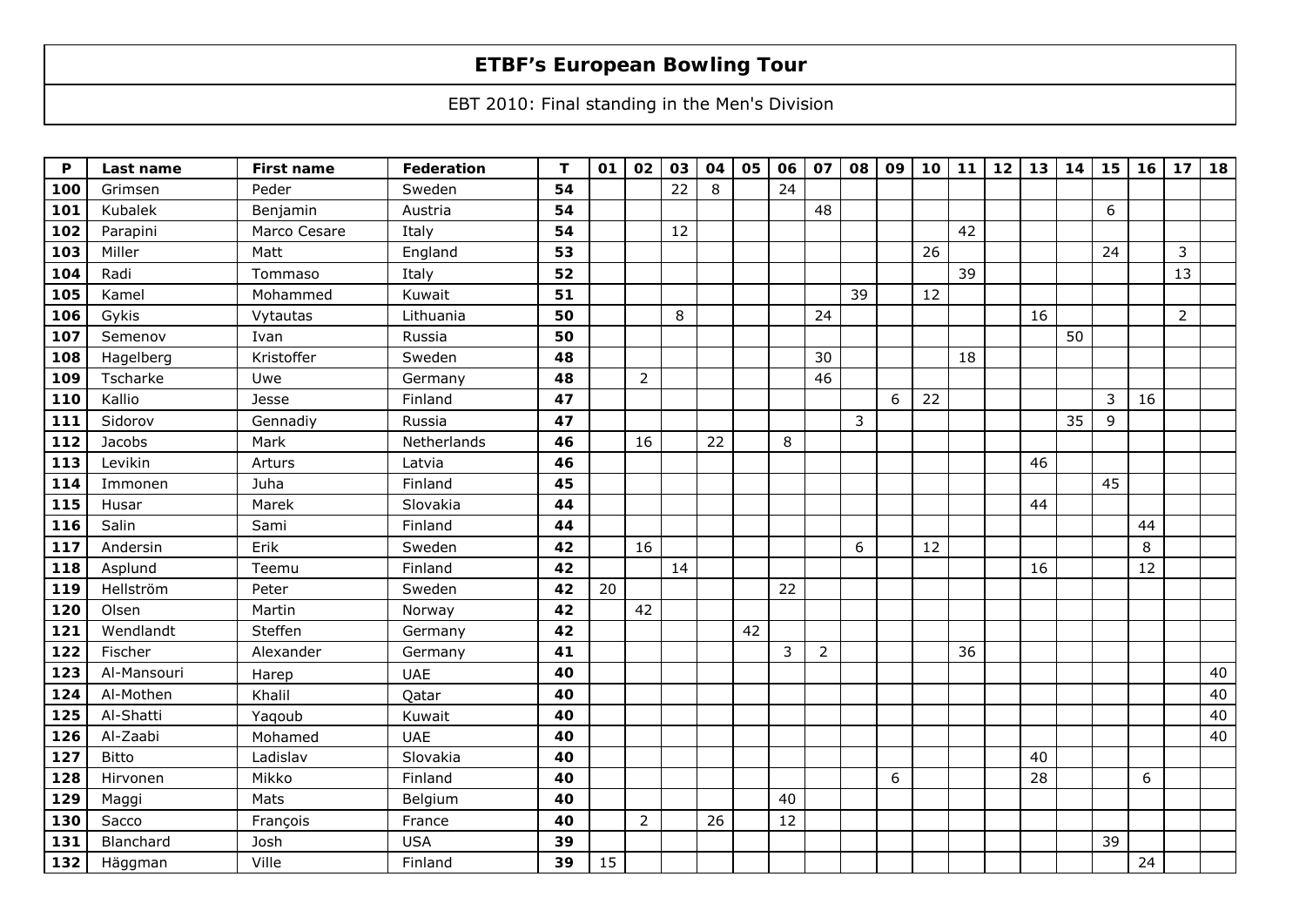# ETBF's European Bowling Tour

EBT 2010: Final standing in the Men's Division

| P | Last name | First name | Federation | T | 01 | 02 | 03 | 04 | 05 | 06 | 07 | 08 | 09 | 10 | 11 | 12 | 13 | 14 | 15 | 16 | 17 | 18 |
|---|---|---|---|---|---|---|---|---|---|---|---|---|---|---|---|---|---|---|---|---|---|---|
| 100 | Grimsen | Peder | Sweden | 54 | | | 22 | 8 | | 24 | | | | | | | | | | | | |
| 101 | Kubalek | Benjamin | Austria | 54 | | | | | | | 48 | | | | | | | | 6 | | | |
| 102 | Parapini | Marco Cesare | Italy | 54 | | | 12 | | | | | | | | 42 | | | | | | | |
| 103 | Miller | Matt | England | 53 | | | | | | | | | | 26 | | | | | 24 | | 3 | |
| 104 | Radi | Tommaso | Italy | 52 | | | | | | | | | | | 39 | | | | | | 13 | |
| 105 | Kamel | Mohammed | Kuwait | 51 | | | | | | | | 39 | | 12 | | | | | | | | |
| 106 | Gykis | Vytautas | Lithuania | 50 | | | 8 | | | | 24 | | | | | | 16 | | | | 2 | |
| 107 | Semenov | Ivan | Russia | 50 | | | | | | | | | | | | | | 50 | | | | |
| 108 | Hagelberg | Kristoffer | Sweden | 48 | | | | | | | 30 | | | | 18 | | | | | | | |
| 109 | Tscharke | Uwe | Germany | 48 | | 2 | | | | | 46 | | | | | | | | | | | |
| 110 | Kallio | Jesse | Finland | 47 | | | | | | | | | 6 | 22 | | | | | 3 | 16 | | |
| 111 | Sidorov | Gennadiy | Russia | 47 | | | | | | | | 3 | | | | | | 35 | 9 | | | |
| 112 | Jacobs | Mark | Netherlands | 46 | | 16 | | 22 | | 8 | | | | | | | | | | | | |
| 113 | Levikin | Arturs | Latvia | 46 | | | | | | | | | | | | | 46 | | | | | |
| 114 | Immonen | Juha | Finland | 45 | | | | | | | | | | | | | | | 45 | | | |
| 115 | Husar | Marek | Slovakia | 44 | | | | | | | | | | | | | 44 | | | | | |
| 116 | Salin | Sami | Finland | 44 | | | | | | | | | | | | | | | | 44 | | |
| 117 | Andersin | Erik | Sweden | 42 | | 16 | | | | | | 6 | | 12 | | | | | | 8 | | |
| 118 | Asplund | Teemu | Finland | 42 | | | 14 | | | | | | | | | | 16 | | | 12 | | |
| 119 | Hellström | Peter | Sweden | 42 | 20 | | | | | 22 | | | | | | | | | | | | |
| 120 | Olsen | Martin | Norway | 42 | | 42 | | | | | | | | | | | | | | | | |
| 121 | Wendlandt | Steffen | Germany | 42 | | | | | 42 | | | | | | | | | | | | | |
| 122 | Fischer | Alexander | Germany | 41 | | | | | | 3 | 2 | | | | 36 | | | | | | | |
| 123 | Al-Mansouri | Harep | UAE | 40 | | | | | | | | | | | | | | | | | | 40 |
| 124 | Al-Mothen | Khalil | Qatar | 40 | | | | | | | | | | | | | | | | | | 40 |
| 125 | Al-Shatti | Yaqoub | Kuwait | 40 | | | | | | | | | | | | | | | | | | 40 |
| 126 | Al-Zaabi | Mohamed | UAE | 40 | | | | | | | | | | | | | | | | | | 40 |
| 127 | Bitto | Ladislav | Slovakia | 40 | | | | | | | | | | | | | 40 | | | | | |
| 128 | Hirvonen | Mikko | Finland | 40 | | | | | | | | | 6 | | | | 28 | | | 6 | | |
| 129 | Maggi | Mats | Belgium | 40 | | | | | | 40 | | | | | | | | | | | | |
| 130 | Sacco | François | France | 40 | | 2 | | 26 | | 12 | | | | | | | | | | | | |
| 131 | Blanchard | Josh | USA | 39 | | | | | | | | | | | | | | | 39 | | | |
| 132 | Häggman | Ville | Finland | 39 | 15 | | | | | | | | | | | | | | | 24 | | |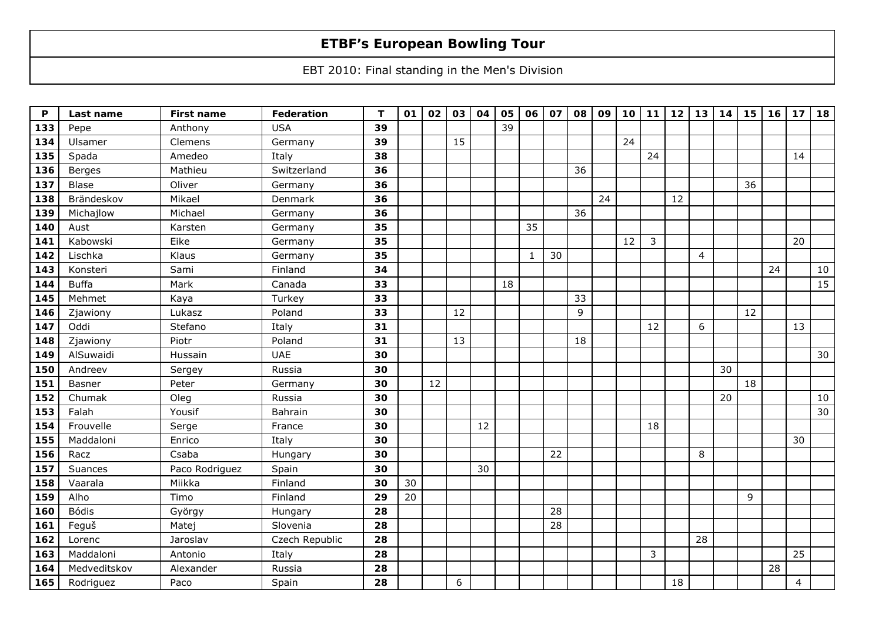# ETBF's European Bowling Tour

EBT 2010: Final standing in the Men's Division

| P | Last name | First name | Federation | T | 01 | 02 | 03 | 04 | 05 | 06 | 07 | 08 | 09 | 10 | 11 | 12 | 13 | 14 | 15 | 16 | 17 | 18 |
|---|---|---|---|---|---|---|---|---|---|---|---|---|---|---|---|---|---|---|---|---|---|---|
| **133** | Pepe | Anthony | USA | **39** | | | | | 39 | | | | | | | | | | | | | |
| **134** | Ulsamer | Clemens | Germany | **39** | | | 15 | | | | | | | 24 | | | | | | | | |
| **135** | Spada | Amedeo | Italy | **38** | | | | | | | | | | | 24 | | | | | | 14 | |
| **136** | Berges | Mathieu | Switzerland | **36** | | | | | | | | 36 | | | | | | | | | | |
| **137** | Blase | Oliver | Germany | **36** | | | | | | | | | | | | | | | 36 | | | |
| **138** | Brändeskov | Mikael | Denmark | **36** | | | | | | | | | 24 | | | 12 | | | | | | |
| **139** | Michajlow | Michael | Germany | **36** | | | | | | | | 36 | | | | | | | | | | |
| **140** | Aust | Karsten | Germany | **35** | | | | | | 35 | | | | | | | | | | | | |
| **141** | Kabowski | Eike | Germany | **35** | | | | | | | | | | 12 | 3 | | | | | | 20 | |
| **142** | Lischka | Klaus | Germany | **35** | | | | | | 1 | 30 | | | | | | 4 | | | | | |
| **143** | Konsteri | Sami | Finland | **34** | | | | | | | | | | | | | | | | 24 | | 10 |
| **144** | Buffa | Mark | Canada | **33** | | | | | 18 | | | | | | | | | | | | | 15 |
| **145** | Mehmet | Kaya | Turkey | **33** | | | | | | | | 33 | | | | | | | | | | |
| **146** | Zjawiony | Lukasz | Poland | **33** | | | 12 | | | | | 9 | | | | | | | 12 | | | |
| **147** | Oddi | Stefano | Italy | **31** | | | | | | | | | | | 12 | | 6 | | | | 13 | |
| **148** | Zjawiony | Piotr | Poland | **31** | | | 13 | | | | | 18 | | | | | | | | | | |
| **149** | AlSuwaidi | Hussain | UAE | **30** | | | | | | | | | | | | | | | | | | 30 |
| **150** | Andreev | Sergey | Russia | **30** | | | | | | | | | | | | | | 30 | | | | |
| **151** | Basner | Peter | Germany | **30** | | 12 | | | | | | | | | | | | | 18 | | | |
| **152** | Chumak | Oleg | Russia | **30** | | | | | | | | | | | | | | 20 | | | | 10 |
| **153** | Falah | Yousif | Bahrain | **30** | | | | | | | | | | | | | | | | | | 30 |
| **154** | Frouvelle | Serge | France | **30** | | | | 12 | | | | | | | 18 | | | | | | | |
| **155** | Maddaloni | Enrico | Italy | **30** | | | | | | | | | | | | | | | | | 30 | |
| **156** | Racz | Csaba | Hungary | **30** | | | | | | | 22 | | | | | | 8 | | | | | |
| **157** | Suances | Paco Rodriguez | Spain | **30** | | | | 30 | | | | | | | | | | | | | | |
| **158** | Vaarala | Miikka | Finland | **30** | 30 | | | | | | | | | | | | | | | | | |
| **159** | Alho | Timo | Finland | **29** | 20 | | | | | | | | | | | | | | 9 | | | |
| **160** | Bódis | György | Hungary | **28** | | | | | | | 28 | | | | | | | | | | | |
| **161** | Feguš | Matej | Slovenia | **28** | | | | | | | 28 | | | | | | | | | | | |
| **162** | Lorenc | Jaroslav | Czech Republic | **28** | | | | | | | | | | | | | 28 | | | | | |
| **163** | Maddaloni | Antonio | Italy | **28** | | | | | | | | | | | 3 | | | | | | 25 | |
| **164** | Medveditskov | Alexander | Russia | **28** | | | | | | | | | | | | | | | | 28 | | |
| **165** | Rodriguez | Paco | Spain | **28** | | | 6 | | | | | | | | | 18 | | | | | 4 | |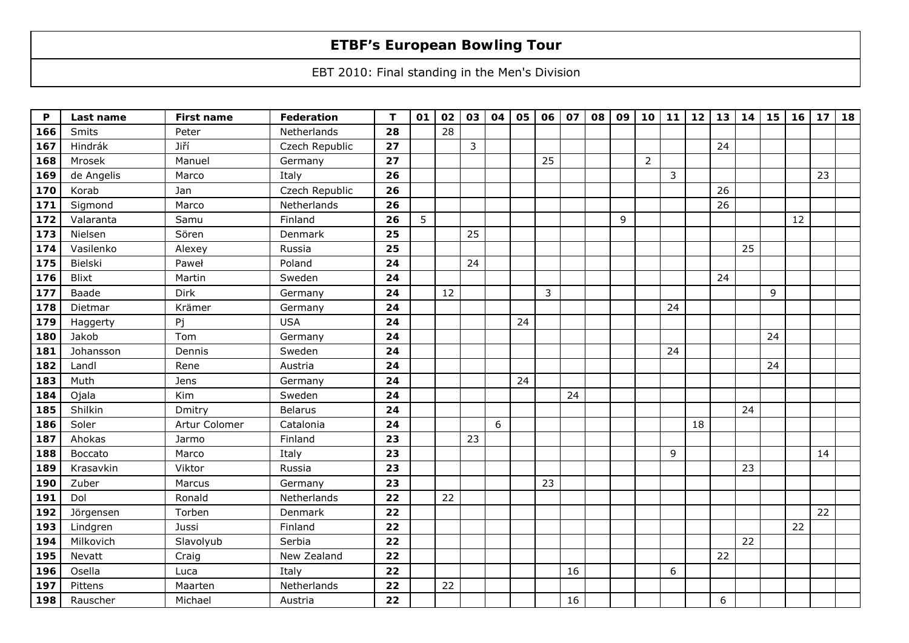# ETBF's European Bowling Tour

EBT 2010: Final standing in the Men's Division

| P | Last name | First name | Federation | T | 01 | 02 | 03 | 04 | 05 | 06 | 07 | 08 | 09 | 10 | 11 | 12 | 13 | 14 | 15 | 16 | 17 | 18 |
|---|---|---|---|---|---|---|---|---|---|---|---|---|---|---|---|---|---|---|---|---|---|---|
| 166 | Smits | Peter | Netherlands | 28 | | 28 | | | | | | | | | | | | | | | | |
| 167 | Hindrák | Jiří | Czech Republic | 27 | | | 3 | | | | | | | | | | 24 | | | | | |
| 168 | Mrosek | Manuel | Germany | 27 | | | | | | 25 | | | | 2 | | | | | | | | |
| 169 | de Angelis | Marco | Italy | 26 | | | | | | | | | | | 3 | | | | | | 23 | |
| 170 | Korab | Jan | Czech Republic | 26 | | | | | | | | | | | | | 26 | | | | | |
| 171 | Sigmond | Marco | Netherlands | 26 | | | | | | | | | | | | | 26 | | | | | |
| 172 | Valaranta | Samu | Finland | 26 | 5 | | | | | | | | 9 | | | | | | | 12 | | |
| 173 | Nielsen | Sören | Denmark | 25 | | | 25 | | | | | | | | | | | | | | | |
| 174 | Vasilenko | Alexey | Russia | 25 | | | | | | | | | | | | | | 25 | | | | |
| 175 | Bielski | Paweł | Poland | 24 | | | 24 | | | | | | | | | | | | | | | |
| 176 | Blixt | Martin | Sweden | 24 | | | | | | | | | | | | | 24 | | | | | |
| 177 | Baade | Dirk | Germany | 24 | | 12 | | | | 3 | | | | | | | | | 9 | | | |
| 178 | Dietmar | Krämer | Germany | 24 | | | | | | | | | | | 24 | | | | | | | |
| 179 | Haggerty | Pj | USA | 24 | | | | | 24 | | | | | | | | | | | | | |
| 180 | Jakob | Tom | Germany | 24 | | | | | | | | | | | | | | | 24 | | | |
| 181 | Johansson | Dennis | Sweden | 24 | | | | | | | | | | | 24 | | | | | | | |
| 182 | Landl | Rene | Austria | 24 | | | | | | | | | | | | | | | 24 | | | |
| 183 | Muth | Jens | Germany | 24 | | | | | 24 | | | | | | | | | | | | | |
| 184 | Ojala | Kim | Sweden | 24 | | | | | | | 24 | | | | | | | | | | | |
| 185 | Shilkin | Dmitry | Belarus | 24 | | | | | | | | | | | | | | 24 | | | | |
| 186 | Soler | Artur Colomer | Catalonia | 24 | | | | 6 | | | | | | | | 18 | | | | | | |
| 187 | Ahokas | Jarmo | Finland | 23 | | | 23 | | | | | | | | | | | | | | | |
| 188 | Boccato | Marco | Italy | 23 | | | | | | | | | | | 9 | | | | | | 14 | |
| 189 | Krasavkin | Viktor | Russia | 23 | | | | | | | | | | | | | | 23 | | | | |
| 190 | Zuber | Marcus | Germany | 23 | | | | | | 23 | | | | | | | | | | | | |
| 191 | Dol | Ronald | Netherlands | 22 | | 22 | | | | | | | | | | | | | | | | |
| 192 | Jörgensen | Torben | Denmark | 22 | | | | | | | | | | | | | | | | | 22 | |
| 193 | Lindgren | Jussi | Finland | 22 | | | | | | | | | | | | | | | | 22 | | |
| 194 | Milkovich | Slavolyub | Serbia | 22 | | | | | | | | | | | | | | 22 | | | | |
| 195 | Nevatt | Craig | New Zealand | 22 | | | | | | | | | | | | | 22 | | | | | |
| 196 | Osella | Luca | Italy | 22 | | | | | | | 16 | | | | 6 | | | | | | | |
| 197 | Pittens | Maarten | Netherlands | 22 | | 22 | | | | | | | | | | | | | | | | |
| 198 | Rauscher | Michael | Austria | 22 | | | | | | | 16 | | | | | | 6 | | | | | |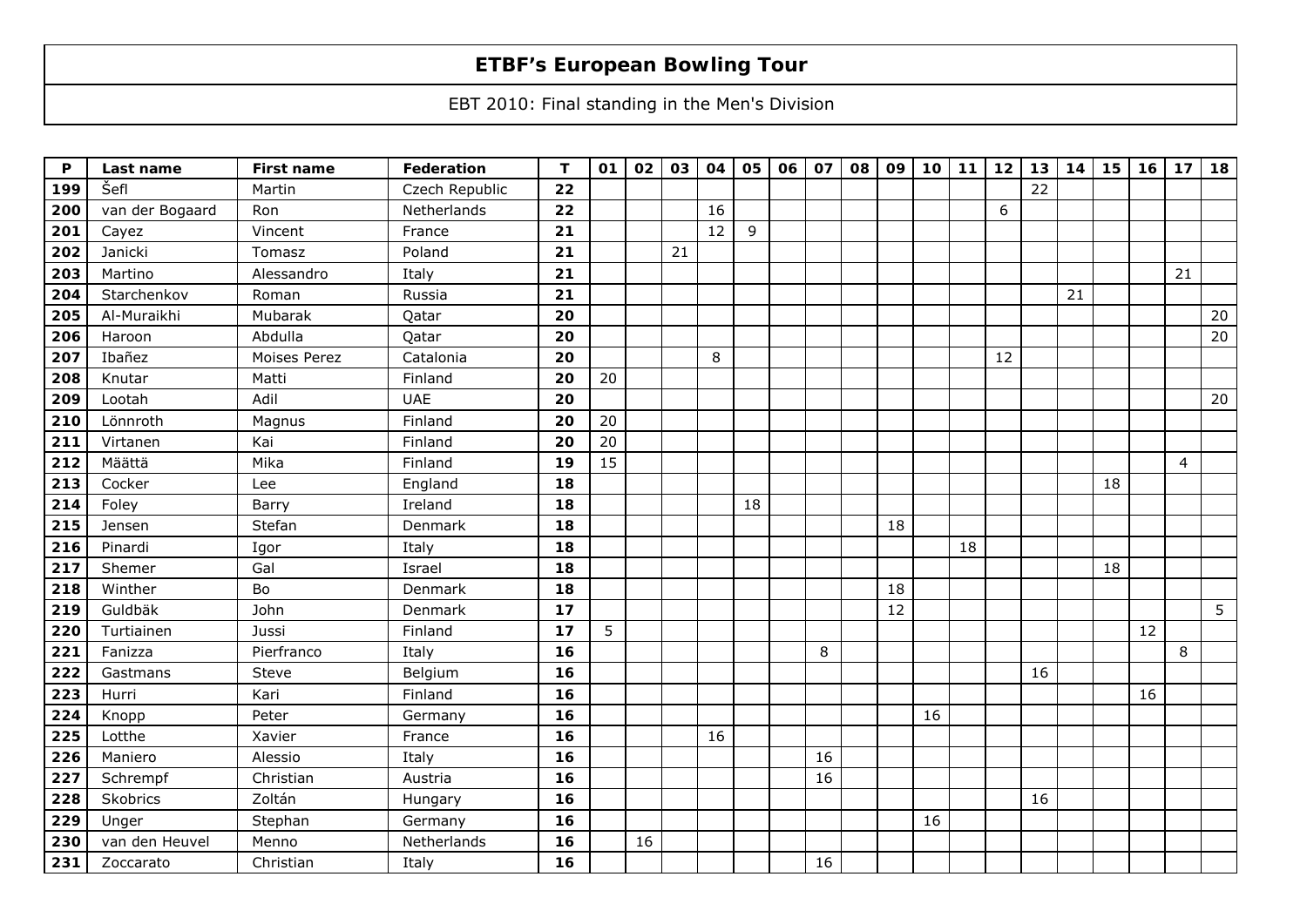# ETBF's European Bowling Tour

EBT 2010: Final standing in the Men's Division

| P | Last name | First name | Federation | T | 01 | 02 | 03 | 04 | 05 | 06 | 07 | 08 | 09 | 10 | 11 | 12 | 13 | 14 | 15 | 16 | 17 | 18 |
|---|---|---|---|---|---|---|---|---|---|---|---|---|---|---|---|---|---|---|---|---|---|---|
| 199 | Šefl | Martin | Czech Republic | 22 | | | | | | | | | | | | | 22 | | | | | |
| 200 | van der Bogaard | Ron | Netherlands | 22 | | | | 16 | | | | | | | | 6 | | | | | | |
| 201 | Cayez | Vincent | France | 21 | | | | 12 | 9 | | | | | | | | | | | | | |
| 202 | Janicki | Tomasz | Poland | 21 | | | 21 | | | | | | | | | | | | | | | |
| 203 | Martino | Alessandro | Italy | 21 | | | | | | | | | | | | | | | | | 21 | |
| 204 | Starchenkov | Roman | Russia | 21 | | | | | | | | | | | | | | 21 | | | | |
| 205 | Al-Muraikhi | Mubarak | Qatar | 20 | | | | | | | | | | | | | | | | | | 20 |
| 206 | Haroon | Abdulla | Qatar | 20 | | | | | | | | | | | | | | | | | | 20 |
| 207 | Ibañez | Moises Perez | Catalonia | 20 | | | | 8 | | | | | | | | 12 | | | | | | |
| 208 | Knutar | Matti | Finland | 20 | 20 | | | | | | | | | | | | | | | | | |
| 209 | Lootah | Adil | UAE | 20 | | | | | | | | | | | | | | | | | | 20 |
| 210 | Lönnroth | Magnus | Finland | 20 | 20 | | | | | | | | | | | | | | | | | |
| 211 | Virtanen | Kai | Finland | 20 | 20 | | | | | | | | | | | | | | | | | |
| 212 | Määttä | Mika | Finland | 19 | 15 | | | | | | | | | | | | | | | | 4 | |
| 213 | Cocker | Lee | England | 18 | | | | | | | | | | | | | | | 18 | | | |
| 214 | Foley | Barry | Ireland | 18 | | | | | 18 | | | | | | | | | | | | | |
| 215 | Jensen | Stefan | Denmark | 18 | | | | | | | | | 18 | | | | | | | | | |
| 216 | Pinardi | Igor | Italy | 18 | | | | | | | | | | | 18 | | | | | | | |
| 217 | Shemer | Gal | Israel | 18 | | | | | | | | | | | | | | | 18 | | | |
| 218 | Winther | Bo | Denmark | 18 | | | | | | | | | 18 | | | | | | | | | |
| 219 | Guldbäk | John | Denmark | 17 | | | | | | | | | 12 | | | | | | | | | 5 |
| 220 | Turtiainen | Jussi | Finland | 17 | 5 | | | | | | | | | | | | | | | 12 | | |
| 221 | Fanizza | Pierfranco | Italy | 16 | | | | | | | 8 | | | | | | | | | | 8 | |
| 222 | Gastmans | Steve | Belgium | 16 | | | | | | | | | | | | | 16 | | | | | |
| 223 | Hurri | Kari | Finland | 16 | | | | | | | | | | | | | | | | 16 | | |
| 224 | Knopp | Peter | Germany | 16 | | | | | | | | | | 16 | | | | | | | | |
| 225 | Lotthe | Xavier | France | 16 | | | | 16 | | | | | | | | | | | | | | |
| 226 | Maniero | Alessio | Italy | 16 | | | | | | | 16 | | | | | | | | | | | |
| 227 | Schrempf | Christian | Austria | 16 | | | | | | | 16 | | | | | | | | | | | |
| 228 | Skobrics | Zoltán | Hungary | 16 | | | | | | | | | | | | | 16 | | | | | |
| 229 | Unger | Stephan | Germany | 16 | | | | | | | | | | 16 | | | | | | | | |
| 230 | van den Heuvel | Menno | Netherlands | 16 | | 16 | | | | | | | | | | | | | | | | |
| 231 | Zoccarato | Christian | Italy | 16 | | | | | | | 16 | | | | | | | | | | | |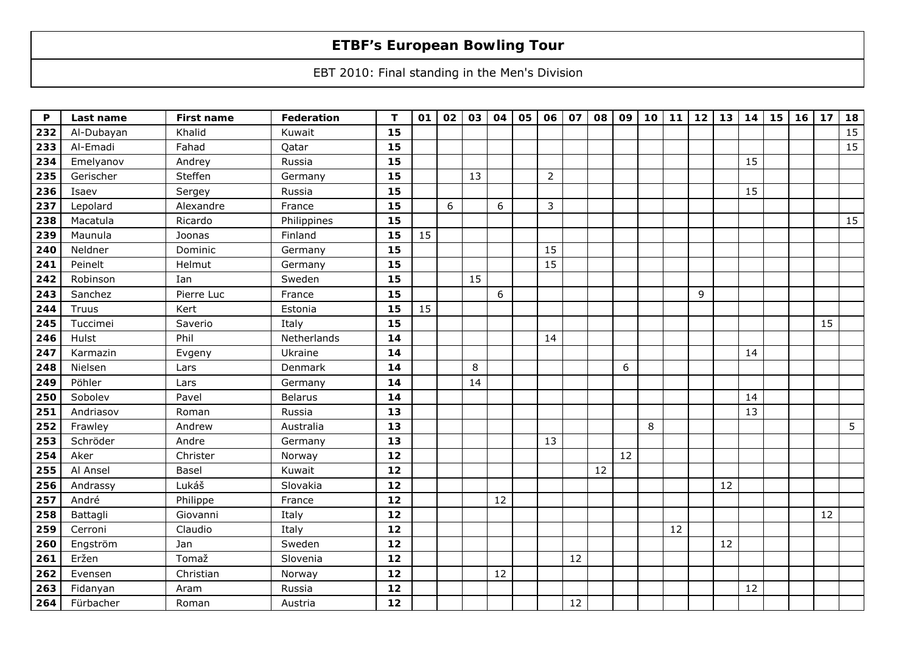# ETBF's European Bowling Tour

EBT 2010: Final standing in the Men's Division

| P | Last name | First name | Federation | T | 01 | 02 | 03 | 04 | 05 | 06 | 07 | 08 | 09 | 10 | 11 | 12 | 13 | 14 | 15 | 16 | 17 | 18 |
|---|---|---|---|---|---|---|---|---|---|---|---|---|---|---|---|---|---|---|---|---|---|---|
| **232** | Al-Dubayan | Khalid | Kuwait | **15** | | | | | | | | | | | | | | | | | | 15 |
| **233** | Al-Emadi | Fahad | Qatar | **15** | | | | | | | | | | | | | | | | | | 15 |
| **234** | Emelyanov | Andrey | Russia | **15** | | | | | | | | | | | | | | 15 | | | | |
| **235** | Gerischer | Steffen | Germany | **15** | | | 13 | | | 2 | | | | | | | | | | | | |
| **236** | Isaev | Sergey | Russia | **15** | | | | | | | | | | | | | | 15 | | | | |
| **237** | Lepolard | Alexandre | France | **15** | | 6 | | 6 | | 3 | | | | | | | | | | | | |
| **238** | Macatula | Ricardo | Philippines | **15** | | | | | | | | | | | | | | | | | | 15 |
| **239** | Maunula | Joonas | Finland | **15** | 15 | | | | | | | | | | | | | | | | | |
| **240** | Neldner | Dominic | Germany | **15** | | | | | | 15 | | | | | | | | | | | | |
| **241** | Peinelt | Helmut | Germany | **15** | | | | | | 15 | | | | | | | | | | | | |
| **242** | Robinson | Ian | Sweden | **15** | | | 15 | | | | | | | | | | | | | | | |
| **243** | Sanchez | Pierre Luc | France | **15** | | | | 6 | | | | | | | | 9 | | | | | | |
| **244** | Truus | Kert | Estonia | **15** | 15 | | | | | | | | | | | | | | | | | |
| **245** | Tuccimei | Saverio | Italy | **15** | | | | | | | | | | | | | | | | | 15 | |
| **246** | Hulst | Phil | Netherlands | **14** | | | | | | 14 | | | | | | | | | | | | |
| **247** | Karmazin | Evgeny | Ukraine | **14** | | | | | | | | | | | | | | 14 | | | | |
| **248** | Nielsen | Lars | Denmark | **14** | | | 8 | | | | | | 6 | | | | | | | | | |
| **249** | Pöhler | Lars | Germany | **14** | | | 14 | | | | | | | | | | | | | | | |
| **250** | Sobolev | Pavel | Belarus | **14** | | | | | | | | | | | | | | 14 | | | | |
| **251** | Andriasov | Roman | Russia | **13** | | | | | | | | | | | | | | 13 | | | | |
| **252** | Frawley | Andrew | Australia | **13** | | | | | | | | | | 8 | | | | | | | | 5 |
| **253** | Schröder | Andre | Germany | **13** | | | | | | 13 | | | | | | | | | | | | |
| **254** | Aker | Christer | Norway | **12** | | | | | | | | | 12 | | | | | | | | | |
| **255** | Al Ansel | Basel | Kuwait | **12** | | | | | | | | 12 | | | | | | | | | | |
| **256** | Andrassy | Lukáš | Slovakia | **12** | | | | | | | | | | | | | 12 | | | | | |
| **257** | André | Philippe | France | **12** | | | | 12 | | | | | | | | | | | | | | |
| **258** | Battagli | Giovanni | Italy | **12** | | | | | | | | | | | | | | | | | 12 | |
| **259** | Cerroni | Claudio | Italy | **12** | | | | | | | | | | | 12 | | | | | | | |
| **260** | Engström | Jan | Sweden | **12** | | | | | | | | | | | | | 12 | | | | | |
| **261** | Eržen | Tomaž | Slovenia | **12** | | | | | | | 12 | | | | | | | | | | | |
| **262** | Evensen | Christian | Norway | **12** | | | | 12 | | | | | | | | | | | | | | |
| **263** | Fidanyan | Aram | Russia | **12** | | | | | | | | | | | | | | 12 | | | | |
| **264** | Fürbacher | Roman | Austria | **12** | | | | | | | 12 | | | | | | | | | | | |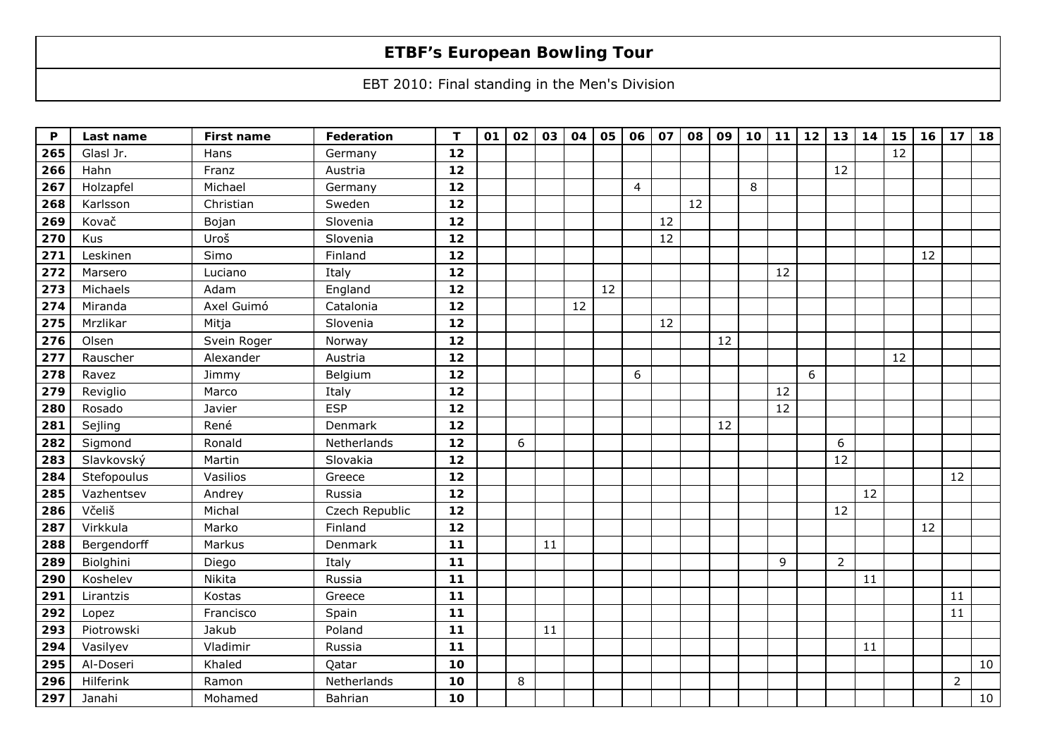# ETBF's European Bowling Tour

EBT 2010: Final standing in the Men's Division

| P | Last name | First name | Federation | T | 01 | 02 | 03 | 04 | 05 | 06 | 07 | 08 | 09 | 10 | 11 | 12 | 13 | 14 | 15 | 16 | 17 | 18 |
|---|---|---|---|---|---|---|---|---|---|---|---|---|---|---|---|---|---|---|---|---|---|---|
| 265 | Glasl Jr. | Hans | Germany | 12 | | | | | | | | | | | | | | | 12 | | | |
| 266 | Hahn | Franz | Austria | 12 | | | | | | | | | | | | | 12 | | | | | |
| 267 | Holzapfel | Michael | Germany | 12 | | | | | | 4 | | | | 8 | | | | | | | | |
| 268 | Karlsson | Christian | Sweden | 12 | | | | | | | | 12 | | | | | | | | | | |
| 269 | Kovač | Bojan | Slovenia | 12 | | | | | | | 12 | | | | | | | | | | | |
| 270 | Kus | Uroš | Slovenia | 12 | | | | | | | 12 | | | | | | | | | | | |
| 271 | Leskinen | Simo | Finland | 12 | | | | | | | | | | | | | | | | 12 | | |
| 272 | Marsero | Luciano | Italy | 12 | | | | | | | | | | | 12 | | | | | | | |
| 273 | Michaels | Adam | England | 12 | | | | | 12 | | | | | | | | | | | | | |
| 274 | Miranda | Axel Guimó | Catalonia | 12 | | | | 12 | | | | | | | | | | | | | | |
| 275 | Mrzlikar | Mitja | Slovenia | 12 | | | | | | | 12 | | | | | | | | | | | |
| 276 | Olsen | Svein Roger | Norway | 12 | | | | | | | | | 12 | | | | | | | | | |
| 277 | Rauscher | Alexander | Austria | 12 | | | | | | | | | | | | | | | 12 | | | |
| 278 | Ravez | Jimmy | Belgium | 12 | | | | | | 6 | | | | | | 6 | | | | | | |
| 279 | Reviglio | Marco | Italy | 12 | | | | | | | | | | | 12 | | | | | | | |
| 280 | Rosado | Javier | ESP | 12 | | | | | | | | | | | 12 | | | | | | | |
| 281 | Sejling | René | Denmark | 12 | | | | | | | | | 12 | | | | | | | | | |
| 282 | Sigmond | Ronald | Netherlands | 12 | | 6 | | | | | | | | | | | 6 | | | | | |
| 283 | Slavkovský | Martin | Slovakia | 12 | | | | | | | | | | | | | 12 | | | | | |
| 284 | Stefopoulus | Vasilios | Greece | 12 | | | | | | | | | | | | | | | | | 12 | |
| 285 | Vazhentsev | Andrey | Russia | 12 | | | | | | | | | | | | | | 12 | | | | |
| 286 | Včeliš | Michal | Czech Republic | 12 | | | | | | | | | | | | | 12 | | | | | |
| 287 | Virkkula | Marko | Finland | 12 | | | | | | | | | | | | | | | | 12 | | |
| 288 | Bergendorff | Markus | Denmark | 11 | | | 11 | | | | | | | | | | | | | | | |
| 289 | Biolghini | Diego | Italy | 11 | | | | | | | | | | | 9 | | 2 | | | | | |
| 290 | Koshelev | Nikita | Russia | 11 | | | | | | | | | | | | | | 11 | | | | |
| 291 | Lirantzis | Kostas | Greece | 11 | | | | | | | | | | | | | | | | | 11 | |
| 292 | Lopez | Francisco | Spain | 11 | | | | | | | | | | | | | | | | | 11 | |
| 293 | Piotrowski | Jakub | Poland | 11 | | | 11 | | | | | | | | | | | | | | | |
| 294 | Vasilyev | Vladimir | Russia | 11 | | | | | | | | | | | | | | 11 | | | | |
| 295 | Al-Doseri | Khaled | Qatar | 10 | | | | | | | | | | | | | | | | | | 10 |
| 296 | Hilferink | Ramon | Netherlands | 10 | | 8 | | | | | | | | | | | | | | | 2 | |
| 297 | Janahi | Mohamed | Bahrian | 10 | | | | | | | | | | | | | | | | | | 10 |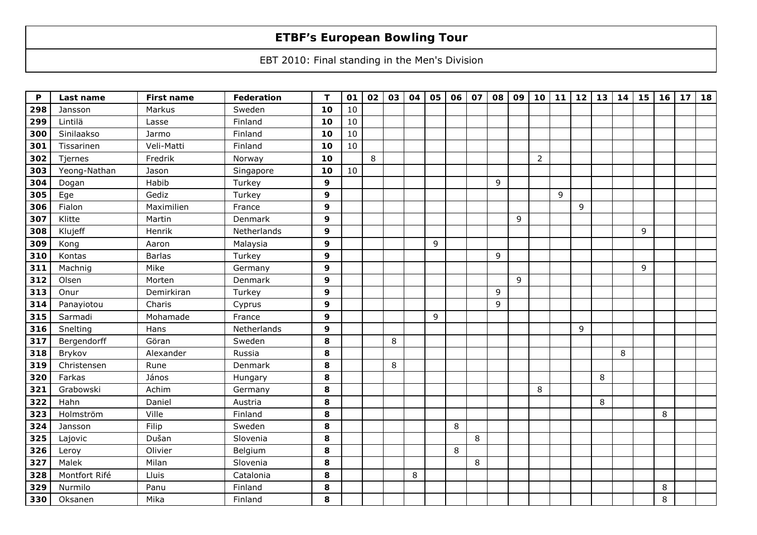# ETBF's European Bowling Tour

EBT 2010: Final standing in the Men's Division

| P | Last name | First name | Federation | T | 01 | 02 | 03 | 04 | 05 | 06 | 07 | 08 | 09 | 10 | 11 | 12 | 13 | 14 | 15 | 16 | 17 | 18 |
|---|---|---|---|---|---|---|---|---|---|---|---|---|---|---|---|---|---|---|---|---|---|---|
| 298 | Jansson | Markus | Sweden | 10 | 10 | | | | | | | | | | | | | | | | | |
| 299 | Lintilä | Lasse | Finland | 10 | 10 | | | | | | | | | | | | | | | | | |
| 300 | Sinilaakso | Jarmo | Finland | 10 | 10 | | | | | | | | | | | | | | | | | |
| 301 | Tissarinen | Veli-Matti | Finland | 10 | 10 | | | | | | | | | | | | | | | | | |
| 302 | Tjernes | Fredrik | Norway | 10 | | 8 | | | | | | | | 2 | | | | | | | | |
| 303 | Yeong-Nathan | Jason | Singapore | 10 | 10 | | | | | | | | | | | | | | | | | |
| 304 | Dogan | Habib | Turkey | 9 | | | | | | | | 9 | | | | | | | | | | |
| 305 | Ege | Gediz | Turkey | 9 | | | | | | | | | | | 9 | | | | | | | |
| 306 | Fialon | Maximilien | France | 9 | | | | | | | | | | | | 9 | | | | | | |
| 307 | Klitte | Martin | Denmark | 9 | | | | | | | | | 9 | | | | | | | | | |
| 308 | Klujeff | Henrik | Netherlands | 9 | | | | | | | | | | | | | | | 9 | | | |
| 309 | Kong | Aaron | Malaysia | 9 | | | | | 9 | | | | | | | | | | | | | |
| 310 | Kontas | Barlas | Turkey | 9 | | | | | | | | 9 | | | | | | | | | | |
| 311 | Machnig | Mike | Germany | 9 | | | | | | | | | | | | | | | 9 | | | |
| 312 | Olsen | Morten | Denmark | 9 | | | | | | | | | 9 | | | | | | | | | |
| 313 | Onur | Demirkiran | Turkey | 9 | | | | | | | | 9 | | | | | | | | | | |
| 314 | Panayiotou | Charis | Cyprus | 9 | | | | | | | | 9 | | | | | | | | | | |
| 315 | Sarmadi | Mohamade | France | 9 | | | | | 9 | | | | | | | | | | | | | |
| 316 | Snelting | Hans | Netherlands | 9 | | | | | | | | | | | | 9 | | | | | | |
| 317 | Bergendorff | Göran | Sweden | 8 | | | 8 | | | | | | | | | | | | | | | |
| 318 | Brykov | Alexander | Russia | 8 | | | | | | | | | | | | | | 8 | | | | |
| 319 | Christensen | Rune | Denmark | 8 | | | 8 | | | | | | | | | | | | | | | |
| 320 | Farkas | János | Hungary | 8 | | | | | | | | | | | | | 8 | | | | | |
| 321 | Grabowski | Achim | Germany | 8 | | | | | | | | | | 8 | | | | | | | | |
| 322 | Hahn | Daniel | Austria | 8 | | | | | | | | | | | | | 8 | | | | | |
| 323 | Holmström | Ville | Finland | 8 | | | | | | | | | | | | | | | | 8 | | |
| 324 | Jansson | Filip | Sweden | 8 | | | | | | 8 | | | | | | | | | | | | |
| 325 | Lajovic | Dušan | Slovenia | 8 | | | | | | | 8 | | | | | | | | | | | |
| 326 | Leroy | Olivier | Belgium | 8 | | | | | | 8 | | | | | | | | | | | | |
| 327 | Malek | Milan | Slovenia | 8 | | | | | | | 8 | | | | | | | | | | | |
| 328 | Montfort Rifé | Lluis | Catalonia | 8 | | | | 8 | | | | | | | | | | | | | | |
| 329 | Nurmilo | Panu | Finland | 8 | | | | | | | | | | | | | | | | 8 | | |
| 330 | Oksanen | Mika | Finland | 8 | | | | | | | | | | | | | | | | 8 | | |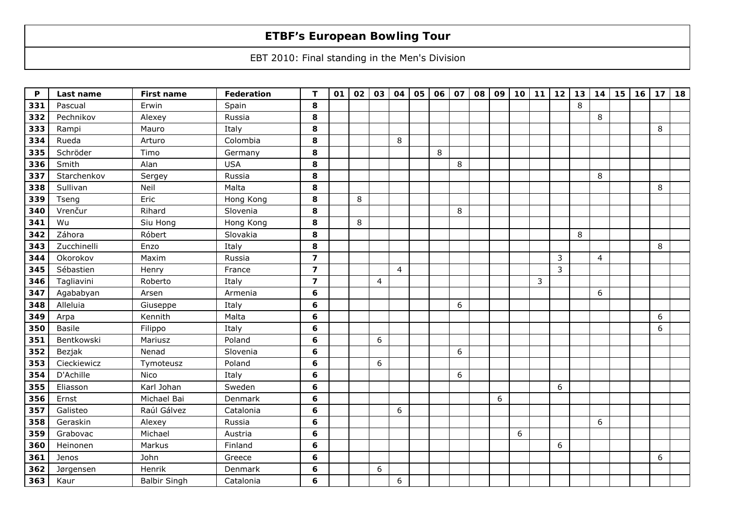# ETBF's European Bowling Tour

EBT 2010: Final standing in the Men's Division

| P | Last name | First name | Federation | T | 01 | 02 | 03 | 04 | 05 | 06 | 07 | 08 | 09 | 10 | 11 | 12 | 13 | 14 | 15 | 16 | 17 | 18 |
|---|---|---|---|---|---|---|---|---|---|---|---|---|---|---|---|---|---|---|---|---|---|---|
| 331 | Pascual | Erwin | Spain | 8 | | | | | | | | | | | | | 8 | | | | | |
| 332 | Pechnikov | Alexey | Russia | 8 | | | | | | | | | | | | | | 8 | | | | |
| 333 | Rampi | Mauro | Italy | 8 | | | | | | | | | | | | | | | | | 8 | |
| 334 | Rueda | Arturo | Colombia | 8 | | | | 8 | | | | | | | | | | | | | | |
| 335 | Schröder | Timo | Germany | 8 | | | | | | 8 | | | | | | | | | | | | |
| 336 | Smith | Alan | USA | 8 | | | | | | | 8 | | | | | | | | | | | |
| 337 | Starchenkov | Sergey | Russia | 8 | | | | | | | | | | | | | | 8 | | | | |
| 338 | Sullivan | Neil | Malta | 8 | | | | | | | | | | | | | | | | | 8 | |
| 339 | Tseng | Eric | Hong Kong | 8 | | 8 | | | | | | | | | | | | | | | | |
| 340 | Vrenčur | Rihard | Slovenia | 8 | | | | | | | 8 | | | | | | | | | | | |
| 341 | Wu | Siu Hong | Hong Kong | 8 | | 8 | | | | | | | | | | | | | | | | |
| 342 | Záhora | Róbert | Slovakia | 8 | | | | | | | | | | | | | 8 | | | | | |
| 343 | Zucchinelli | Enzo | Italy | 8 | | | | | | | | | | | | | | | | | 8 | |
| 344 | Okorokov | Maxim | Russia | 7 | | | | | | | | | | | | 3 | | 4 | | | | |
| 345 | Sébastien | Henry | France | 7 | | | | 4 | | | | | | | | 3 | | | | | | |
| 346 | Tagliavini | Roberto | Italy | 7 | | | 4 | | | | | | | | 3 | | | | | | | |
| 347 | Agababyan | Arsen | Armenia | 6 | | | | | | | | | | | | | | 6 | | | | |
| 348 | Alleluia | Giuseppe | Italy | 6 | | | | | | | 6 | | | | | | | | | | | |
| 349 | Arpa | Kennith | Malta | 6 | | | | | | | | | | | | | | | | | 6 | |
| 350 | Basile | Filippo | Italy | 6 | | | | | | | | | | | | | | | | | 6 | |
| 351 | Bentkowski | Mariusz | Poland | 6 | | | 6 | | | | | | | | | | | | | | | |
| 352 | Bezjak | Nenad | Slovenia | 6 | | | | | | | 6 | | | | | | | | | | | |
| 353 | Cieckiewicz | Tymoteusz | Poland | 6 | | | 6 | | | | | | | | | | | | | | | |
| 354 | D'Achille | Nico | Italy | 6 | | | | | | | 6 | | | | | | | | | | | |
| 355 | Eliasson | Karl Johan | Sweden | 6 | | | | | | | | | | | | 6 | | | | | | |
| 356 | Ernst | Michael Bai | Denmark | 6 | | | | | | | | | 6 | | | | | | | | | |
| 357 | Galisteo | Raúl Gálvez | Catalonia | 6 | | | | 6 | | | | | | | | | | | | | | |
| 358 | Geraskin | Alexey | Russia | 6 | | | | | | | | | | | | | | 6 | | | | |
| 359 | Grabovac | Michael | Austria | 6 | | | | | | | | | | 6 | | | | | | | | |
| 360 | Heinonen | Markus | Finland | 6 | | | | | | | | | | | | 6 | | | | | | |
| 361 | Jenos | John | Greece | 6 | | | | | | | | | | | | | | | | | 6 | |
| 362 | Jørgensen | Henrik | Denmark | 6 | | | 6 | | | | | | | | | | | | | | | |
| 363 | Kaur | Balbir Singh | Catalonia | 6 | | | | 6 | | | | | | | | | | | | | | |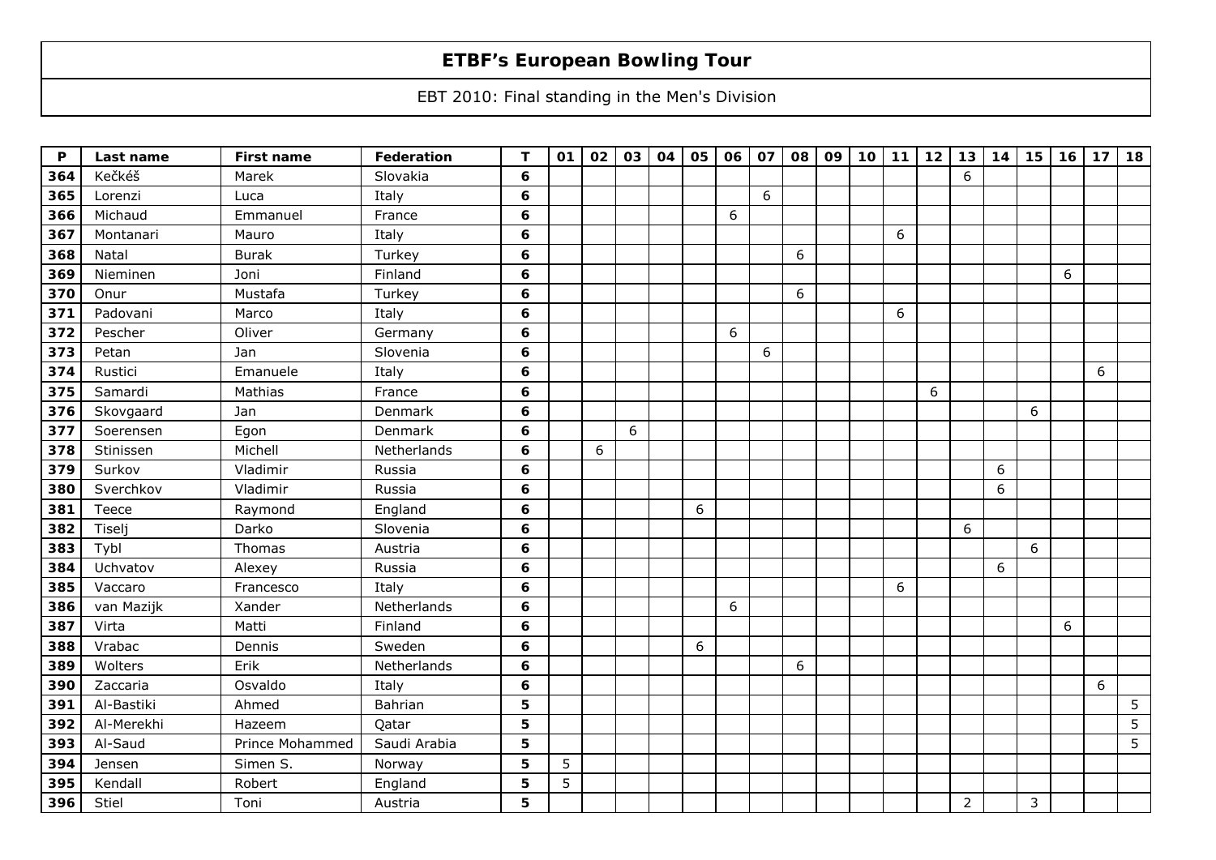# ETBF's European Bowling Tour

EBT 2010: Final standing in the Men's Division

| P | Last name | First name | Federation | T | 01 | 02 | 03 | 04 | 05 | 06 | 07 | 08 | 09 | 10 | 11 | 12 | 13 | 14 | 15 | 16 | 17 | 18 |
|---|---|---|---|---|---|---|---|---|---|---|---|---|---|---|---|---|---|---|---|---|---|---|
| 364 | Kečkéš | Marek | Slovakia | 6 | | | | | | | | | | | | | 6 | | | | | |
| 365 | Lorenzi | Luca | Italy | 6 | | | | | | | 6 | | | | | | | | | | | |
| 366 | Michaud | Emmanuel | France | 6 | | | | | | 6 | | | | | | | | | | | | |
| 367 | Montanari | Mauro | Italy | 6 | | | | | | | | | | | 6 | | | | | | | |
| 368 | Natal | Burak | Turkey | 6 | | | | | | | | 6 | | | | | | | | | | |
| 369 | Nieminen | Joni | Finland | 6 | | | | | | | | | | | | | | | | 6 | | |
| 370 | Onur | Mustafa | Turkey | 6 | | | | | | | | 6 | | | | | | | | | | |
| 371 | Padovani | Marco | Italy | 6 | | | | | | | | | | | 6 | | | | | | | |
| 372 | Pescher | Oliver | Germany | 6 | | | | | | 6 | | | | | | | | | | | | |
| 373 | Petan | Jan | Slovenia | 6 | | | | | | | 6 | | | | | | | | | | | |
| 374 | Rustici | Emanuele | Italy | 6 | | | | | | | | | | | | | | | | | 6 | |
| 375 | Samardi | Mathias | France | 6 | | | | | | | | | | | | 6 | | | | | | |
| 376 | Skovgaard | Jan | Denmark | 6 | | | | | | | | | | | | | | | 6 | | | |
| 377 | Soerensen | Egon | Denmark | 6 | | | 6 | | | | | | | | | | | | | | | |
| 378 | Stinissen | Michell | Netherlands | 6 | | 6 | | | | | | | | | | | | | | | | |
| 379 | Surkov | Vladimir | Russia | 6 | | | | | | | | | | | | | | 6 | | | | |
| 380 | Sverchkov | Vladimir | Russia | 6 | | | | | | | | | | | | | | 6 | | | | |
| 381 | Teece | Raymond | England | 6 | | | | | 6 | | | | | | | | | | | | | |
| 382 | Tiselj | Darko | Slovenia | 6 | | | | | | | | | | | | | 6 | | | | | |
| 383 | Tybl | Thomas | Austria | 6 | | | | | | | | | | | | | | | 6 | | | |
| 384 | Uchvatov | Alexey | Russia | 6 | | | | | | | | | | | | | | 6 | | | | |
| 385 | Vaccaro | Francesco | Italy | 6 | | | | | | | | | | | 6 | | | | | | | |
| 386 | van Mazijk | Xander | Netherlands | 6 | | | | | | 6 | | | | | | | | | | | | |
| 387 | Virta | Matti | Finland | 6 | | | | | | | | | | | | | | | | 6 | | |
| 388 | Vrabac | Dennis | Sweden | 6 | | | | | 6 | | | | | | | | | | | | | |
| 389 | Wolters | Erik | Netherlands | 6 | | | | | | | | 6 | | | | | | | | | | |
| 390 | Zaccaria | Osvaldo | Italy | 6 | | | | | | | | | | | | | | | | | 6 | |
| 391 | Al-Bastiki | Ahmed | Bahrian | 5 | | | | | | | | | | | | | | | | | | 5 |
| 392 | Al-Merekhi | Hazeem | Qatar | 5 | | | | | | | | | | | | | | | | | | 5 |
| 393 | Al-Saud | Prince Mohammed | Saudi Arabia | 5 | | | | | | | | | | | | | | | | | | 5 |
| 394 | Jensen | Simen S. | Norway | 5 | 5 | | | | | | | | | | | | | | | | | |
| 395 | Kendall | Robert | England | 5 | 5 | | | | | | | | | | | | | | | | | |
| 396 | Stiel | Toni | Austria | 5 | | | | | | | | | | | | | 2 | | 3 | | | |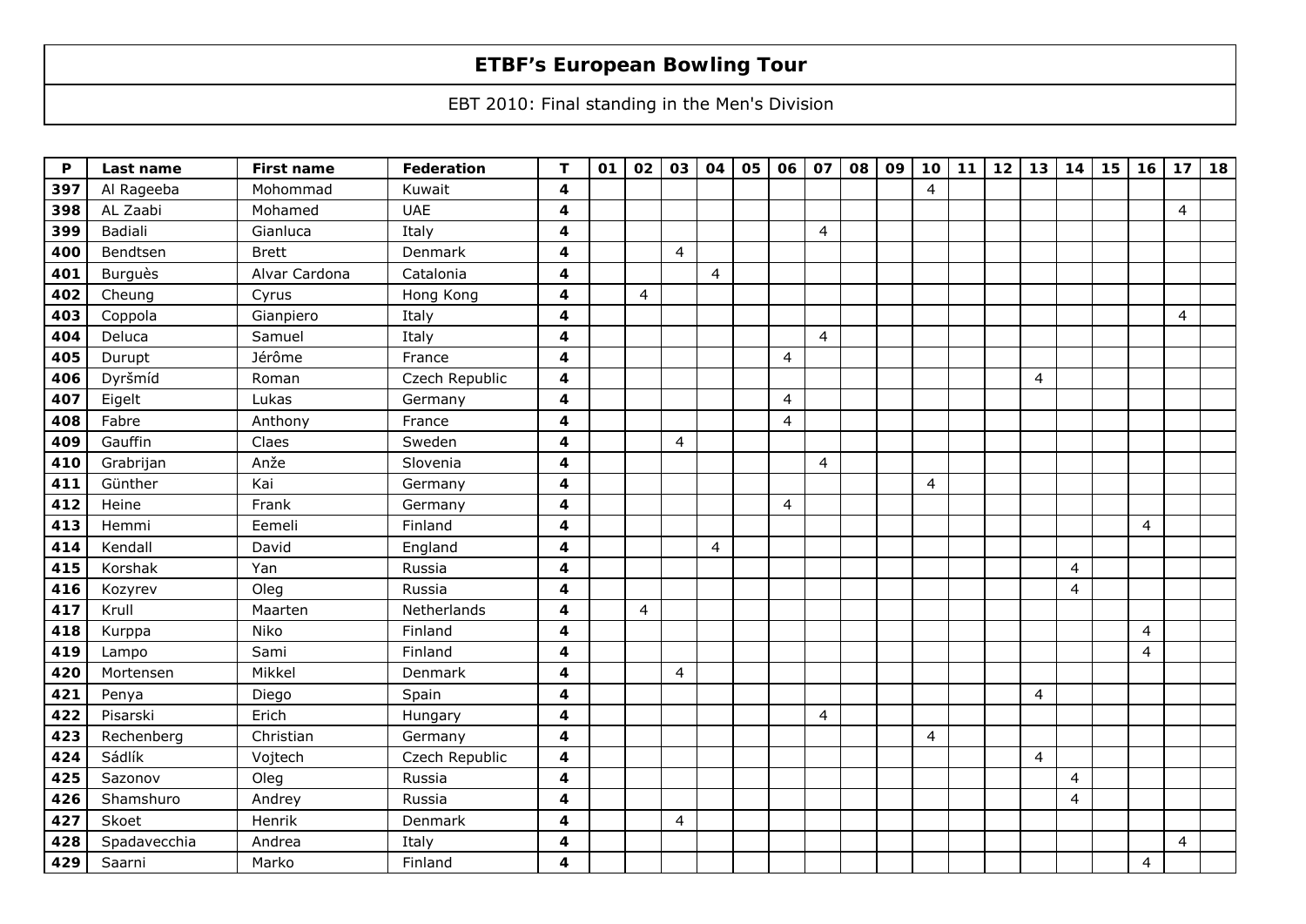# ETBF's European Bowling Tour

EBT 2010: Final standing in the Men's Division

| P | Last name | First name | Federation | T | 01 | 02 | 03 | 04 | 05 | 06 | 07 | 08 | 09 | 10 | 11 | 12 | 13 | 14 | 15 | 16 | 17 | 18 |
|---|---|---|---|---|---|---|---|---|---|---|---|---|---|---|---|---|---|---|---|---|---|---|
| 397 | Al Rageeba | Mohommad | Kuwait | 4 | | | | | | | | | | 4 | | | | | | | | |
| 398 | AL Zaabi | Mohamed | UAE | 4 | | | | | | | | | | | | | | | | | 4 | |
| 399 | Badiali | Gianluca | Italy | 4 | | | | | | | 4 | | | | | | | | | | | |
| 400 | Bendtsen | Brett | Denmark | 4 | | | 4 | | | | | | | | | | | | | | | |
| 401 | Burguès | Alvar Cardona | Catalonia | 4 | | | | 4 | | | | | | | | | | | | | | |
| 402 | Cheung | Cyrus | Hong Kong | 4 | | 4 | | | | | | | | | | | | | | | | |
| 403 | Coppola | Gianpiero | Italy | 4 | | | | | | | | | | | | | | | | | 4 | |
| 404 | Deluca | Samuel | Italy | 4 | | | | | | | 4 | | | | | | | | | | | |
| 405 | Durupt | Jérôme | France | 4 | | | | | | 4 | | | | | | | | | | | | |
| 406 | Dyršmíd | Roman | Czech Republic | 4 | | | | | | | | | | | | | 4 | | | | | |
| 407 | Eigelt | Lukas | Germany | 4 | | | | | | 4 | | | | | | | | | | | | |
| 408 | Fabre | Anthony | France | 4 | | | | | | 4 | | | | | | | | | | | | |
| 409 | Gauffin | Claes | Sweden | 4 | | | 4 | | | | | | | | | | | | | | | |
| 410 | Grabrijan | Anže | Slovenia | 4 | | | | | | | 4 | | | | | | | | | | | |
| 411 | Günther | Kai | Germany | 4 | | | | | | | | | | 4 | | | | | | | | |
| 412 | Heine | Frank | Germany | 4 | | | | | | 4 | | | | | | | | | | | | |
| 413 | Hemmi | Eemeli | Finland | 4 | | | | | | | | | | | | | | | | 4 | | |
| 414 | Kendall | David | England | 4 | | | | 4 | | | | | | | | | | | | | | |
| 415 | Korshak | Yan | Russia | 4 | | | | | | | | | | | | | | 4 | | | | |
| 416 | Kozyrev | Oleg | Russia | 4 | | | | | | | | | | | | | | 4 | | | | |
| 417 | Krull | Maarten | Netherlands | 4 | | 4 | | | | | | | | | | | | | | | | |
| 418 | Kurppa | Niko | Finland | 4 | | | | | | | | | | | | | | | | 4 | | |
| 419 | Lampo | Sami | Finland | 4 | | | | | | | | | | | | | | | | 4 | | |
| 420 | Mortensen | Mikkel | Denmark | 4 | | | 4 | | | | | | | | | | | | | | | |
| 421 | Penya | Diego | Spain | 4 | | | | | | | | | | | | | 4 | | | | | |
| 422 | Pisarski | Erich | Hungary | 4 | | | | | | | 4 | | | | | | | | | | | |
| 423 | Rechenberg | Christian | Germany | 4 | | | | | | | | | | 4 | | | | | | | | |
| 424 | Sádlík | Vojtech | Czech Republic | 4 | | | | | | | | | | | | | 4 | | | | | |
| 425 | Sazonov | Oleg | Russia | 4 | | | | | | | | | | | | | | 4 | | | | |
| 426 | Shamshuro | Andrey | Russia | 4 | | | | | | | | | | | | | | 4 | | | | |
| 427 | Skoet | Henrik | Denmark | 4 | | | 4 | | | | | | | | | | | | | | | |
| 428 | Spadavecchia | Andrea | Italy | 4 | | | | | | | | | | | | | | | | | 4 | |
| 429 | Saarni | Marko | Finland | 4 | | | | | | | | | | | | | | | | 4 | | |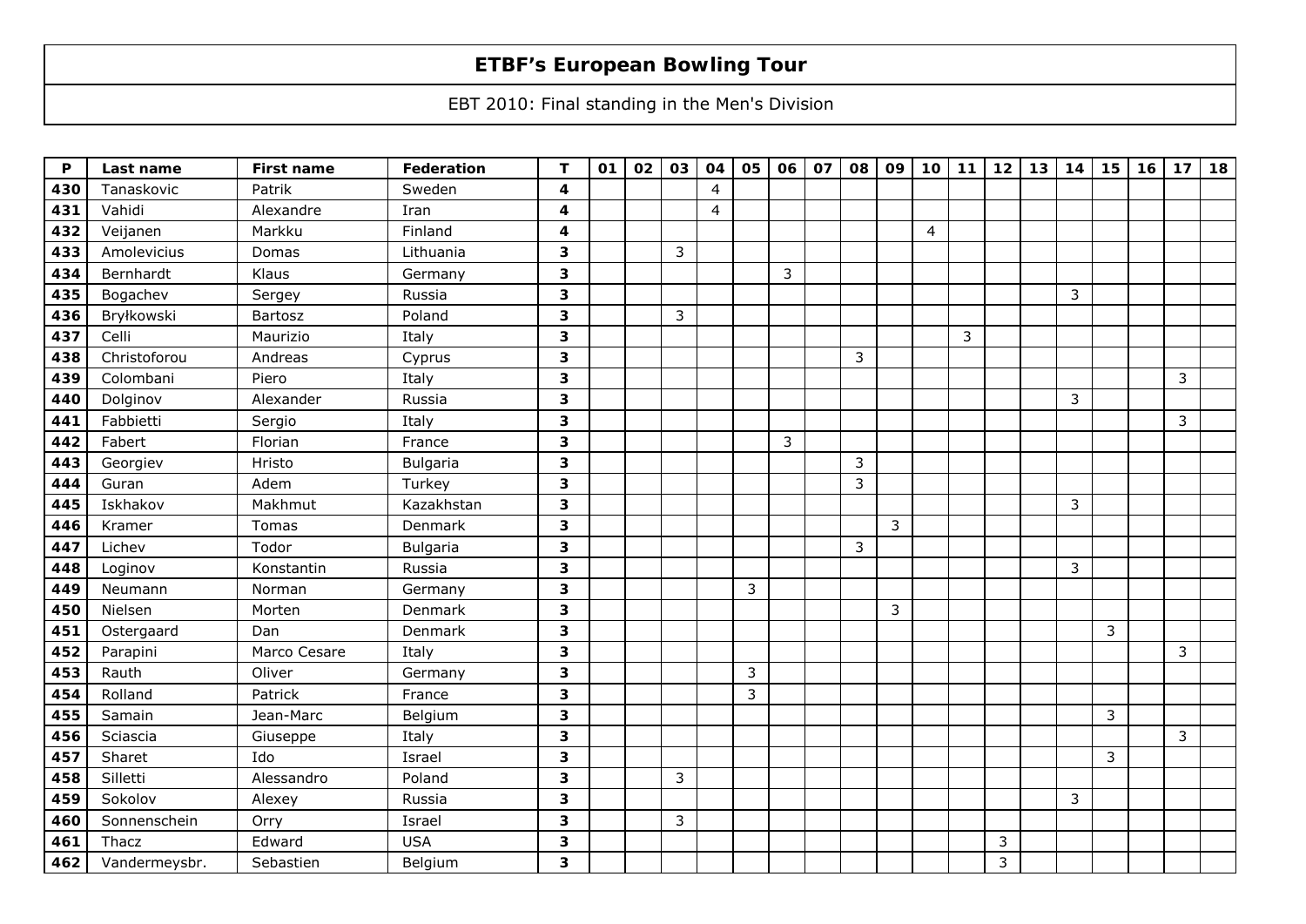# ETBF's European Bowling Tour

EBT 2010: Final standing in the Men's Division

| P | Last name | First name | Federation | T | 01 | 02 | 03 | 04 | 05 | 06 | 07 | 08 | 09 | 10 | 11 | 12 | 13 | 14 | 15 | 16 | 17 | 18 |
|---|---|---|---|---|---|---|---|---|---|---|---|---|---|---|---|---|---|---|---|---|---|---|
| 430 | Tanaskovic | Patrik | Sweden | 4 | | | | 4 | | | | | | | | | | | | | | |
| 431 | Vahidi | Alexandre | Iran | 4 | | | | 4 | | | | | | | | | | | | | | |
| 432 | Veijanen | Markku | Finland | 4 | | | | | | | | | | 4 | | | | | | | | |
| 433 | Amolevicius | Domas | Lithuania | 3 | | | 3 | | | | | | | | | | | | | | | |
| 434 | Bernhardt | Klaus | Germany | 3 | | | | | | 3 | | | | | | | | | | | | |
| 435 | Bogachev | Sergey | Russia | 3 | | | | | | | | | | | | | | 3 | | | | |
| 436 | Bryłkowski | Bartosz | Poland | 3 | | | 3 | | | | | | | | | | | | | | | |
| 437 | Celli | Maurizio | Italy | 3 | | | | | | | | | | | 3 | | | | | | | |
| 438 | Christoforou | Andreas | Cyprus | 3 | | | | | | | | 3 | | | | | | | | | | |
| 439 | Colombani | Piero | Italy | 3 | | | | | | | | | | | | | | | | | 3 | |
| 440 | Dolginov | Alexander | Russia | 3 | | | | | | | | | | | | | | 3 | | | | |
| 441 | Fabbietti | Sergio | Italy | 3 | | | | | | | | | | | | | | | | | 3 | |
| 442 | Fabert | Florian | France | 3 | | | | | | 3 | | | | | | | | | | | | |
| 443 | Georgiev | Hristo | Bulgaria | 3 | | | | | | | | 3 | | | | | | | | | | |
| 444 | Guran | Adem | Turkey | 3 | | | | | | | | 3 | | | | | | | | | | |
| 445 | Iskhakov | Makhmut | Kazakhstan | 3 | | | | | | | | | | | | | | 3 | | | | |
| 446 | Kramer | Tomas | Denmark | 3 | | | | | | | | | 3 | | | | | | | | | |
| 447 | Lichev | Todor | Bulgaria | 3 | | | | | | | | 3 | | | | | | | | | | |
| 448 | Loginov | Konstantin | Russia | 3 | | | | | | | | | | | | | | 3 | | | | |
| 449 | Neumann | Norman | Germany | 3 | | | | | 3 | | | | | | | | | | | | | |
| 450 | Nielsen | Morten | Denmark | 3 | | | | | | | | | 3 | | | | | | | | | |
| 451 | Ostergaard | Dan | Denmark | 3 | | | | | | | | | | | | | | | 3 | | | |
| 452 | Parapini | Marco Cesare | Italy | 3 | | | | | | | | | | | | | | | | | 3 | |
| 453 | Rauth | Oliver | Germany | 3 | | | | | 3 | | | | | | | | | | | | | |
| 454 | Rolland | Patrick | France | 3 | | | | | 3 | | | | | | | | | | | | | |
| 455 | Samain | Jean-Marc | Belgium | 3 | | | | | | | | | | | | | | | 3 | | | |
| 456 | Sciascia | Giuseppe | Italy | 3 | | | | | | | | | | | | | | | | | 3 | |
| 457 | Sharet | Ido | Israel | 3 | | | | | | | | | | | | | | | 3 | | | |
| 458 | Silletti | Alessandro | Poland | 3 | | | 3 | | | | | | | | | | | | | | | |
| 459 | Sokolov | Alexey | Russia | 3 | | | | | | | | | | | | | | 3 | | | | |
| 460 | Sonnenschein | Orry | Israel | 3 | | | 3 | | | | | | | | | | | | | | | |
| 461 | Thacz | Edward | USA | 3 | | | | | | | | | | | | 3 | | | | | | |
| 462 | Vandermeysbr. | Sebastien | Belgium | 3 | | | | | | | | | | | | 3 | | | | | | |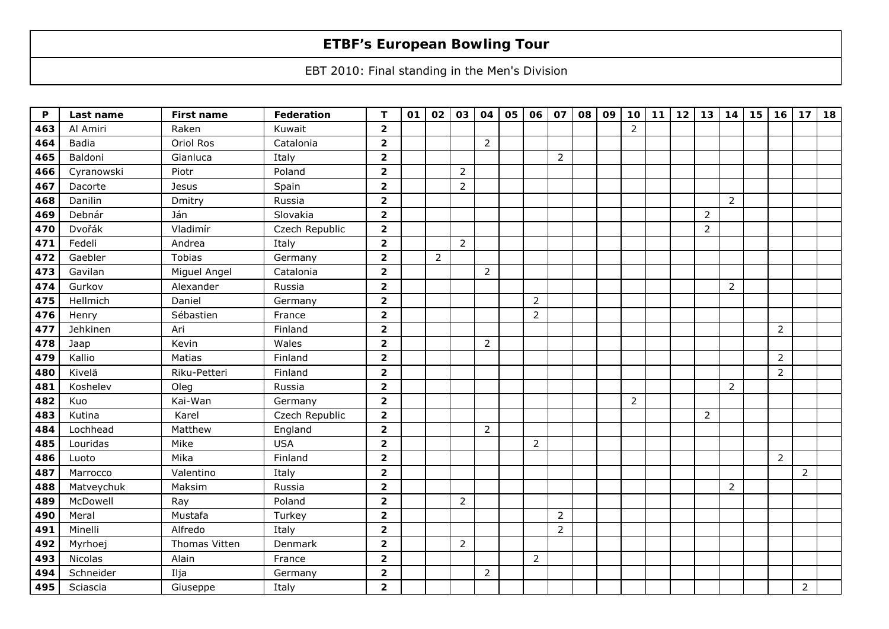# ETBF's European Bowling Tour

EBT 2010: Final standing in the Men's Division

| P | Last name | First name | Federation | T | 01 | 02 | 03 | 04 | 05 | 06 | 07 | 08 | 09 | 10 | 11 | 12 | 13 | 14 | 15 | 16 | 17 | 18 |
|---|---|---|---|---|---|---|---|---|---|---|---|---|---|---|---|---|---|---|---|---|---|---|
| 463 | Al Amiri | Raken | Kuwait | 2 | | | | | | | | | | 2 | | | | | | | | |
| 464 | Badia | Oriol Ros | Catalonia | 2 | | | | 2 | | | | | | | | | | | | | | |
| 465 | Baldoni | Gianluca | Italy | 2 | | | | | | | 2 | | | | | | | | | | | |
| 466 | Cyranowski | Piotr | Poland | 2 | | | 2 | | | | | | | | | | | | | | | |
| 467 | Dacorte | Jesus | Spain | 2 | | | 2 | | | | | | | | | | | | | | | |
| 468 | Danilin | Dmitry | Russia | 2 | | | | | | | | | | | | | | 2 | | | | |
| 469 | Debnár | Ján | Slovakia | 2 | | | | | | | | | | | | | 2 | | | | | |
| 470 | Dvořák | Vladimír | Czech Republic | 2 | | | | | | | | | | | | | 2 | | | | | |
| 471 | Fedeli | Andrea | Italy | 2 | | | 2 | | | | | | | | | | | | | | | |
| 472 | Gaebler | Tobias | Germany | 2 | | 2 | | | | | | | | | | | | | | | | |
| 473 | Gavilan | Miguel Angel | Catalonia | 2 | | | | 2 | | | | | | | | | | | | | | |
| 474 | Gurkov | Alexander | Russia | 2 | | | | | | | | | | | | | | 2 | | | | |
| 475 | Hellmich | Daniel | Germany | 2 | | | | | | 2 | | | | | | | | | | | | |
| 476 | Henry | Sébastien | France | 2 | | | | | | 2 | | | | | | | | | | | | |
| 477 | Jehkinen | Ari | Finland | 2 | | | | | | | | | | | | | | | | 2 | | |
| 478 | Jaap | Kevin | Wales | 2 | | | | 2 | | | | | | | | | | | | | | |
| 479 | Kallio | Matias | Finland | 2 | | | | | | | | | | | | | | | | 2 | | |
| 480 | Kivelä | Riku-Petteri | Finland | 2 | | | | | | | | | | | | | | | | 2 | | |
| 481 | Koshelev | Oleg | Russia | 2 | | | | | | | | | | | | | | 2 | | | | |
| 482 | Kuo | Kai-Wan | Germany | 2 | | | | | | | | | | 2 | | | | | | | | |
| 483 | Kutina | Karel | Czech Republic | 2 | | | | | | | | | | | | | 2 | | | | | |
| 484 | Lochhead | Matthew | England | 2 | | | | 2 | | | | | | | | | | | | | | |
| 485 | Louridas | Mike | USA | 2 | | | | | | 2 | | | | | | | | | | | | |
| 486 | Luoto | Mika | Finland | 2 | | | | | | | | | | | | | | | | 2 | | |
| 487 | Marrocco | Valentino | Italy | 2 | | | | | | | | | | | | | | | | | 2 | |
| 488 | Matveychuk | Maksim | Russia | 2 | | | | | | | | | | | | | | 2 | | | | |
| 489 | McDowell | Ray | Poland | 2 | | | 2 | | | | | | | | | | | | | | | |
| 490 | Meral | Mustafa | Turkey | 2 | | | | | | | 2 | | | | | | | | | | | |
| 491 | Minelli | Alfredo | Italy | 2 | | | | | | | 2 | | | | | | | | | | | |
| 492 | Myrhoej | Thomas Vitten | Denmark | 2 | | | 2 | | | | | | | | | | | | | | | |
| 493 | Nicolas | Alain | France | 2 | | | | | | 2 | | | | | | | | | | | | |
| 494 | Schneider | Ilja | Germany | 2 | | | | 2 | | | | | | | | | | | | | | |
| 495 | Sciascia | Giuseppe | Italy | 2 | | | | | | | | | | | | | | | | | 2 | |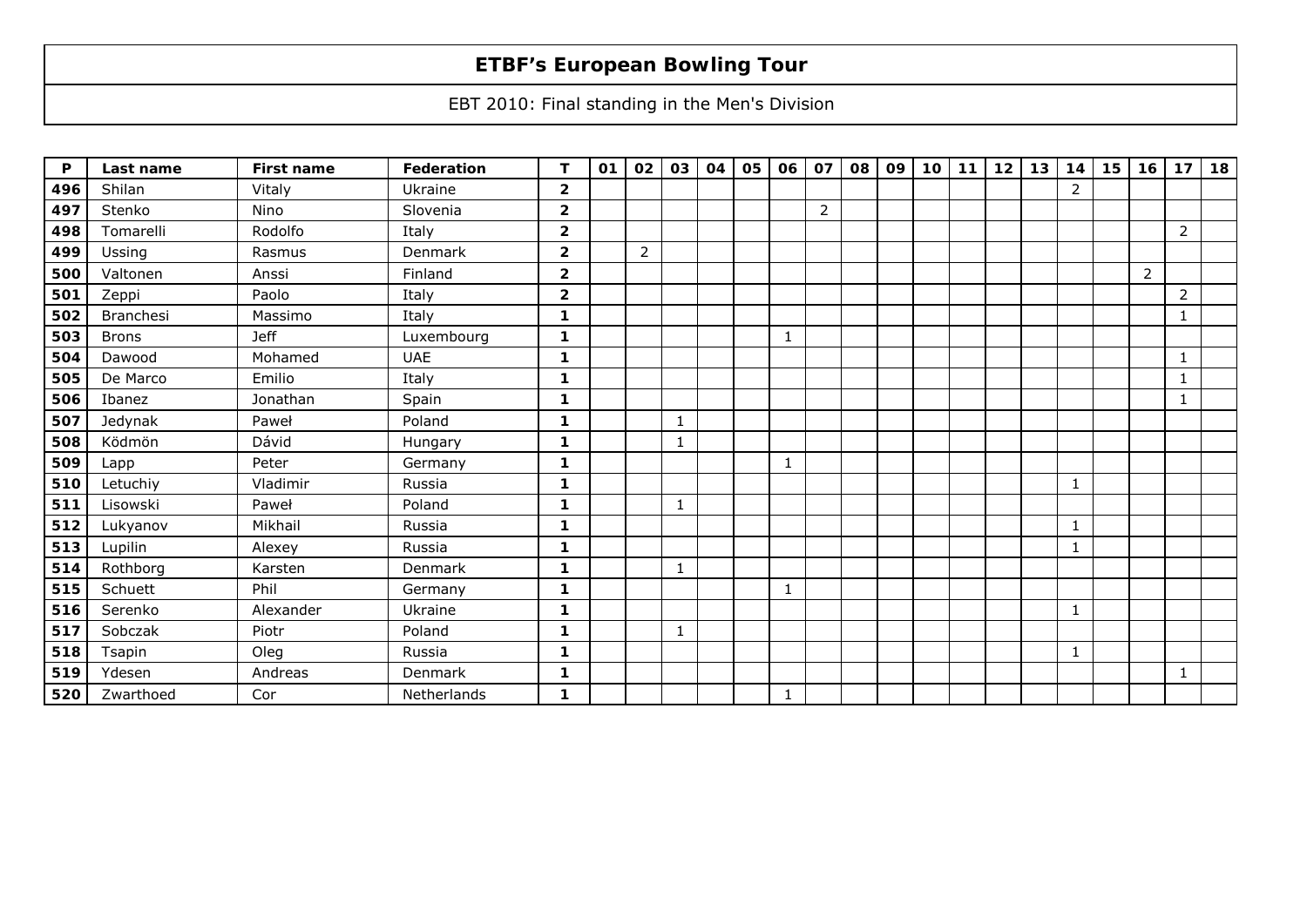# ETBF's European Bowling Tour

EBT 2010: Final standing in the Men's Division

| P | Last name | First name | Federation | T | 01 | 02 | 03 | 04 | 05 | 06 | 07 | 08 | 09 | 10 | 11 | 12 | 13 | 14 | 15 | 16 | 17 | 18 |
|---|---|---|---|---|---|---|---|---|---|---|---|---|---|---|---|---|---|---|---|---|---|---|
| **496** | Shilan | Vitaly | Ukraine | **2** | | | | | | | | | | | | | | 2 | | | | |
| **497** | Stenko | Nino | Slovenia | **2** | | | | | | | 2 | | | | | | | | | | | |
| **498** | Tomarelli | Rodolfo | Italy | **2** | | | | | | | | | | | | | | | | | 2 | |
| **499** | Ussing | Rasmus | Denmark | **2** | | 2 | | | | | | | | | | | | | | | | |
| **500** | Valtonen | Anssi | Finland | **2** | | | | | | | | | | | | | | | | 2 | | |
| **501** | Zeppi | Paolo | Italy | **2** | | | | | | | | | | | | | | | | | 2 | |
| **502** | Branchesi | Massimo | Italy | **1** | | | | | | | | | | | | | | | | | 1 | |
| **503** | Brons | Jeff | Luxembourg | **1** | | | | | | 1 | | | | | | | | | | | | |
| **504** | Dawood | Mohamed | UAE | **1** | | | | | | | | | | | | | | | | | 1 | |
| **505** | De Marco | Emilio | Italy | **1** | | | | | | | | | | | | | | | | | 1 | |
| **506** | Ibanez | Jonathan | Spain | **1** | | | | | | | | | | | | | | | | | 1 | |
| **507** | Jedynak | Paweł | Poland | **1** | | | 1 | | | | | | | | | | | | | | | |
| **508** | Ködmön | Dávid | Hungary | **1** | | | 1 | | | | | | | | | | | | | | | |
| **509** | Lapp | Peter | Germany | **1** | | | | | | 1 | | | | | | | | | | | | |
| **510** | Letuchiy | Vladimir | Russia | **1** | | | | | | | | | | | | | | 1 | | | | |
| **511** | Lisowski | Paweł | Poland | **1** | | | 1 | | | | | | | | | | | | | | | |
| **512** | Lukyanov | Mikhail | Russia | **1** | | | | | | | | | | | | | | 1 | | | | |
| **513** | Lupilin | Alexey | Russia | **1** | | | | | | | | | | | | | | 1 | | | | |
| **514** | Rothborg | Karsten | Denmark | **1** | | | 1 | | | | | | | | | | | | | | | |
| **515** | Schuett | Phil | Germany | **1** | | | | | | 1 | | | | | | | | | | | | |
| **516** | Serenko | Alexander | Ukraine | **1** | | | | | | | | | | | | | | 1 | | | | |
| **517** | Sobczak | Piotr | Poland | **1** | | | 1 | | | | | | | | | | | | | | | |
| **518** | Tsapin | Oleg | Russia | **1** | | | | | | | | | | | | | | 1 | | | | |
| **519** | Ydesen | Andreas | Denmark | **1** | | | | | | | | | | | | | | | | | 1 | |
| **520** | Zwarthoed | Cor | Netherlands | **1** | | | | | | 1 | | | | | | | | | | | | |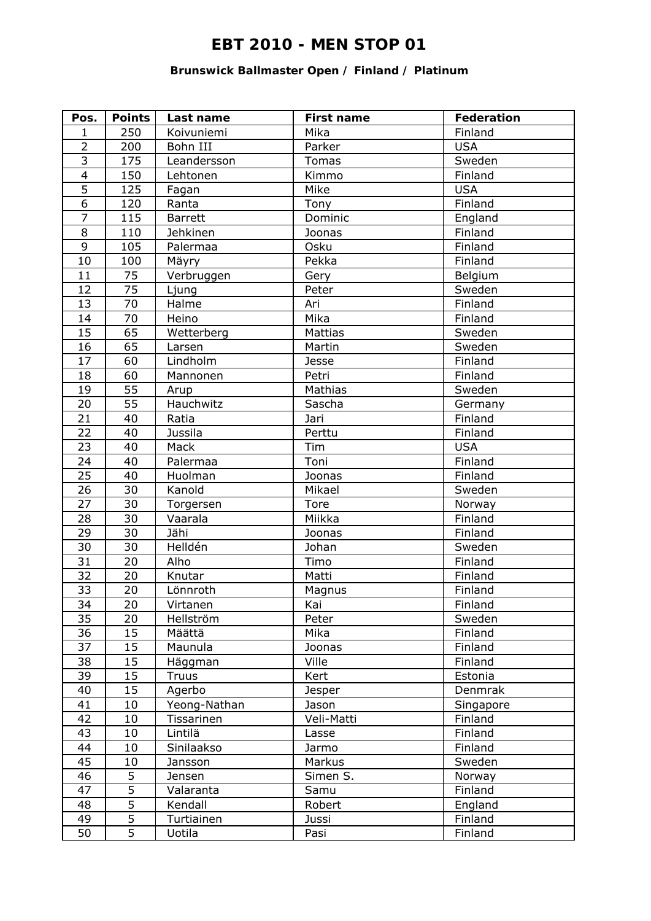# EBT 2010 - MEN STOP 01

### Brunswick Ballmaster Open / Finland / Platinum

| Pos. | Points | Last name | First name | Federation |
|---|---|---|---|---|
| 1 | 250 | Koivuniemi | Mika | Finland |
| 2 | 200 | Bohn III | Parker | USA |
| 3 | 175 | Leandersson | Tomas | Sweden |
| 4 | 150 | Lehtonen | Kimmo | Finland |
| 5 | 125 | Fagan | Mike | USA |
| 6 | 120 | Ranta | Tony | Finland |
| 7 | 115 | Barrett | Dominic | England |
| 8 | 110 | Jehkinen | Joonas | Finland |
| 9 | 105 | Palermaa | Osku | Finland |
| 10 | 100 | Mäyry | Pekka | Finland |
| 11 | 75 | Verbruggen | Gery | Belgium |
| 12 | 75 | Ljung | Peter | Sweden |
| 13 | 70 | Halme | Ari | Finland |
| 14 | 70 | Heino | Mika | Finland |
| 15 | 65 | Wetterberg | Mattias | Sweden |
| 16 | 65 | Larsen | Martin | Sweden |
| 17 | 60 | Lindholm | Jesse | Finland |
| 18 | 60 | Mannonen | Petri | Finland |
| 19 | 55 | Arup | Mathias | Sweden |
| 20 | 55 | Hauchwitz | Sascha | Germany |
| 21 | 40 | Ratia | Jari | Finland |
| 22 | 40 | Jussila | Perttu | Finland |
| 23 | 40 | Mack | Tim | USA |
| 24 | 40 | Palermaa | Toni | Finland |
| 25 | 40 | Huolman | Joonas | Finland |
| 26 | 30 | Kanold | Mikael | Sweden |
| 27 | 30 | Torgersen | Tore | Norway |
| 28 | 30 | Vaarala | Miikka | Finland |
| 29 | 30 | Jähi | Joonas | Finland |
| 30 | 30 | Helldén | Johan | Sweden |
| 31 | 20 | Alho | Timo | Finland |
| 32 | 20 | Knutar | Matti | Finland |
| 33 | 20 | Lönnroth | Magnus | Finland |
| 34 | 20 | Virtanen | Kai | Finland |
| 35 | 20 | Hellström | Peter | Sweden |
| 36 | 15 | Määttä | Mika | Finland |
| 37 | 15 | Maunula | Joonas | Finland |
| 38 | 15 | Häggman | Ville | Finland |
| 39 | 15 | Truus | Kert | Estonia |
| 40 | 15 | Agerbo | Jesper | Denmrak |
| 41 | 10 | Yeong-Nathan | Jason | Singapore |
| 42 | 10 | Tissarinen | Veli-Matti | Finland |
| 43 | 10 | Lintilä | Lasse | Finland |
| 44 | 10 | Sinilaakso | Jarmo | Finland |
| 45 | 10 | Jansson | Markus | Sweden |
| 46 | 5 | Jensen | Simen S. | Norway |
| 47 | 5 | Valaranta | Samu | Finland |
| 48 | 5 | Kendall | Robert | England |
| 49 | 5 | Turtiainen | Jussi | Finland |
| 50 | 5 | Uotila | Pasi | Finland |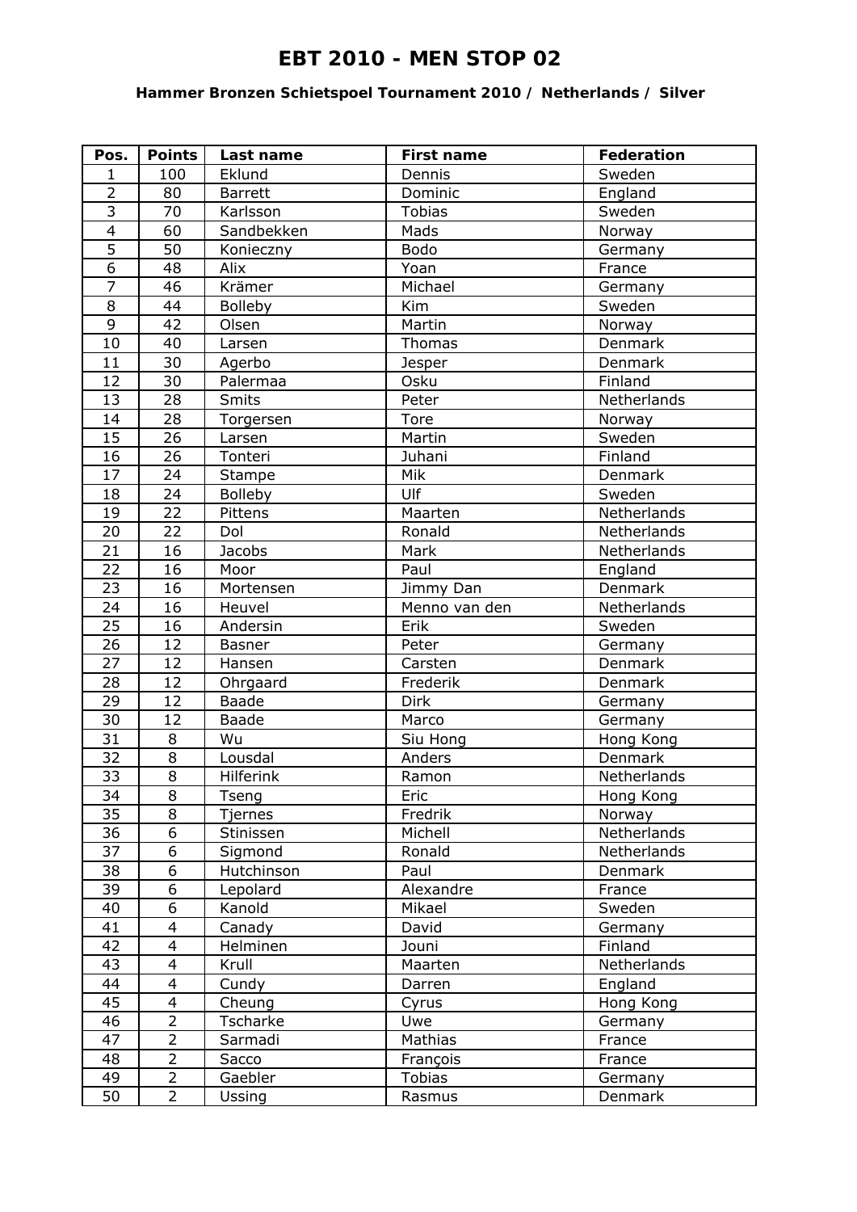# EBT 2010 - MEN STOP 02

### Hammer Bronzen Schietspoel Tournament 2010 / Netherlands / Silver

| Pos. | Points | Last name | First name | Federation |
|---|---|---|---|---|
| 1 | 100 | Eklund | Dennis | Sweden |
| 2 | 80 | Barrett | Dominic | England |
| 3 | 70 | Karlsson | Tobias | Sweden |
| 4 | 60 | Sandbekken | Mads | Norway |
| 5 | 50 | Konieczny | Bodo | Germany |
| 6 | 48 | Alix | Yoan | France |
| 7 | 46 | Krämer | Michael | Germany |
| 8 | 44 | Bolleby | Kim | Sweden |
| 9 | 42 | Olsen | Martin | Norway |
| 10 | 40 | Larsen | Thomas | Denmark |
| 11 | 30 | Agerbo | Jesper | Denmark |
| 12 | 30 | Palermaa | Osku | Finland |
| 13 | 28 | Smits | Peter | Netherlands |
| 14 | 28 | Torgersen | Tore | Norway |
| 15 | 26 | Larsen | Martin | Sweden |
| 16 | 26 | Tonteri | Juhani | Finland |
| 17 | 24 | Stampe | Mik | Denmark |
| 18 | 24 | Bolleby | Ulf | Sweden |
| 19 | 22 | Pittens | Maarten | Netherlands |
| 20 | 22 | Dol | Ronald | Netherlands |
| 21 | 16 | Jacobs | Mark | Netherlands |
| 22 | 16 | Moor | Paul | England |
| 23 | 16 | Mortensen | Jimmy Dan | Denmark |
| 24 | 16 | Heuvel | Menno van den | Netherlands |
| 25 | 16 | Andersin | Erik | Sweden |
| 26 | 12 | Basner | Peter | Germany |
| 27 | 12 | Hansen | Carsten | Denmark |
| 28 | 12 | Ohrgaard | Frederik | Denmark |
| 29 | 12 | Baade | Dirk | Germany |
| 30 | 12 | Baade | Marco | Germany |
| 31 | 8 | Wu | Siu Hong | Hong Kong |
| 32 | 8 | Lousdal | Anders | Denmark |
| 33 | 8 | Hilferink | Ramon | Netherlands |
| 34 | 8 | Tseng | Eric | Hong Kong |
| 35 | 8 | Tjernes | Fredrik | Norway |
| 36 | 6 | Stinissen | Michell | Netherlands |
| 37 | 6 | Sigmond | Ronald | Netherlands |
| 38 | 6 | Hutchinson | Paul | Denmark |
| 39 | 6 | Lepolard | Alexandre | France |
| 40 | 6 | Kanold | Mikael | Sweden |
| 41 | 4 | Canady | David | Germany |
| 42 | 4 | Helminen | Jouni | Finland |
| 43 | 4 | Krull | Maarten | Netherlands |
| 44 | 4 | Cundy | Darren | England |
| 45 | 4 | Cheung | Cyrus | Hong Kong |
| 46 | 2 | Tscharke | Uwe | Germany |
| 47 | 2 | Sarmadi | Mathias | France |
| 48 | 2 | Sacco | François | France |
| 49 | 2 | Gaebler | Tobias | Germany |
| 50 | 2 | Ussing | Rasmus | Denmark |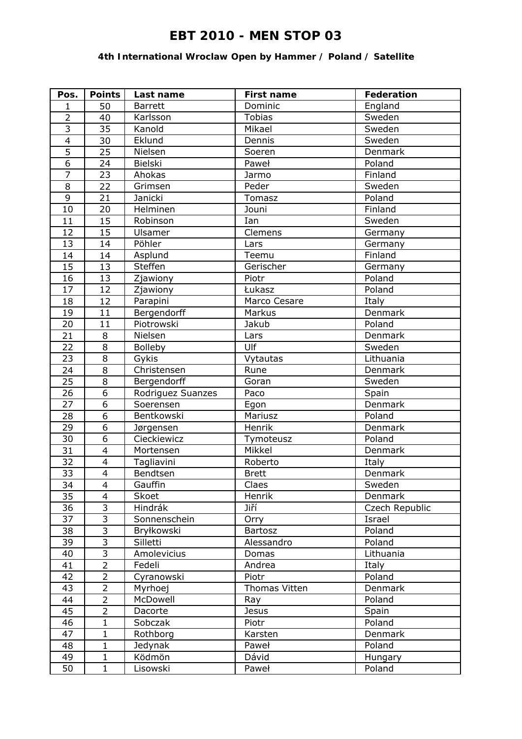# EBT 2010 - MEN STOP 03

### 4th International Wroclaw Open by Hammer / Poland / Satellite

| Pos. | Points | Last name | First name | Federation |
|---|---|---|---|---|
| 1 | 50 | Barrett | Dominic | England |
| 2 | 40 | Karlsson | Tobias | Sweden |
| 3 | 35 | Kanold | Mikael | Sweden |
| 4 | 30 | Eklund | Dennis | Sweden |
| 5 | 25 | Nielsen | Soeren | Denmark |
| 6 | 24 | Bielski | Paweł | Poland |
| 7 | 23 | Ahokas | Jarmo | Finland |
| 8 | 22 | Grimsen | Peder | Sweden |
| 9 | 21 | Janicki | Tomasz | Poland |
| 10 | 20 | Helminen | Jouni | Finland |
| 11 | 15 | Robinson | Ian | Sweden |
| 12 | 15 | Ulsamer | Clemens | Germany |
| 13 | 14 | Pöhler | Lars | Germany |
| 14 | 14 | Asplund | Teemu | Finland |
| 15 | 13 | Steffen | Gerischer | Germany |
| 16 | 13 | Zjawiony | Piotr | Poland |
| 17 | 12 | Zjawiony | Łukasz | Poland |
| 18 | 12 | Parapini | Marco Cesare | Italy |
| 19 | 11 | Bergendorff | Markus | Denmark |
| 20 | 11 | Piotrowski | Jakub | Poland |
| 21 | 8 | Nielsen | Lars | Denmark |
| 22 | 8 | Bolleby | Ulf | Sweden |
| 23 | 8 | Gykis | Vytautas | Lithuania |
| 24 | 8 | Christensen | Rune | Denmark |
| 25 | 8 | Bergendorff | Goran | Sweden |
| 26 | 6 | Rodriguez Suanzes | Paco | Spain |
| 27 | 6 | Soerensen | Egon | Denmark |
| 28 | 6 | Bentkowski | Mariusz | Poland |
| 29 | 6 | Jørgensen | Henrik | Denmark |
| 30 | 6 | Cieckiewicz | Tymoteusz | Poland |
| 31 | 4 | Mortensen | Mikkel | Denmark |
| 32 | 4 | Tagliavini | Roberto | Italy |
| 33 | 4 | Bendtsen | Brett | Denmark |
| 34 | 4 | Gauffin | Claes | Sweden |
| 35 | 4 | Skoet | Henrik | Denmark |
| 36 | 3 | Hindrák | Jiří | Czech Republic |
| 37 | 3 | Sonnenschein | Orry | Israel |
| 38 | 3 | Bryłkowski | Bartosz | Poland |
| 39 | 3 | Silletti | Alessandro | Poland |
| 40 | 3 | Amolevicius | Domas | Lithuania |
| 41 | 2 | Fedeli | Andrea | Italy |
| 42 | 2 | Cyranowski | Piotr | Poland |
| 43 | 2 | Myrhoej | Thomas Vitten | Denmark |
| 44 | 2 | McDowell | Ray | Poland |
| 45 | 2 | Dacorte | Jesus | Spain |
| 46 | 1 | Sobczak | Piotr | Poland |
| 47 | 1 | Rothborg | Karsten | Denmark |
| 48 | 1 | Jedynak | Paweł | Poland |
| 49 | 1 | Ködmön | Dávid | Hungary |
| 50 | 1 | Lisowski | Paweł | Poland |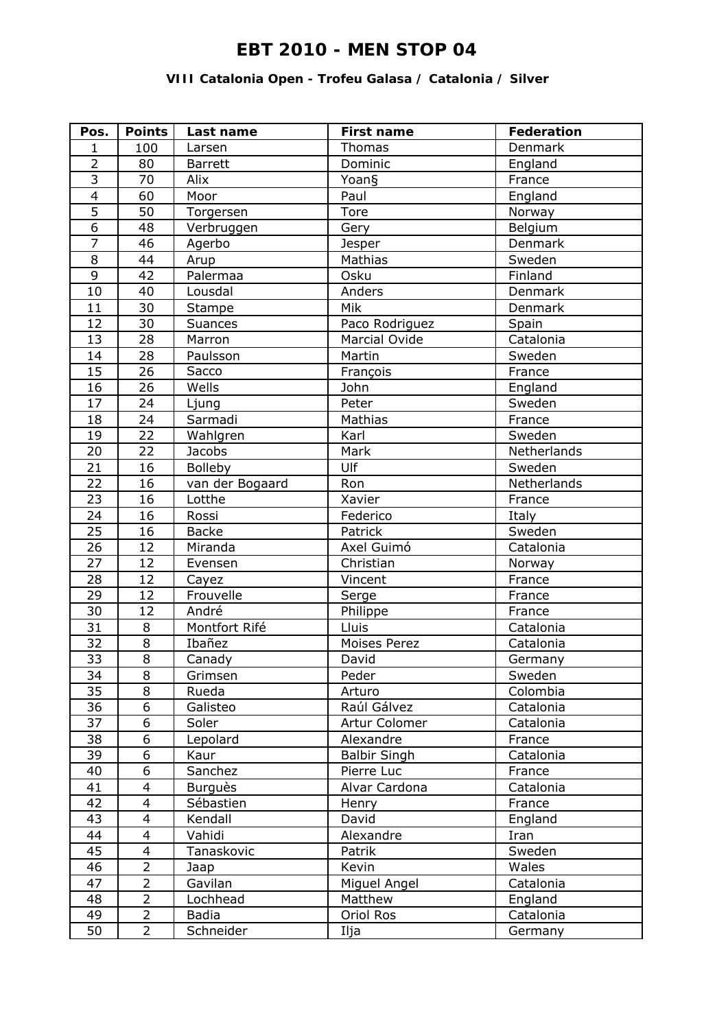# EBT 2010 - MEN STOP 04

### VIII Catalonia Open - Trofeu Galasa / Catalonia / Silver

| Pos. | Points | Last name | First name | Federation |
|---|---|---|---|---|
| 1 | 100 | Larsen | Thomas | Denmark |
| 2 | 80 | Barrett | Dominic | England |
| 3 | 70 | Alix | Yoan§ | France |
| 4 | 60 | Moor | Paul | England |
| 5 | 50 | Torgersen | Tore | Norway |
| 6 | 48 | Verbruggen | Gery | Belgium |
| 7 | 46 | Agerbo | Jesper | Denmark |
| 8 | 44 | Arup | Mathias | Sweden |
| 9 | 42 | Palermaa | Osku | Finland |
| 10 | 40 | Lousdal | Anders | Denmark |
| 11 | 30 | Stampe | Mik | Denmark |
| 12 | 30 | Suances | Paco Rodriguez | Spain |
| 13 | 28 | Marron | Marcial Ovide | Catalonia |
| 14 | 28 | Paulsson | Martin | Sweden |
| 15 | 26 | Sacco | François | France |
| 16 | 26 | Wells | John | England |
| 17 | 24 | Ljung | Peter | Sweden |
| 18 | 24 | Sarmadi | Mathias | France |
| 19 | 22 | Wahlgren | Karl | Sweden |
| 20 | 22 | Jacobs | Mark | Netherlands |
| 21 | 16 | Bolleby | Ulf | Sweden |
| 22 | 16 | van der Bogaard | Ron | Netherlands |
| 23 | 16 | Lotthe | Xavier | France |
| 24 | 16 | Rossi | Federico | Italy |
| 25 | 16 | Backe | Patrick | Sweden |
| 26 | 12 | Miranda | Axel Guimó | Catalonia |
| 27 | 12 | Evensen | Christian | Norway |
| 28 | 12 | Cayez | Vincent | France |
| 29 | 12 | Frouvelle | Serge | France |
| 30 | 12 | André | Philippe | France |
| 31 | 8 | Montfort Rifé | Lluis | Catalonia |
| 32 | 8 | Ibañez | Moises Perez | Catalonia |
| 33 | 8 | Canady | David | Germany |
| 34 | 8 | Grimsen | Peder | Sweden |
| 35 | 8 | Rueda | Arturo | Colombia |
| 36 | 6 | Galisteo | Raúl Gálvez | Catalonia |
| 37 | 6 | Soler | Artur Colomer | Catalonia |
| 38 | 6 | Lepolard | Alexandre | France |
| 39 | 6 | Kaur | Balbir Singh | Catalonia |
| 40 | 6 | Sanchez | Pierre Luc | France |
| 41 | 4 | Burguès | Alvar Cardona | Catalonia |
| 42 | 4 | Sébastien | Henry | France |
| 43 | 4 | Kendall | David | England |
| 44 | 4 | Vahidi | Alexandre | Iran |
| 45 | 4 | Tanaskovic | Patrik | Sweden |
| 46 | 2 | Jaap | Kevin | Wales |
| 47 | 2 | Gavilan | Miguel Angel | Catalonia |
| 48 | 2 | Lochhead | Matthew | England |
| 49 | 2 | Badia | Oriol Ros | Catalonia |
| 50 | 2 | Schneider | Ilja | Germany |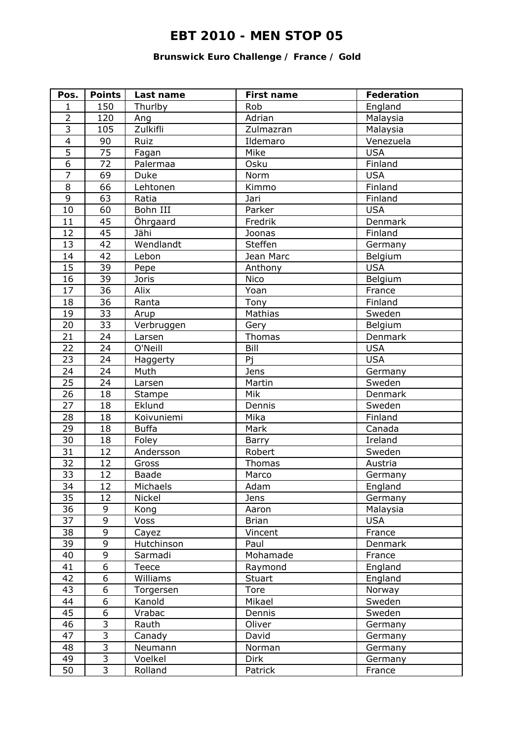# EBT 2010 - MEN STOP 05

### Brunswick Euro Challenge / France / Gold

| Pos. | Points | Last name | First name | Federation |
|---|---|---|---|---|
| 1 | 150 | Thurlby | Rob | England |
| 2 | 120 | Ang | Adrian | Malaysia |
| 3 | 105 | Zulkifli | Zulmazran | Malaysia |
| 4 | 90 | Ruiz | Ildemaro | Venezuela |
| 5 | 75 | Fagan | Mike | USA |
| 6 | 72 | Palermaa | Osku | Finland |
| 7 | 69 | Duke | Norm | USA |
| 8 | 66 | Lehtonen | Kimmo | Finland |
| 9 | 63 | Ratia | Jari | Finland |
| 10 | 60 | Bohn III | Parker | USA |
| 11 | 45 | Öhrgaard | Fredrik | Denmark |
| 12 | 45 | Jähi | Joonas | Finland |
| 13 | 42 | Wendlandt | Steffen | Germany |
| 14 | 42 | Lebon | Jean Marc | Belgium |
| 15 | 39 | Pepe | Anthony | USA |
| 16 | 39 | Joris | Nico | Belgium |
| 17 | 36 | Alix | Yoan | France |
| 18 | 36 | Ranta | Tony | Finland |
| 19 | 33 | Arup | Mathias | Sweden |
| 20 | 33 | Verbruggen | Gery | Belgium |
| 21 | 24 | Larsen | Thomas | Denmark |
| 22 | 24 | O'Neill | Bill | USA |
| 23 | 24 | Haggerty | Pj | USA |
| 24 | 24 | Muth | Jens | Germany |
| 25 | 24 | Larsen | Martin | Sweden |
| 26 | 18 | Stampe | Mik | Denmark |
| 27 | 18 | Eklund | Dennis | Sweden |
| 28 | 18 | Koivuniemi | Mika | Finland |
| 29 | 18 | Buffa | Mark | Canada |
| 30 | 18 | Foley | Barry | Ireland |
| 31 | 12 | Andersson | Robert | Sweden |
| 32 | 12 | Gross | Thomas | Austria |
| 33 | 12 | Baade | Marco | Germany |
| 34 | 12 | Michaels | Adam | England |
| 35 | 12 | Nickel | Jens | Germany |
| 36 | 9 | Kong | Aaron | Malaysia |
| 37 | 9 | Voss | Brian | USA |
| 38 | 9 | Cayez | Vincent | France |
| 39 | 9 | Hutchinson | Paul | Denmark |
| 40 | 9 | Sarmadi | Mohamade | France |
| 41 | 6 | Teece | Raymond | England |
| 42 | 6 | Williams | Stuart | England |
| 43 | 6 | Torgersen | Tore | Norway |
| 44 | 6 | Kanold | Mikael | Sweden |
| 45 | 6 | Vrabac | Dennis | Sweden |
| 46 | 3 | Rauth | Oliver | Germany |
| 47 | 3 | Canady | David | Germany |
| 48 | 3 | Neumann | Norman | Germany |
| 49 | 3 | Voelkel | Dirk | Germany |
| 50 | 3 | Rolland | Patrick | France |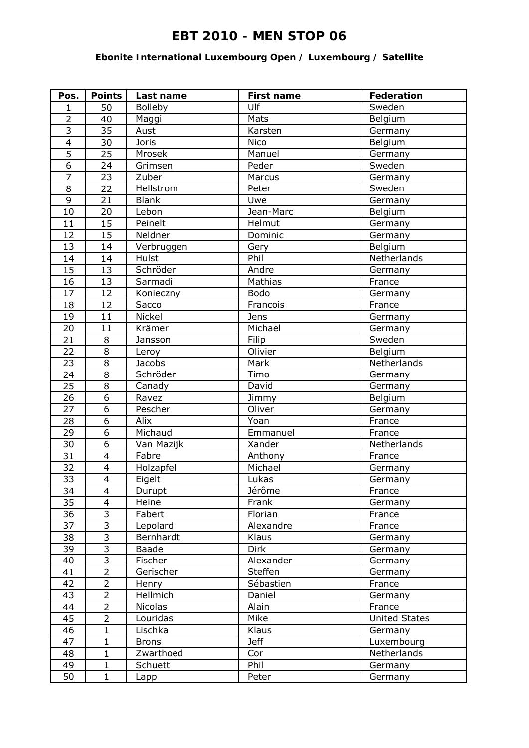# EBT 2010 - MEN STOP 06

### Ebonite International Luxembourg Open / Luxembourg / Satellite

| Pos. | Points | Last name | First name | Federation |
|---|---|---|---|---|
| 1 | 50 | Bolleby | Ulf | Sweden |
| 2 | 40 | Maggi | Mats | Belgium |
| 3 | 35 | Aust | Karsten | Germany |
| 4 | 30 | Joris | Nico | Belgium |
| 5 | 25 | Mrosek | Manuel | Germany |
| 6 | 24 | Grimsen | Peder | Sweden |
| 7 | 23 | Zuber | Marcus | Germany |
| 8 | 22 | Hellstrom | Peter | Sweden |
| 9 | 21 | Blank | Uwe | Germany |
| 10 | 20 | Lebon | Jean-Marc | Belgium |
| 11 | 15 | Peinelt | Helmut | Germany |
| 12 | 15 | Neldner | Dominic | Germany |
| 13 | 14 | Verbruggen | Gery | Belgium |
| 14 | 14 | Hulst | Phil | Netherlands |
| 15 | 13 | Schröder | Andre | Germany |
| 16 | 13 | Sarmadi | Mathias | France |
| 17 | 12 | Konieczny | Bodo | Germany |
| 18 | 12 | Sacco | Francois | France |
| 19 | 11 | Nickel | Jens | Germany |
| 20 | 11 | Krämer | Michael | Germany |
| 21 | 8 | Jansson | Filip | Sweden |
| 22 | 8 | Leroy | Olivier | Belgium |
| 23 | 8 | Jacobs | Mark | Netherlands |
| 24 | 8 | Schröder | Timo | Germany |
| 25 | 8 | Canady | David | Germany |
| 26 | 6 | Ravez | Jimmy | Belgium |
| 27 | 6 | Pescher | Oliver | Germany |
| 28 | 6 | Alix | Yoan | France |
| 29 | 6 | Michaud | Emmanuel | France |
| 30 | 6 | Van Mazijk | Xander | Netherlands |
| 31 | 4 | Fabre | Anthony | France |
| 32 | 4 | Holzapfel | Michael | Germany |
| 33 | 4 | Eigelt | Lukas | Germany |
| 34 | 4 | Durupt | Jérôme | France |
| 35 | 4 | Heine | Frank | Germany |
| 36 | 3 | Fabert | Florian | France |
| 37 | 3 | Lepolard | Alexandre | France |
| 38 | 3 | Bernhardt | Klaus | Germany |
| 39 | 3 | Baade | Dirk | Germany |
| 40 | 3 | Fischer | Alexander | Germany |
| 41 | 2 | Gerischer | Steffen | Germany |
| 42 | 2 | Henry | Sébastien | France |
| 43 | 2 | Hellmich | Daniel | Germany |
| 44 | 2 | Nicolas | Alain | France |
| 45 | 2 | Louridas | Mike | United States |
| 46 | 1 | Lischka | Klaus | Germany |
| 47 | 1 | Brons | Jeff | Luxembourg |
| 48 | 1 | Zwarthoed | Cor | Netherlands |
| 49 | 1 | Schuett | Phil | Germany |
| 50 | 1 | Lapp | Peter | Germany |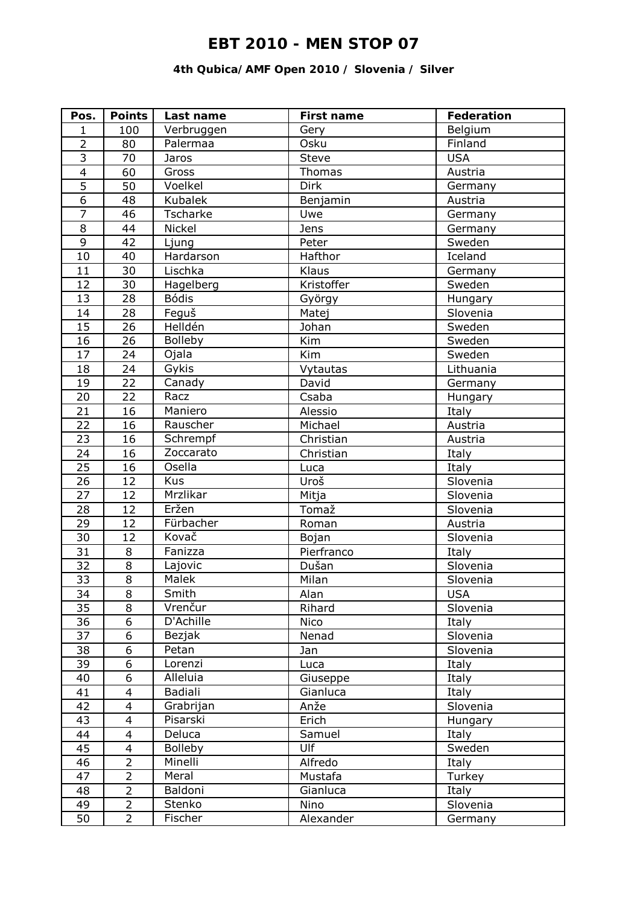# EBT 2010 - MEN STOP 07

### 4th Qubica/AMF Open 2010 / Slovenia / Silver

| Pos. | Points | Last name | First name | Federation |
|---|---|---|---|---|
| 1 | 100 | Verbruggen | Gery | Belgium |
| 2 | 80 | Palermaa | Osku | Finland |
| 3 | 70 | Jaros | Steve | USA |
| 4 | 60 | Gross | Thomas | Austria |
| 5 | 50 | Voelkel | Dirk | Germany |
| 6 | 48 | Kubalek | Benjamin | Austria |
| 7 | 46 | Tscharke | Uwe | Germany |
| 8 | 44 | Nickel | Jens | Germany |
| 9 | 42 | Ljung | Peter | Sweden |
| 10 | 40 | Hardarson | Hafthor | Iceland |
| 11 | 30 | Lischka | Klaus | Germany |
| 12 | 30 | Hagelberg | Kristoffer | Sweden |
| 13 | 28 | Bódis | György | Hungary |
| 14 | 28 | Feguš | Matej | Slovenia |
| 15 | 26 | Helldén | Johan | Sweden |
| 16 | 26 | Bolleby | Kim | Sweden |
| 17 | 24 | Ojala | Kim | Sweden |
| 18 | 24 | Gykis | Vytautas | Lithuania |
| 19 | 22 | Canady | David | Germany |
| 20 | 22 | Racz | Csaba | Hungary |
| 21 | 16 | Maniero | Alessio | Italy |
| 22 | 16 | Rauscher | Michael | Austria |
| 23 | 16 | Schrempf | Christian | Austria |
| 24 | 16 | Zoccarato | Christian | Italy |
| 25 | 16 | Osella | Luca | Italy |
| 26 | 12 | Kus | Uroš | Slovenia |
| 27 | 12 | Mrzlikar | Mitja | Slovenia |
| 28 | 12 | Eržen | Tomaž | Slovenia |
| 29 | 12 | Fürbacher | Roman | Austria |
| 30 | 12 | Kovač | Bojan | Slovenia |
| 31 | 8 | Fanizza | Pierfranco | Italy |
| 32 | 8 | Lajovic | Dušan | Slovenia |
| 33 | 8 | Malek | Milan | Slovenia |
| 34 | 8 | Smith | Alan | USA |
| 35 | 8 | Vrenčur | Rihard | Slovenia |
| 36 | 6 | D'Achille | Nico | Italy |
| 37 | 6 | Bezjak | Nenad | Slovenia |
| 38 | 6 | Petan | Jan | Slovenia |
| 39 | 6 | Lorenzi | Luca | Italy |
| 40 | 6 | Alleluia | Giuseppe | Italy |
| 41 | 4 | Badiali | Gianluca | Italy |
| 42 | 4 | Grabrijan | Anže | Slovenia |
| 43 | 4 | Pisarski | Erich | Hungary |
| 44 | 4 | Deluca | Samuel | Italy |
| 45 | 4 | Bolleby | Ulf | Sweden |
| 46 | 2 | Minelli | Alfredo | Italy |
| 47 | 2 | Meral | Mustafa | Turkey |
| 48 | 2 | Baldoni | Gianluca | Italy |
| 49 | 2 | Stenko | Nino | Slovenia |
| 50 | 2 | Fischer | Alexander | Germany |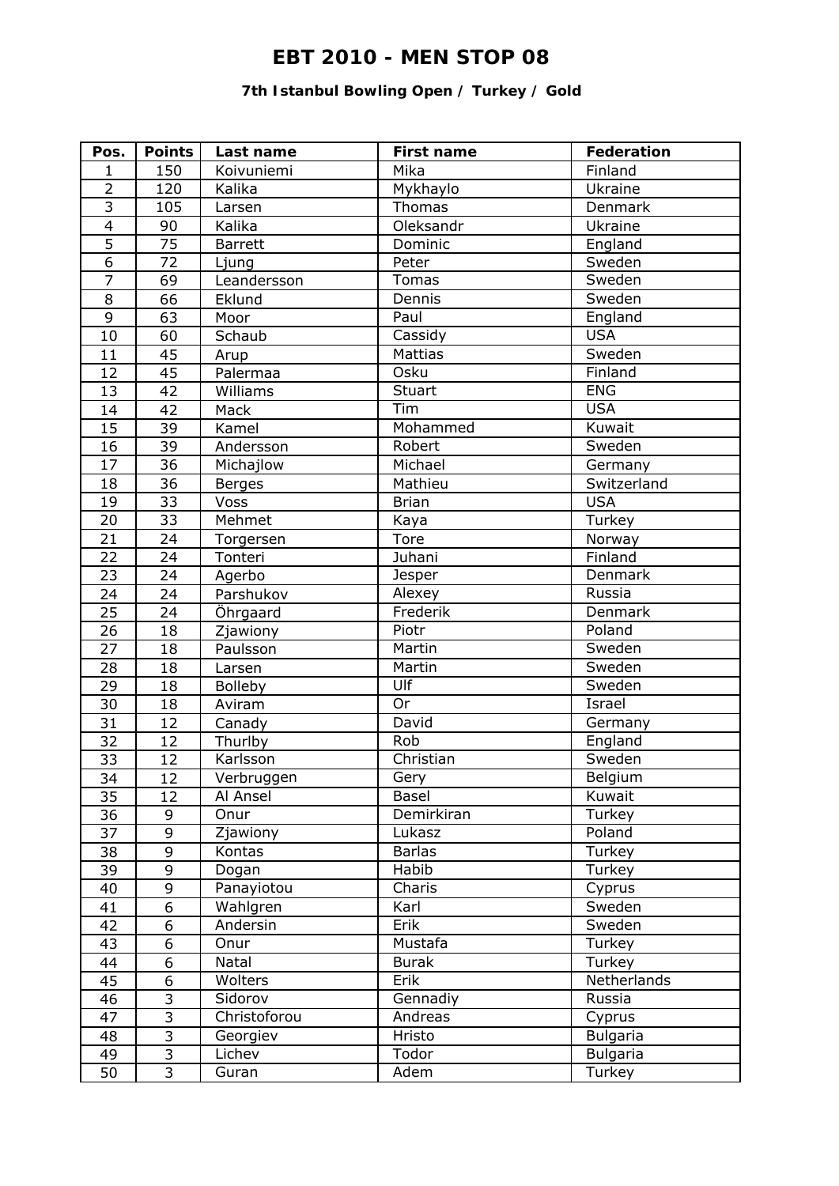# EBT 2010 - MEN STOP 08

### 7th Istanbul Bowling Open / Turkey / Gold

| Pos. | Points | Last name | First name | Federation |
|---|---|---|---|---|
| 1 | 150 | Koivuniemi | Mika | Finland |
| 2 | 120 | Kalika | Mykhaylo | Ukraine |
| 3 | 105 | Larsen | Thomas | Denmark |
| 4 | 90 | Kalika | Oleksandr | Ukraine |
| 5 | 75 | Barrett | Dominic | England |
| 6 | 72 | Ljung | Peter | Sweden |
| 7 | 69 | Leandersson | Tomas | Sweden |
| 8 | 66 | Eklund | Dennis | Sweden |
| 9 | 63 | Moor | Paul | England |
| 10 | 60 | Schaub | Cassidy | USA |
| 11 | 45 | Arup | Mattias | Sweden |
| 12 | 45 | Palermaa | Osku | Finland |
| 13 | 42 | Williams | Stuart | ENG |
| 14 | 42 | Mack | Tim | USA |
| 15 | 39 | Kamel | Mohammed | Kuwait |
| 16 | 39 | Andersson | Robert | Sweden |
| 17 | 36 | Michajlow | Michael | Germany |
| 18 | 36 | Berges | Mathieu | Switzerland |
| 19 | 33 | Voss | Brian | USA |
| 20 | 33 | Mehmet | Kaya | Turkey |
| 21 | 24 | Torgersen | Tore | Norway |
| 22 | 24 | Tonteri | Juhani | Finland |
| 23 | 24 | Agerbo | Jesper | Denmark |
| 24 | 24 | Parshukov | Alexey | Russia |
| 25 | 24 | Öhrgaard | Frederik | Denmark |
| 26 | 18 | Zjawiony | Piotr | Poland |
| 27 | 18 | Paulsson | Martin | Sweden |
| 28 | 18 | Larsen | Martin | Sweden |
| 29 | 18 | Bolleby | Ulf | Sweden |
| 30 | 18 | Aviram | Or | Israel |
| 31 | 12 | Canady | David | Germany |
| 32 | 12 | Thurlby | Rob | England |
| 33 | 12 | Karlsson | Christian | Sweden |
| 34 | 12 | Verbruggen | Gery | Belgium |
| 35 | 12 | Al Ansel | Basel | Kuwait |
| 36 | 9 | Onur | Demirkiran | Turkey |
| 37 | 9 | Zjawiony | Lukasz | Poland |
| 38 | 9 | Kontas | Barlas | Turkey |
| 39 | 9 | Dogan | Habib | Turkey |
| 40 | 9 | Panayiotou | Charis | Cyprus |
| 41 | 6 | Wahlgren | Karl | Sweden |
| 42 | 6 | Andersin | Erik | Sweden |
| 43 | 6 | Onur | Mustafa | Turkey |
| 44 | 6 | Natal | Burak | Turkey |
| 45 | 6 | Wolters | Erik | Netherlands |
| 46 | 3 | Sidorov | Gennadiy | Russia |
| 47 | 3 | Christoforou | Andreas | Cyprus |
| 48 | 3 | Georgiev | Hristo | Bulgaria |
| 49 | 3 | Lichev | Todor | Bulgaria |
| 50 | 3 | Guran | Adem | Turkey |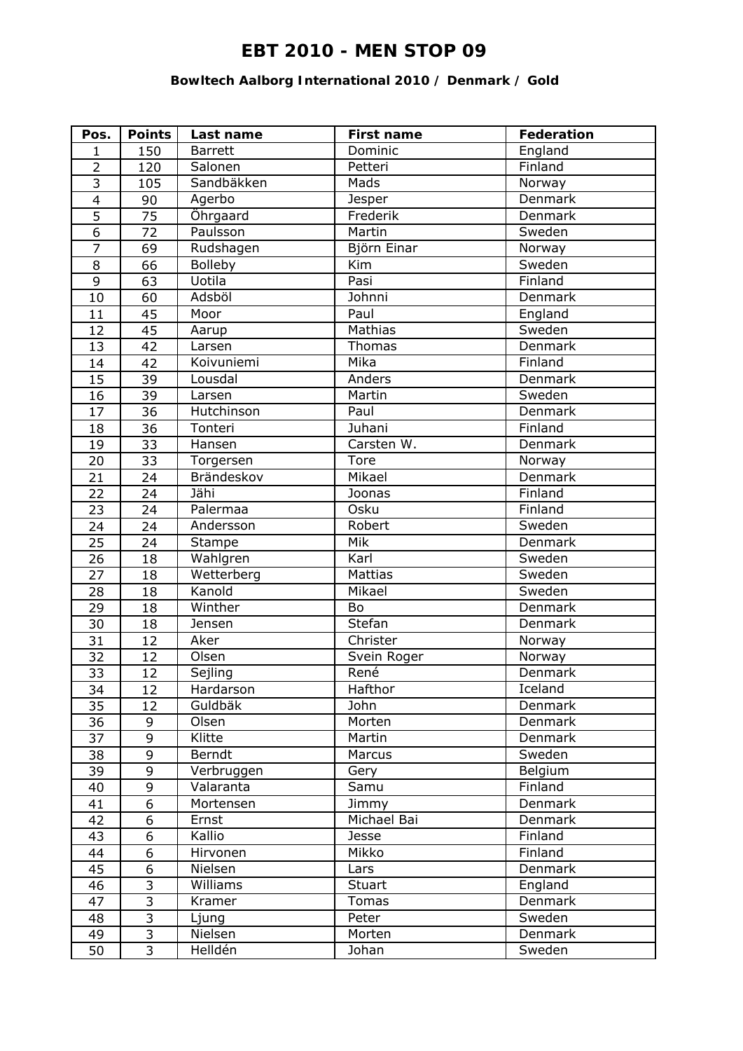# EBT 2010 - MEN STOP 09

### Bowltech Aalborg International 2010 / Denmark / Gold

| Pos. | Points | Last name | First name | Federation |
|---|---|---|---|---|
| 1 | 150 | Barrett | Dominic | England |
| 2 | 120 | Salonen | Petteri | Finland |
| 3 | 105 | Sandbäkken | Mads | Norway |
| 4 | 90 | Agerbo | Jesper | Denmark |
| 5 | 75 | Öhrgaard | Frederik | Denmark |
| 6 | 72 | Paulsson | Martin | Sweden |
| 7 | 69 | Rudshagen | Björn Einar | Norway |
| 8 | 66 | Bolleby | Kim | Sweden |
| 9 | 63 | Uotila | Pasi | Finland |
| 10 | 60 | Adsböl | Johnni | Denmark |
| 11 | 45 | Moor | Paul | England |
| 12 | 45 | Aarup | Mathias | Sweden |
| 13 | 42 | Larsen | Thomas | Denmark |
| 14 | 42 | Koivuniemi | Mika | Finland |
| 15 | 39 | Lousdal | Anders | Denmark |
| 16 | 39 | Larsen | Martin | Sweden |
| 17 | 36 | Hutchinson | Paul | Denmark |
| 18 | 36 | Tonteri | Juhani | Finland |
| 19 | 33 | Hansen | Carsten W. | Denmark |
| 20 | 33 | Torgersen | Tore | Norway |
| 21 | 24 | Brändeskov | Mikael | Denmark |
| 22 | 24 | Jähi | Joonas | Finland |
| 23 | 24 | Palermaa | Osku | Finland |
| 24 | 24 | Andersson | Robert | Sweden |
| 25 | 24 | Stampe | Mik | Denmark |
| 26 | 18 | Wahlgren | Karl | Sweden |
| 27 | 18 | Wetterberg | Mattias | Sweden |
| 28 | 18 | Kanold | Mikael | Sweden |
| 29 | 18 | Winther | Bo | Denmark |
| 30 | 18 | Jensen | Stefan | Denmark |
| 31 | 12 | Aker | Christer | Norway |
| 32 | 12 | Olsen | Svein Roger | Norway |
| 33 | 12 | Sejling | René | Denmark |
| 34 | 12 | Hardarson | Hafthor | Iceland |
| 35 | 12 | Guldbäk | John | Denmark |
| 36 | 9 | Olsen | Morten | Denmark |
| 37 | 9 | Klitte | Martin | Denmark |
| 38 | 9 | Berndt | Marcus | Sweden |
| 39 | 9 | Verbruggen | Gery | Belgium |
| 40 | 9 | Valaranta | Samu | Finland |
| 41 | 6 | Mortensen | Jimmy | Denmark |
| 42 | 6 | Ernst | Michael Bai | Denmark |
| 43 | 6 | Kallio | Jesse | Finland |
| 44 | 6 | Hirvonen | Mikko | Finland |
| 45 | 6 | Nielsen | Lars | Denmark |
| 46 | 3 | Williams | Stuart | England |
| 47 | 3 | Kramer | Tomas | Denmark |
| 48 | 3 | Ljung | Peter | Sweden |
| 49 | 3 | Nielsen | Morten | Denmark |
| 50 | 3 | Helldén | Johan | Sweden |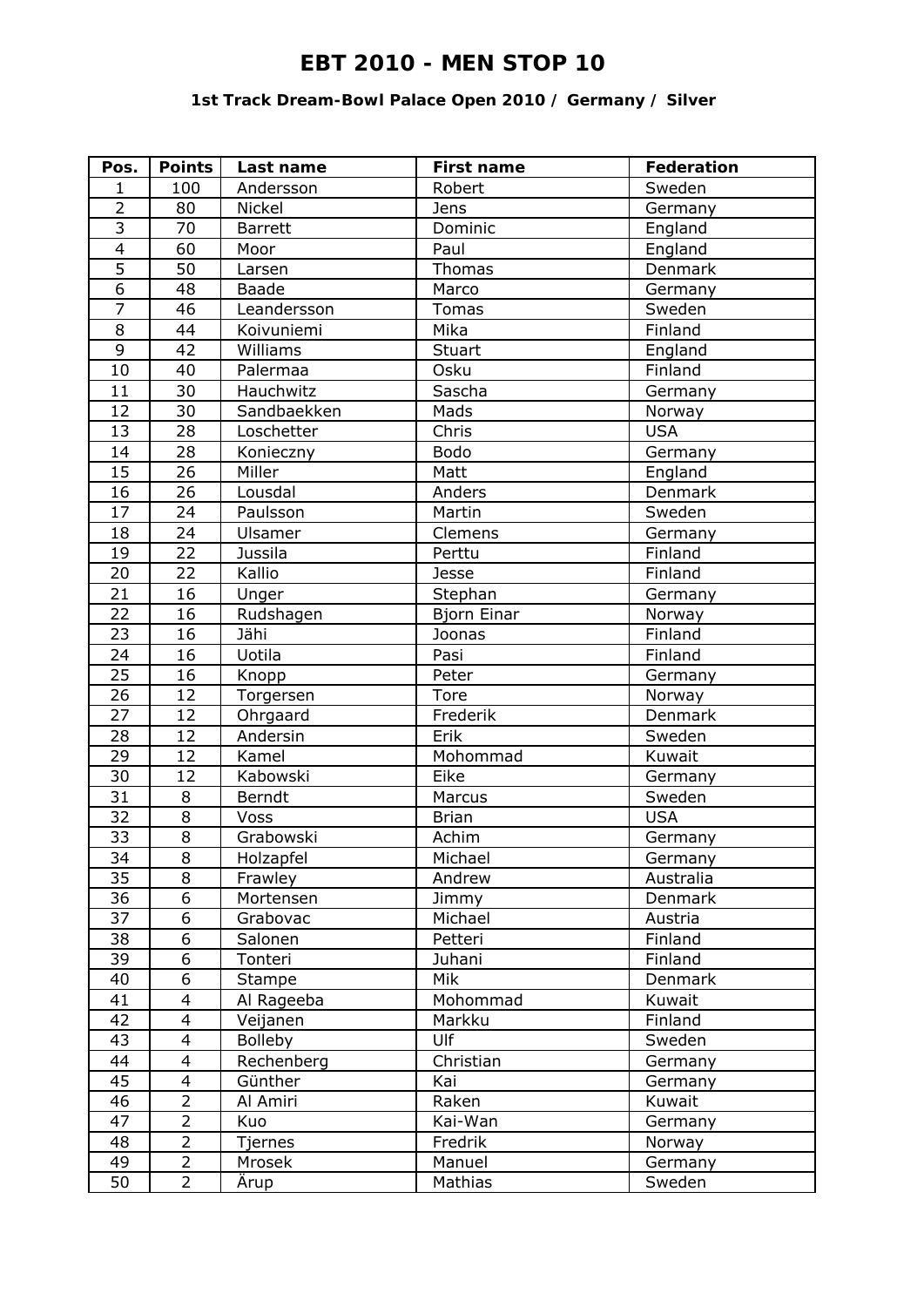# EBT 2010 - MEN STOP 10

### 1st Track Dream-Bowl Palace Open 2010 / Germany / Silver

| Pos. | Points | Last name | First name | Federation |
|---|---|---|---|---|
| 1 | 100 | Andersson | Robert | Sweden |
| 2 | 80 | Nickel | Jens | Germany |
| 3 | 70 | Barrett | Dominic | England |
| 4 | 60 | Moor | Paul | England |
| 5 | 50 | Larsen | Thomas | Denmark |
| 6 | 48 | Baade | Marco | Germany |
| 7 | 46 | Leandersson | Tomas | Sweden |
| 8 | 44 | Koivuniemi | Mika | Finland |
| 9 | 42 | Williams | Stuart | England |
| 10 | 40 | Palermaa | Osku | Finland |
| 11 | 30 | Hauchwitz | Sascha | Germany |
| 12 | 30 | Sandbaekken | Mads | Norway |
| 13 | 28 | Loschetter | Chris | USA |
| 14 | 28 | Konieczny | Bodo | Germany |
| 15 | 26 | Miller | Matt | England |
| 16 | 26 | Lousdal | Anders | Denmark |
| 17 | 24 | Paulsson | Martin | Sweden |
| 18 | 24 | Ulsamer | Clemens | Germany |
| 19 | 22 | Jussila | Perttu | Finland |
| 20 | 22 | Kallio | Jesse | Finland |
| 21 | 16 | Unger | Stephan | Germany |
| 22 | 16 | Rudshagen | Bjorn Einar | Norway |
| 23 | 16 | Jähi | Joonas | Finland |
| 24 | 16 | Uotila | Pasi | Finland |
| 25 | 16 | Knopp | Peter | Germany |
| 26 | 12 | Torgersen | Tore | Norway |
| 27 | 12 | Ohrgaard | Frederik | Denmark |
| 28 | 12 | Andersin | Erik | Sweden |
| 29 | 12 | Kamel | Mohommad | Kuwait |
| 30 | 12 | Kabowski | Eike | Germany |
| 31 | 8 | Berndt | Marcus | Sweden |
| 32 | 8 | Voss | Brian | USA |
| 33 | 8 | Grabowski | Achim | Germany |
| 34 | 8 | Holzapfel | Michael | Germany |
| 35 | 8 | Frawley | Andrew | Australia |
| 36 | 6 | Mortensen | Jimmy | Denmark |
| 37 | 6 | Grabovac | Michael | Austria |
| 38 | 6 | Salonen | Petteri | Finland |
| 39 | 6 | Tonteri | Juhani | Finland |
| 40 | 6 | Stampe | Mik | Denmark |
| 41 | 4 | Al Rageeba | Mohommad | Kuwait |
| 42 | 4 | Veijanen | Markku | Finland |
| 43 | 4 | Bolleby | Ulf | Sweden |
| 44 | 4 | Rechenberg | Christian | Germany |
| 45 | 4 | Günther | Kai | Germany |
| 46 | 2 | Al Amiri | Raken | Kuwait |
| 47 | 2 | Kuo | Kai-Wan | Germany |
| 48 | 2 | Tjernes | Fredrik | Norway |
| 49 | 2 | Mrosek | Manuel | Germany |
| 50 | 2 | Ärup | Mathias | Sweden |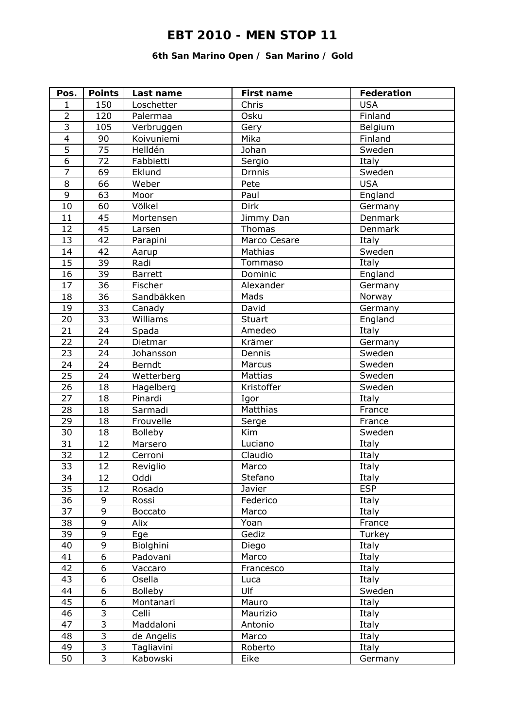# EBT 2010 - MEN STOP 11

### 6th San Marino Open / San Marino / Gold

| Pos. | Points | Last name | First name | Federation |
|---|---|---|---|---|
| 1 | 150 | Loschetter | Chris | USA |
| 2 | 120 | Palermaa | Osku | Finland |
| 3 | 105 | Verbruggen | Gery | Belgium |
| 4 | 90 | Koivuniemi | Mika | Finland |
| 5 | 75 | Helldén | Johan | Sweden |
| 6 | 72 | Fabbietti | Sergio | Italy |
| 7 | 69 | Eklund | Drnnis | Sweden |
| 8 | 66 | Weber | Pete | USA |
| 9 | 63 | Moor | Paul | England |
| 10 | 60 | Völkel | Dirk | Germany |
| 11 | 45 | Mortensen | Jimmy Dan | Denmark |
| 12 | 45 | Larsen | Thomas | Denmark |
| 13 | 42 | Parapini | Marco Cesare | Italy |
| 14 | 42 | Aarup | Mathias | Sweden |
| 15 | 39 | Radi | Tommaso | Italy |
| 16 | 39 | Barrett | Dominic | England |
| 17 | 36 | Fischer | Alexander | Germany |
| 18 | 36 | Sandbäkken | Mads | Norway |
| 19 | 33 | Canady | David | Germany |
| 20 | 33 | Williams | Stuart | England |
| 21 | 24 | Spada | Amedeo | Italy |
| 22 | 24 | Dietmar | Krämer | Germany |
| 23 | 24 | Johansson | Dennis | Sweden |
| 24 | 24 | Berndt | Marcus | Sweden |
| 25 | 24 | Wetterberg | Mattias | Sweden |
| 26 | 18 | Hagelberg | Kristoffer | Sweden |
| 27 | 18 | Pinardi | Igor | Italy |
| 28 | 18 | Sarmadi | Matthias | France |
| 29 | 18 | Frouvelle | Serge | France |
| 30 | 18 | Bolleby | Kim | Sweden |
| 31 | 12 | Marsero | Luciano | Italy |
| 32 | 12 | Cerroni | Claudio | Italy |
| 33 | 12 | Reviglio | Marco | Italy |
| 34 | 12 | Oddi | Stefano | Italy |
| 35 | 12 | Rosado | Javier | ESP |
| 36 | 9 | Rossi | Federico | Italy |
| 37 | 9 | Boccato | Marco | Italy |
| 38 | 9 | Alix | Yoan | France |
| 39 | 9 | Ege | Gediz | Turkey |
| 40 | 9 | Biolghini | Diego | Italy |
| 41 | 6 | Padovani | Marco | Italy |
| 42 | 6 | Vaccaro | Francesco | Italy |
| 43 | 6 | Osella | Luca | Italy |
| 44 | 6 | Bolleby | Ulf | Sweden |
| 45 | 6 | Montanari | Mauro | Italy |
| 46 | 3 | Celli | Maurizio | Italy |
| 47 | 3 | Maddaloni | Antonio | Italy |
| 48 | 3 | de Angelis | Marco | Italy |
| 49 | 3 | Tagliavini | Roberto | Italy |
| 50 | 3 | Kabowski | Eike | Germany |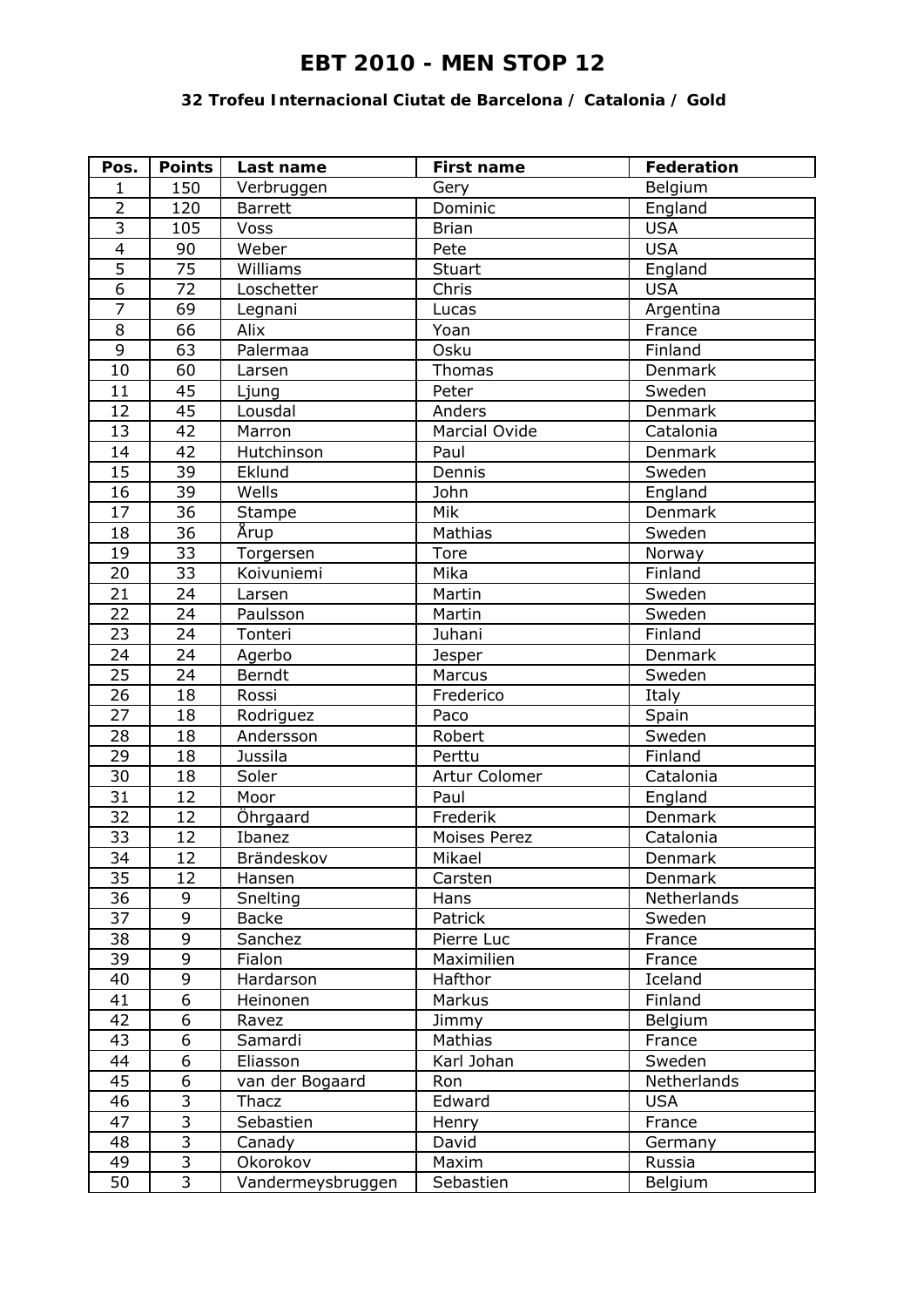# EBT 2010 - MEN STOP 12

### 32 Trofeu Internacional Ciutat de Barcelona / Catalonia / Gold

| Pos. | Points | Last name | First name | Federation |
|---|---|---|---|---|
| 1 | 150 | Verbruggen | Gery | Belgium |
| 2 | 120 | Barrett | Dominic | England |
| 3 | 105 | Voss | Brian | USA |
| 4 | 90 | Weber | Pete | USA |
| 5 | 75 | Williams | Stuart | England |
| 6 | 72 | Loschetter | Chris | USA |
| 7 | 69 | Legnani | Lucas | Argentina |
| 8 | 66 | Alix | Yoan | France |
| 9 | 63 | Palermaa | Osku | Finland |
| 10 | 60 | Larsen | Thomas | Denmark |
| 11 | 45 | Ljung | Peter | Sweden |
| 12 | 45 | Lousdal | Anders | Denmark |
| 13 | 42 | Marron | Marcial Ovide | Catalonia |
| 14 | 42 | Hutchinson | Paul | Denmark |
| 15 | 39 | Eklund | Dennis | Sweden |
| 16 | 39 | Wells | John | England |
| 17 | 36 | Stampe | Mik | Denmark |
| 18 | 36 | Årup | Mathias | Sweden |
| 19 | 33 | Torgersen | Tore | Norway |
| 20 | 33 | Koivuniemi | Mika | Finland |
| 21 | 24 | Larsen | Martin | Sweden |
| 22 | 24 | Paulsson | Martin | Sweden |
| 23 | 24 | Tonteri | Juhani | Finland |
| 24 | 24 | Agerbo | Jesper | Denmark |
| 25 | 24 | Berndt | Marcus | Sweden |
| 26 | 18 | Rossi | Frederico | Italy |
| 27 | 18 | Rodriguez | Paco | Spain |
| 28 | 18 | Andersson | Robert | Sweden |
| 29 | 18 | Jussila | Perttu | Finland |
| 30 | 18 | Soler | Artur Colomer | Catalonia |
| 31 | 12 | Moor | Paul | England |
| 32 | 12 | Öhrgaard | Frederik | Denmark |
| 33 | 12 | Ibanez | Moises Perez | Catalonia |
| 34 | 12 | Brändeskov | Mikael | Denmark |
| 35 | 12 | Hansen | Carsten | Denmark |
| 36 | 9 | Snelting | Hans | Netherlands |
| 37 | 9 | Backe | Patrick | Sweden |
| 38 | 9 | Sanchez | Pierre Luc | France |
| 39 | 9 | Fialon | Maximilien | France |
| 40 | 9 | Hardarson | Hafthor | Iceland |
| 41 | 6 | Heinonen | Markus | Finland |
| 42 | 6 | Ravez | Jimmy | Belgium |
| 43 | 6 | Samardi | Mathias | France |
| 44 | 6 | Eliasson | Karl Johan | Sweden |
| 45 | 6 | van der Bogaard | Ron | Netherlands |
| 46 | 3 | Thacz | Edward | USA |
| 47 | 3 | Sebastien | Henry | France |
| 48 | 3 | Canady | David | Germany |
| 49 | 3 | Okorokov | Maxim | Russia |
| 50 | 3 | Vandermeysbruggen | Sebastien | Belgium |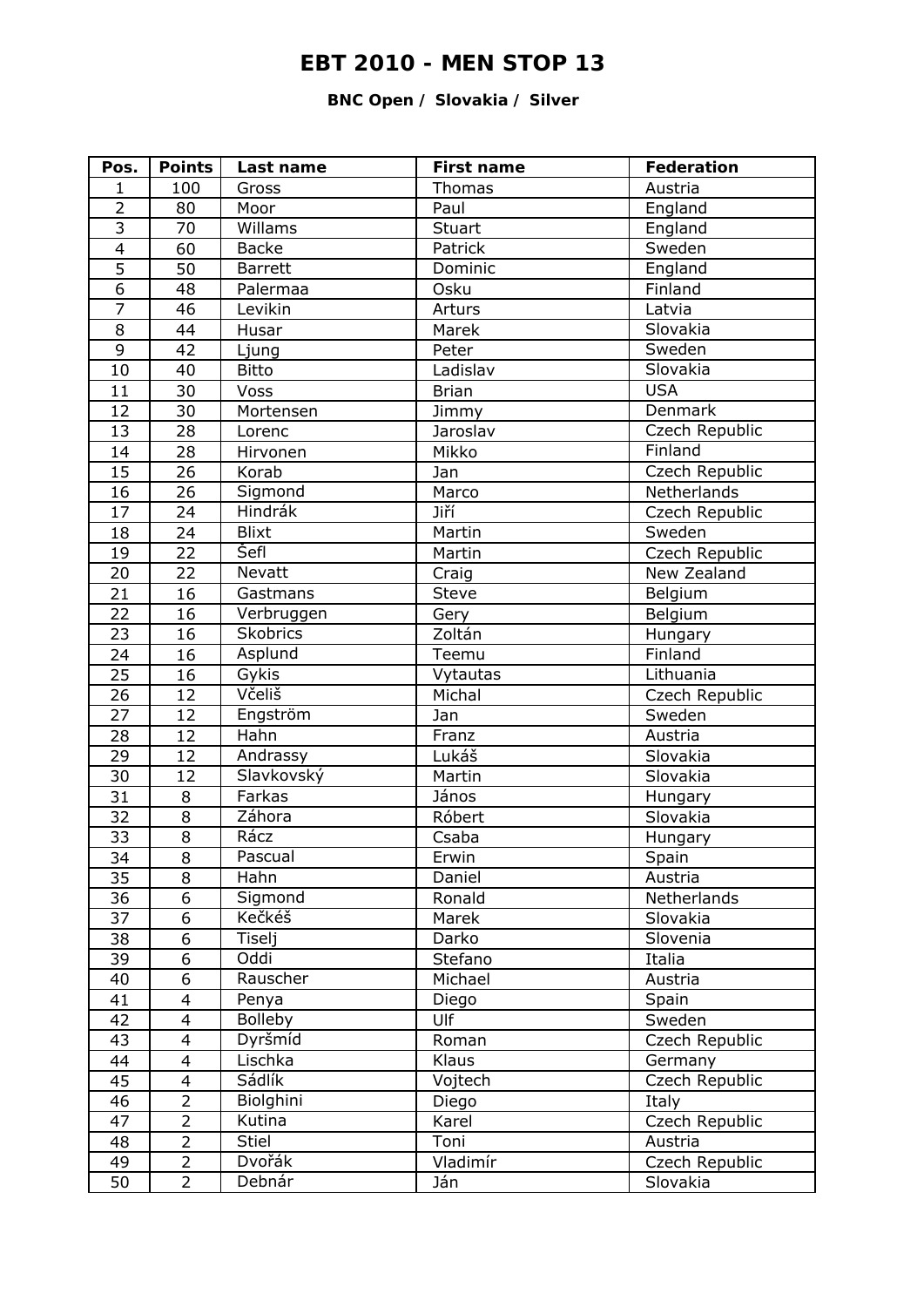# EBT 2010 - MEN STOP 13

**BNC Open / Slovakia / Silver**

| Pos. | Points | Last name | First name | Federation |
|---|---|---|---|---|
| 1 | 100 | Gross | Thomas | Austria |
| 2 | 80 | Moor | Paul | England |
| 3 | 70 | Willams | Stuart | England |
| 4 | 60 | Backe | Patrick | Sweden |
| 5 | 50 | Barrett | Dominic | England |
| 6 | 48 | Palermaa | Osku | Finland |
| 7 | 46 | Levikin | Arturs | Latvia |
| 8 | 44 | Husar | Marek | Slovakia |
| 9 | 42 | Ljung | Peter | Sweden |
| 10 | 40 | Bitto | Ladislav | Slovakia |
| 11 | 30 | Voss | Brian | USA |
| 12 | 30 | Mortensen | Jimmy | Denmark |
| 13 | 28 | Lorenc | Jaroslav | Czech Republic |
| 14 | 28 | Hirvonen | Mikko | Finland |
| 15 | 26 | Korab | Jan | Czech Republic |
| 16 | 26 | Sigmond | Marco | Netherlands |
| 17 | 24 | Hindrák | Jiří | Czech Republic |
| 18 | 24 | Blixt | Martin | Sweden |
| 19 | 22 | Šefl | Martin | Czech Republic |
| 20 | 22 | Nevatt | Craig | New Zealand |
| 21 | 16 | Gastmans | Steve | Belgium |
| 22 | 16 | Verbruggen | Gery | Belgium |
| 23 | 16 | Skobrics | Zoltán | Hungary |
| 24 | 16 | Asplund | Teemu | Finland |
| 25 | 16 | Gykis | Vytautas | Lithuania |
| 26 | 12 | Včeliš | Michal | Czech Republic |
| 27 | 12 | Engström | Jan | Sweden |
| 28 | 12 | Hahn | Franz | Austria |
| 29 | 12 | Andrassy | Lukáš | Slovakia |
| 30 | 12 | Slavkovský | Martin | Slovakia |
| 31 | 8 | Farkas | János | Hungary |
| 32 | 8 | Záhora | Róbert | Slovakia |
| 33 | 8 | Rácz | Csaba | Hungary |
| 34 | 8 | Pascual | Erwin | Spain |
| 35 | 8 | Hahn | Daniel | Austria |
| 36 | 6 | Sigmond | Ronald | Netherlands |
| 37 | 6 | Kečkéš | Marek | Slovakia |
| 38 | 6 | Tiselj | Darko | Slovenia |
| 39 | 6 | Oddi | Stefano | Italia |
| 40 | 6 | Rauscher | Michael | Austria |
| 41 | 4 | Penya | Diego | Spain |
| 42 | 4 | Bolleby | Ulf | Sweden |
| 43 | 4 | Dyršmíd | Roman | Czech Republic |
| 44 | 4 | Lischka | Klaus | Germany |
| 45 | 4 | Sádlík | Vojtech | Czech Republic |
| 46 | 2 | Biolghini | Diego | Italy |
| 47 | 2 | Kutina | Karel | Czech Republic |
| 48 | 2 | Stiel | Toni | Austria |
| 49 | 2 | Dvořák | Vladimír | Czech Republic |
| 50 | 2 | Debnár | Ján | Slovakia |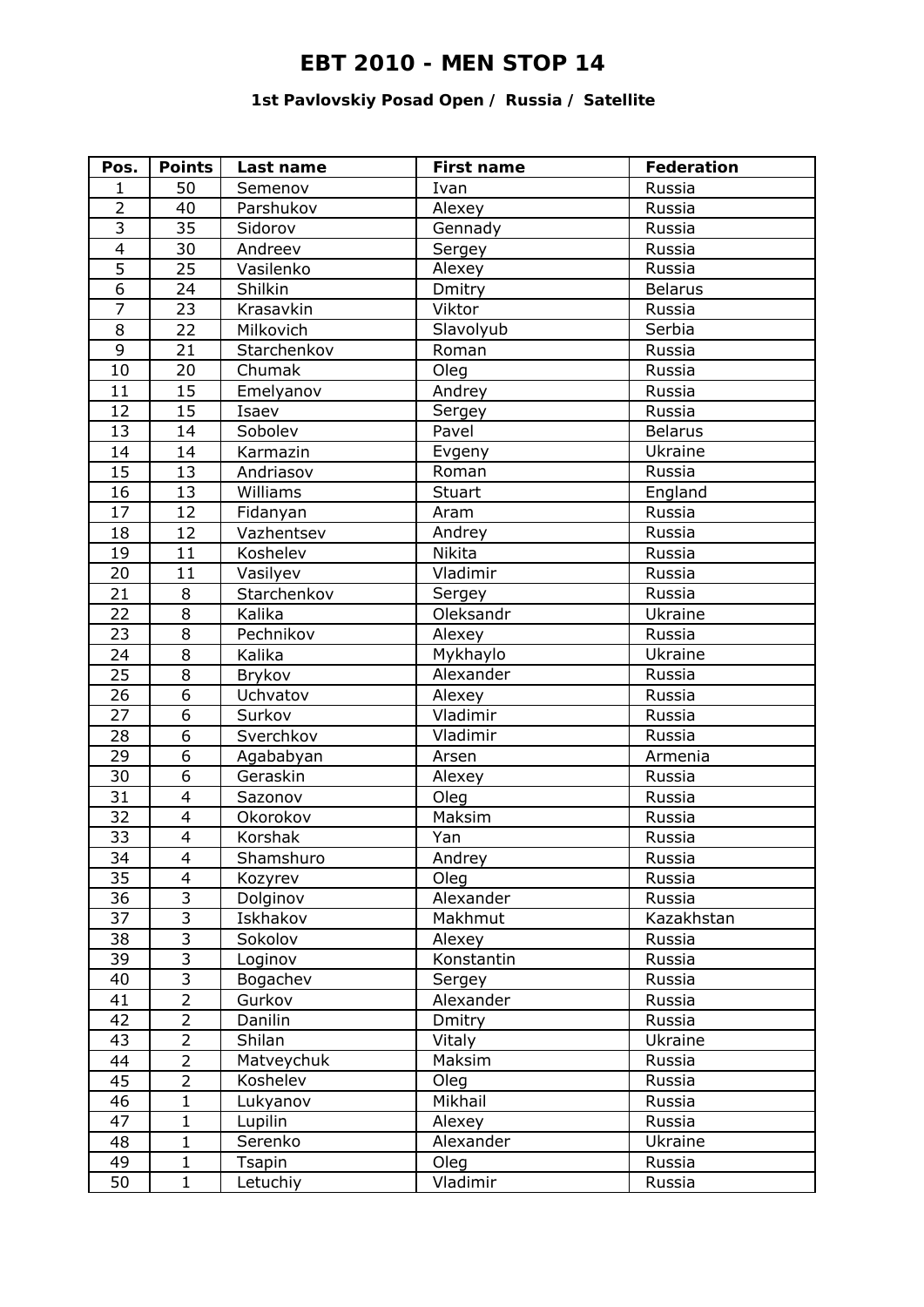# EBT 2010 - MEN STOP 14

### 1st Pavlovskiy Posad Open / Russia / Satellite

| Pos. | Points | Last name | First name | Federation |
|---|---|---|---|---|
| 1 | 50 | Semenov | Ivan | Russia |
| 2 | 40 | Parshukov | Alexey | Russia |
| 3 | 35 | Sidorov | Gennady | Russia |
| 4 | 30 | Andreev | Sergey | Russia |
| 5 | 25 | Vasilenko | Alexey | Russia |
| 6 | 24 | Shilkin | Dmitry | Belarus |
| 7 | 23 | Krasavkin | Viktor | Russia |
| 8 | 22 | Milkovich | Slavolyub | Serbia |
| 9 | 21 | Starchenkov | Roman | Russia |
| 10 | 20 | Chumak | Oleg | Russia |
| 11 | 15 | Emelyanov | Andrey | Russia |
| 12 | 15 | Isaev | Sergey | Russia |
| 13 | 14 | Sobolev | Pavel | Belarus |
| 14 | 14 | Karmazin | Evgeny | Ukraine |
| 15 | 13 | Andriasov | Roman | Russia |
| 16 | 13 | Williams | Stuart | England |
| 17 | 12 | Fidanyan | Aram | Russia |
| 18 | 12 | Vazhentsev | Andrey | Russia |
| 19 | 11 | Koshelev | Nikita | Russia |
| 20 | 11 | Vasilyev | Vladimir | Russia |
| 21 | 8 | Starchenkov | Sergey | Russia |
| 22 | 8 | Kalika | Oleksandr | Ukraine |
| 23 | 8 | Pechnikov | Alexey | Russia |
| 24 | 8 | Kalika | Mykhaylo | Ukraine |
| 25 | 8 | Brykov | Alexander | Russia |
| 26 | 6 | Uchvatov | Alexey | Russia |
| 27 | 6 | Surkov | Vladimir | Russia |
| 28 | 6 | Sverchkov | Vladimir | Russia |
| 29 | 6 | Agababyan | Arsen | Armenia |
| 30 | 6 | Geraskin | Alexey | Russia |
| 31 | 4 | Sazonov | Oleg | Russia |
| 32 | 4 | Okorokov | Maksim | Russia |
| 33 | 4 | Korshak | Yan | Russia |
| 34 | 4 | Shamshuro | Andrey | Russia |
| 35 | 4 | Kozyrev | Oleg | Russia |
| 36 | 3 | Dolginov | Alexander | Russia |
| 37 | 3 | Iskhakov | Makhmut | Kazakhstan |
| 38 | 3 | Sokolov | Alexey | Russia |
| 39 | 3 | Loginov | Konstantin | Russia |
| 40 | 3 | Bogachev | Sergey | Russia |
| 41 | 2 | Gurkov | Alexander | Russia |
| 42 | 2 | Danilin | Dmitry | Russia |
| 43 | 2 | Shilan | Vitaly | Ukraine |
| 44 | 2 | Matveychuk | Maksim | Russia |
| 45 | 2 | Koshelev | Oleg | Russia |
| 46 | 1 | Lukyanov | Mikhail | Russia |
| 47 | 1 | Lupilin | Alexey | Russia |
| 48 | 1 | Serenko | Alexander | Ukraine |
| 49 | 1 | Tsapin | Oleg | Russia |
| 50 | 1 | Letuchiy | Vladimir | Russia |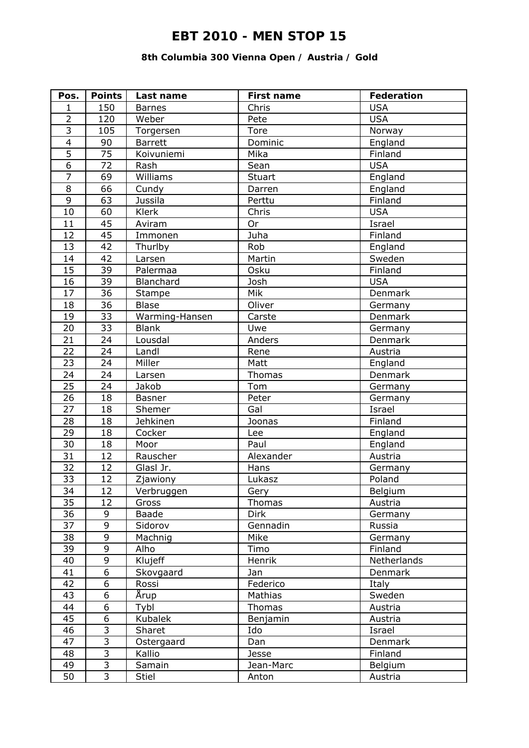# EBT 2010 - MEN STOP 15

### 8th Columbia 300 Vienna Open / Austria / Gold

| Pos. | Points | Last name | First name | Federation |
|---|---|---|---|---|
| 1 | 150 | Barnes | Chris | USA |
| 2 | 120 | Weber | Pete | USA |
| 3 | 105 | Torgersen | Tore | Norway |
| 4 | 90 | Barrett | Dominic | England |
| 5 | 75 | Koivuniemi | Mika | Finland |
| 6 | 72 | Rash | Sean | USA |
| 7 | 69 | Williams | Stuart | England |
| 8 | 66 | Cundy | Darren | England |
| 9 | 63 | Jussila | Perttu | Finland |
| 10 | 60 | Klerk | Chris | USA |
| 11 | 45 | Aviram | Or | Israel |
| 12 | 45 | Immonen | Juha | Finland |
| 13 | 42 | Thurlby | Rob | England |
| 14 | 42 | Larsen | Martin | Sweden |
| 15 | 39 | Palermaa | Osku | Finland |
| 16 | 39 | Blanchard | Josh | USA |
| 17 | 36 | Stampe | Mik | Denmark |
| 18 | 36 | Blase | Oliver | Germany |
| 19 | 33 | Warming-Hansen | Carste | Denmark |
| 20 | 33 | Blank | Uwe | Germany |
| 21 | 24 | Lousdal | Anders | Denmark |
| 22 | 24 | Landl | Rene | Austria |
| 23 | 24 | Miller | Matt | England |
| 24 | 24 | Larsen | Thomas | Denmark |
| 25 | 24 | Jakob | Tom | Germany |
| 26 | 18 | Basner | Peter | Germany |
| 27 | 18 | Shemer | Gal | Israel |
| 28 | 18 | Jehkinen | Joonas | Finland |
| 29 | 18 | Cocker | Lee | England |
| 30 | 18 | Moor | Paul | England |
| 31 | 12 | Rauscher | Alexander | Austria |
| 32 | 12 | Glasl Jr. | Hans | Germany |
| 33 | 12 | Zjawiony | Lukasz | Poland |
| 34 | 12 | Verbruggen | Gery | Belgium |
| 35 | 12 | Gross | Thomas | Austria |
| 36 | 9 | Baade | Dirk | Germany |
| 37 | 9 | Sidorov | Gennadin | Russia |
| 38 | 9 | Machnig | Mike | Germany |
| 39 | 9 | Alho | Timo | Finland |
| 40 | 9 | Klujeff | Henrik | Netherlands |
| 41 | 6 | Skovgaard | Jan | Denmark |
| 42 | 6 | Rossi | Federico | Italy |
| 43 | 6 | Årup | Mathias | Sweden |
| 44 | 6 | Tybl | Thomas | Austria |
| 45 | 6 | Kubalek | Benjamin | Austria |
| 46 | 3 | Sharet | Ido | Israel |
| 47 | 3 | Ostergaard | Dan | Denmark |
| 48 | 3 | Kallio | Jesse | Finland |
| 49 | 3 | Samain | Jean-Marc | Belgium |
| 50 | 3 | Stiel | Anton | Austria |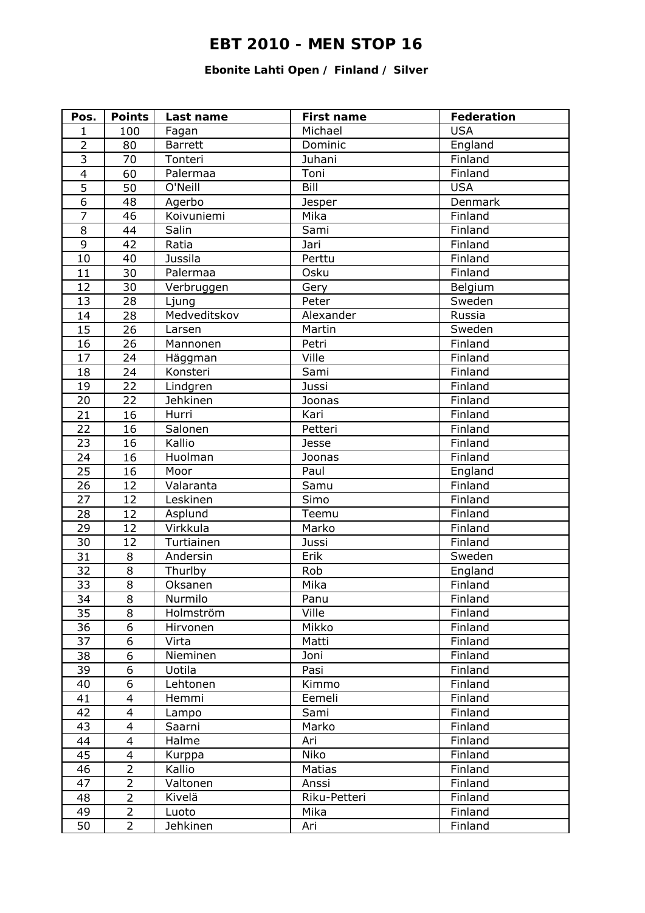# EBT 2010 - MEN STOP 16

### Ebonite Lahti Open / Finland / Silver

| Pos. | Points | Last name | First name | Federation |
|---|---|---|---|---|
| 1 | 100 | Fagan | Michael | USA |
| 2 | 80 | Barrett | Dominic | England |
| 3 | 70 | Tonteri | Juhani | Finland |
| 4 | 60 | Palermaa | Toni | Finland |
| 5 | 50 | O'Neill | Bill | USA |
| 6 | 48 | Agerbo | Jesper | Denmark |
| 7 | 46 | Koivuniemi | Mika | Finland |
| 8 | 44 | Salin | Sami | Finland |
| 9 | 42 | Ratia | Jari | Finland |
| 10 | 40 | Jussila | Perttu | Finland |
| 11 | 30 | Palermaa | Osku | Finland |
| 12 | 30 | Verbruggen | Gery | Belgium |
| 13 | 28 | Ljung | Peter | Sweden |
| 14 | 28 | Medveditskov | Alexander | Russia |
| 15 | 26 | Larsen | Martin | Sweden |
| 16 | 26 | Mannonen | Petri | Finland |
| 17 | 24 | Häggman | Ville | Finland |
| 18 | 24 | Konsteri | Sami | Finland |
| 19 | 22 | Lindgren | Jussi | Finland |
| 20 | 22 | Jehkinen | Joonas | Finland |
| 21 | 16 | Hurri | Kari | Finland |
| 22 | 16 | Salonen | Petteri | Finland |
| 23 | 16 | Kallio | Jesse | Finland |
| 24 | 16 | Huolman | Joonas | Finland |
| 25 | 16 | Moor | Paul | England |
| 26 | 12 | Valaranta | Samu | Finland |
| 27 | 12 | Leskinen | Simo | Finland |
| 28 | 12 | Asplund | Teemu | Finland |
| 29 | 12 | Virkkula | Marko | Finland |
| 30 | 12 | Turtiainen | Jussi | Finland |
| 31 | 8 | Andersin | Erik | Sweden |
| 32 | 8 | Thurlby | Rob | England |
| 33 | 8 | Oksanen | Mika | Finland |
| 34 | 8 | Nurmilo | Panu | Finland |
| 35 | 8 | Holmström | Ville | Finland |
| 36 | 6 | Hirvonen | Mikko | Finland |
| 37 | 6 | Virta | Matti | Finland |
| 38 | 6 | Nieminen | Joni | Finland |
| 39 | 6 | Uotila | Pasi | Finland |
| 40 | 6 | Lehtonen | Kimmo | Finland |
| 41 | 4 | Hemmi | Eemeli | Finland |
| 42 | 4 | Lampo | Sami | Finland |
| 43 | 4 | Saarni | Marko | Finland |
| 44 | 4 | Halme | Ari | Finland |
| 45 | 4 | Kurppa | Niko | Finland |
| 46 | 2 | Kallio | Matias | Finland |
| 47 | 2 | Valtonen | Anssi | Finland |
| 48 | 2 | Kivelä | Riku-Petteri | Finland |
| 49 | 2 | Luoto | Mika | Finland |
| 50 | 2 | Jehkinen | Ari | Finland |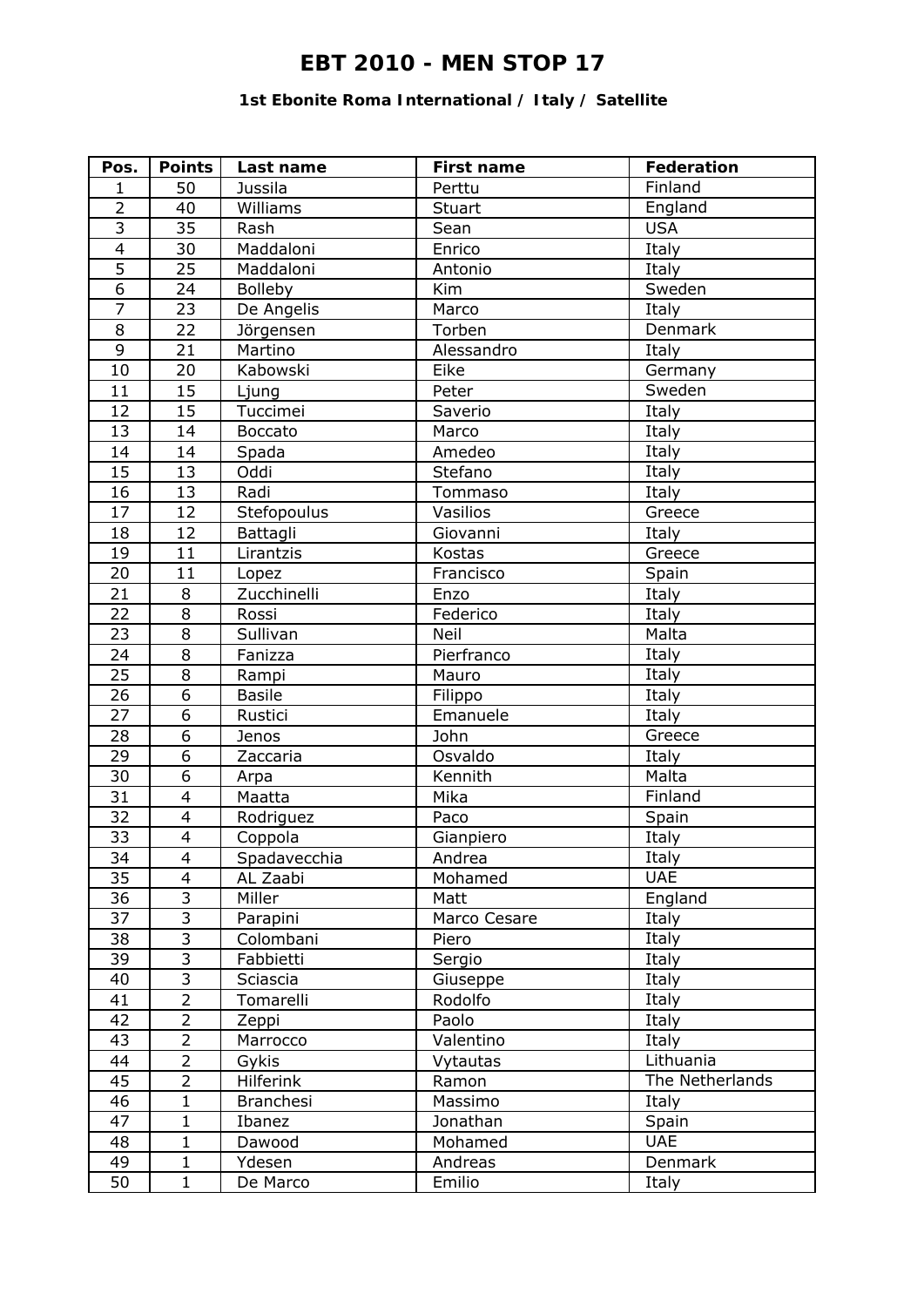# EBT 2010 - MEN STOP 17

### 1st Ebonite Roma International / Italy / Satellite

| Pos. | Points | Last name | First name | Federation |
|---|---|---|---|---|
| 1 | 50 | Jussila | Perttu | Finland |
| 2 | 40 | Williams | Stuart | England |
| 3 | 35 | Rash | Sean | USA |
| 4 | 30 | Maddaloni | Enrico | Italy |
| 5 | 25 | Maddaloni | Antonio | Italy |
| 6 | 24 | Bolleby | Kim | Sweden |
| 7 | 23 | De Angelis | Marco | Italy |
| 8 | 22 | Jörgensen | Torben | Denmark |
| 9 | 21 | Martino | Alessandro | Italy |
| 10 | 20 | Kabowski | Eike | Germany |
| 11 | 15 | Ljung | Peter | Sweden |
| 12 | 15 | Tuccimei | Saverio | Italy |
| 13 | 14 | Boccato | Marco | Italy |
| 14 | 14 | Spada | Amedeo | Italy |
| 15 | 13 | Oddi | Stefano | Italy |
| 16 | 13 | Radi | Tommaso | Italy |
| 17 | 12 | Stefopoulus | Vasilios | Greece |
| 18 | 12 | Battagli | Giovanni | Italy |
| 19 | 11 | Lirantzis | Kostas | Greece |
| 20 | 11 | Lopez | Francisco | Spain |
| 21 | 8 | Zucchinelli | Enzo | Italy |
| 22 | 8 | Rossi | Federico | Italy |
| 23 | 8 | Sullivan | Neil | Malta |
| 24 | 8 | Fanizza | Pierfranco | Italy |
| 25 | 8 | Rampi | Mauro | Italy |
| 26 | 6 | Basile | Filippo | Italy |
| 27 | 6 | Rustici | Emanuele | Italy |
| 28 | 6 | Jenos | John | Greece |
| 29 | 6 | Zaccaria | Osvaldo | Italy |
| 30 | 6 | Arpa | Kennith | Malta |
| 31 | 4 | Maatta | Mika | Finland |
| 32 | 4 | Rodriguez | Paco | Spain |
| 33 | 4 | Coppola | Gianpiero | Italy |
| 34 | 4 | Spadavecchia | Andrea | Italy |
| 35 | 4 | AL Zaabi | Mohamed | UAE |
| 36 | 3 | Miller | Matt | England |
| 37 | 3 | Parapini | Marco Cesare | Italy |
| 38 | 3 | Colombani | Piero | Italy |
| 39 | 3 | Fabbietti | Sergio | Italy |
| 40 | 3 | Sciascia | Giuseppe | Italy |
| 41 | 2 | Tomarelli | Rodolfo | Italy |
| 42 | 2 | Zeppi | Paolo | Italy |
| 43 | 2 | Marrocco | Valentino | Italy |
| 44 | 2 | Gykis | Vytautas | Lithuania |
| 45 | 2 | Hilferink | Ramon | The Netherlands |
| 46 | 1 | Branchesi | Massimo | Italy |
| 47 | 1 | Ibanez | Jonathan | Spain |
| 48 | 1 | Dawood | Mohamed | UAE |
| 49 | 1 | Ydesen | Andreas | Denmark |
| 50 | 1 | De Marco | Emilio | Italy |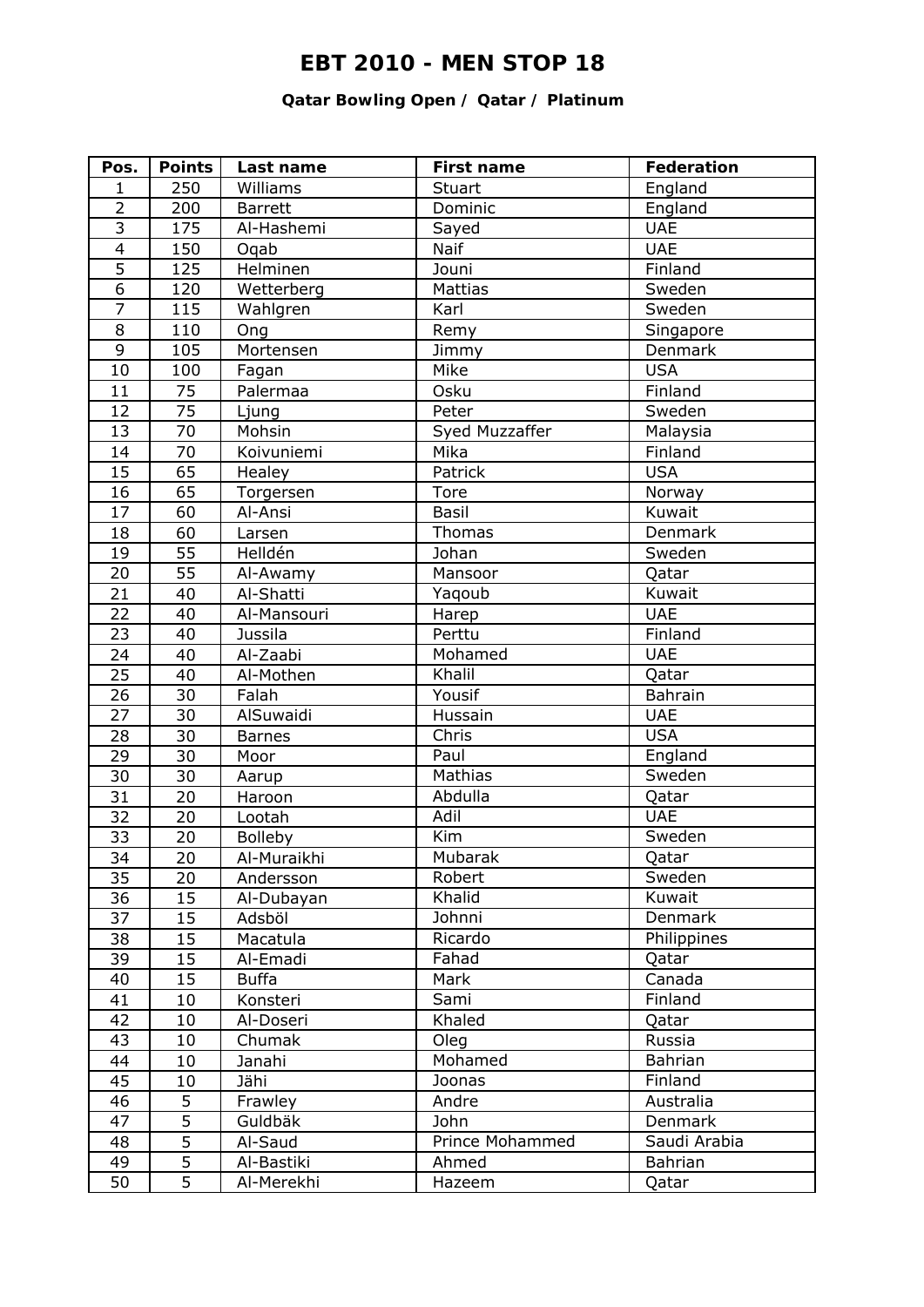# EBT 2010 - MEN STOP 18

**Qatar Bowling Open / Qatar / Platinum**

| Pos. | Points | Last name | First name | Federation |
|---|---|---|---|---|
| 1 | 250 | Williams | Stuart | England |
| 2 | 200 | Barrett | Dominic | England |
| 3 | 175 | Al-Hashemi | Sayed | UAE |
| 4 | 150 | Oqab | Naif | UAE |
| 5 | 125 | Helminen | Jouni | Finland |
| 6 | 120 | Wetterberg | Mattias | Sweden |
| 7 | 115 | Wahlgren | Karl | Sweden |
| 8 | 110 | Ong | Remy | Singapore |
| 9 | 105 | Mortensen | Jimmy | Denmark |
| 10 | 100 | Fagan | Mike | USA |
| 11 | 75 | Palermaa | Osku | Finland |
| 12 | 75 | Ljung | Peter | Sweden |
| 13 | 70 | Mohsin | Syed Muzzaffer | Malaysia |
| 14 | 70 | Koivuniemi | Mika | Finland |
| 15 | 65 | Healey | Patrick | USA |
| 16 | 65 | Torgersen | Tore | Norway |
| 17 | 60 | Al-Ansi | Basil | Kuwait |
| 18 | 60 | Larsen | Thomas | Denmark |
| 19 | 55 | Helldén | Johan | Sweden |
| 20 | 55 | Al-Awamy | Mansoor | Qatar |
| 21 | 40 | Al-Shatti | Yaqoub | Kuwait |
| 22 | 40 | Al-Mansouri | Harep | UAE |
| 23 | 40 | Jussila | Perttu | Finland |
| 24 | 40 | Al-Zaabi | Mohamed | UAE |
| 25 | 40 | Al-Mothen | Khalil | Qatar |
| 26 | 30 | Falah | Yousif | Bahrain |
| 27 | 30 | AlSuwaidi | Hussain | UAE |
| 28 | 30 | Barnes | Chris | USA |
| 29 | 30 | Moor | Paul | England |
| 30 | 30 | Aarup | Mathias | Sweden |
| 31 | 20 | Haroon | Abdulla | Qatar |
| 32 | 20 | Lootah | Adil | UAE |
| 33 | 20 | Bolleby | Kim | Sweden |
| 34 | 20 | Al-Muraikhi | Mubarak | Qatar |
| 35 | 20 | Andersson | Robert | Sweden |
| 36 | 15 | Al-Dubayan | Khalid | Kuwait |
| 37 | 15 | Adsböl | Johnni | Denmark |
| 38 | 15 | Macatula | Ricardo | Philippines |
| 39 | 15 | Al-Emadi | Fahad | Qatar |
| 40 | 15 | Buffa | Mark | Canada |
| 41 | 10 | Konsteri | Sami | Finland |
| 42 | 10 | Al-Doseri | Khaled | Qatar |
| 43 | 10 | Chumak | Oleg | Russia |
| 44 | 10 | Janahi | Mohamed | Bahrian |
| 45 | 10 | Jähi | Joonas | Finland |
| 46 | 5 | Frawley | Andre | Australia |
| 47 | 5 | Guldbäk | John | Denmark |
| 48 | 5 | Al-Saud | Prince Mohammed | Saudi Arabia |
| 49 | 5 | Al-Bastiki | Ahmed | Bahrian |
| 50 | 5 | Al-Merekhi | Hazeem | Qatar |